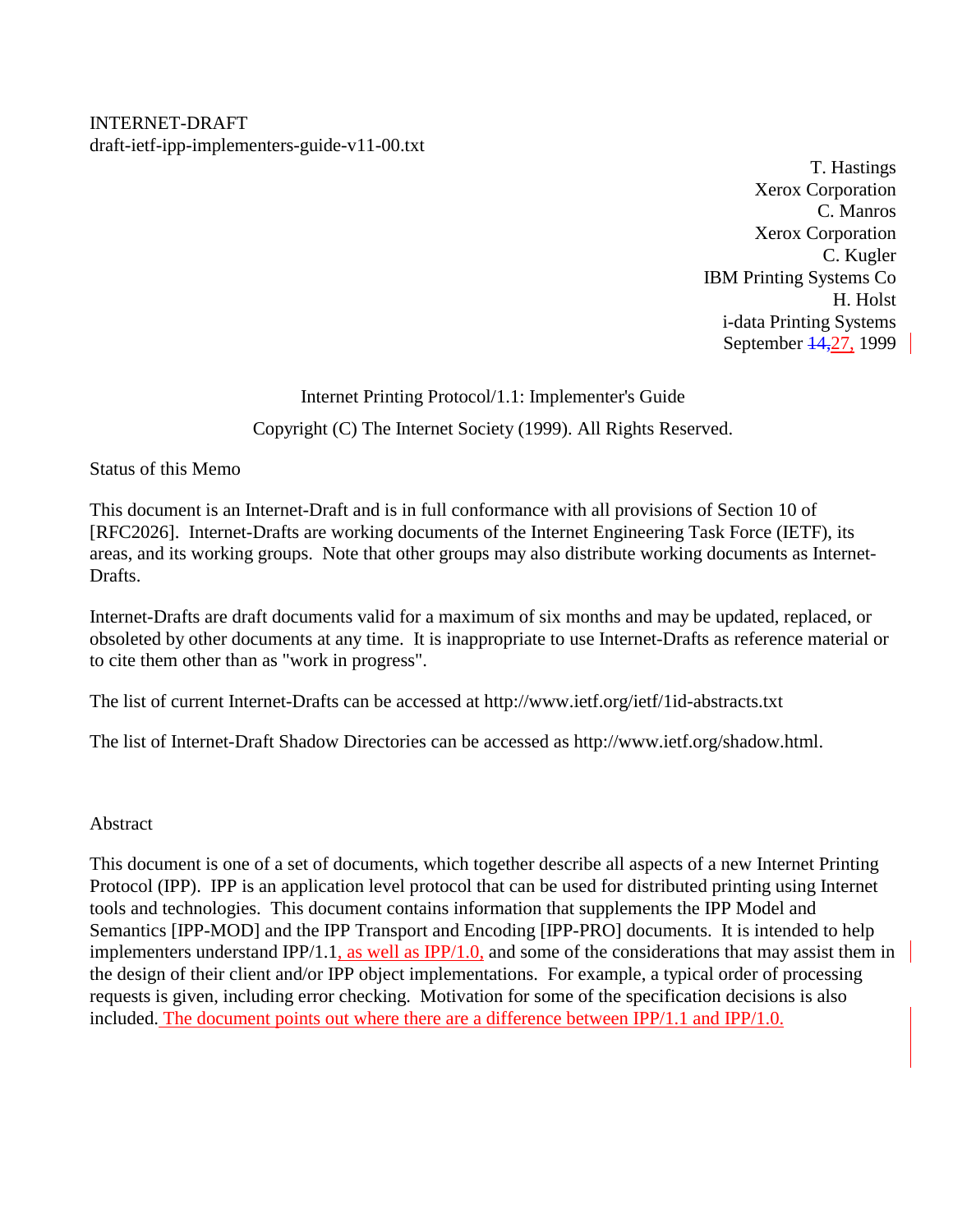INTERNET-DRAFT
draft-ietf-ipp-implementers-guide-v11-00.txt

T. Hastings
Xerox Corporation
C. Manros
Xerox Corporation
C. Kugler
IBM Printing Systems Co
H. Holst
i-data Printing Systems
September ~~14,~~27, 1999

Internet Printing Protocol/1.1: Implementer's Guide

Copyright (C) The Internet Society (1999). All Rights Reserved.

Status of this Memo

This document is an Internet-Draft and is in full conformance with all provisions of Section 10 of [RFC2026]. Internet-Drafts are working documents of the Internet Engineering Task Force (IETF), its areas, and its working groups. Note that other groups may also distribute working documents as Internet-Drafts.

Internet-Drafts are draft documents valid for a maximum of six months and may be updated, replaced, or obsoleted by other documents at any time. It is inappropriate to use Internet-Drafts as reference material or to cite them other than as "work in progress".

The list of current Internet-Drafts can be accessed at http://www.ietf.org/ietf/1id-abstracts.txt

The list of Internet-Draft Shadow Directories can be accessed as http://www.ietf.org/shadow.html.

Abstract

This document is one of a set of documents, which together describe all aspects of a new Internet Printing Protocol (IPP). IPP is an application level protocol that can be used for distributed printing using Internet tools and technologies. This document contains information that supplements the IPP Model and Semantics [IPP-MOD] and the IPP Transport and Encoding [IPP-PRO] documents. It is intended to help implementers understand IPP/1.1, as well as IPP/1.0, and some of the considerations that may assist them in the design of their client and/or IPP object implementations. For example, a typical order of processing requests is given, including error checking. Motivation for some of the specification decisions is also included. The document points out where there are a difference between IPP/1.1 and IPP/1.0.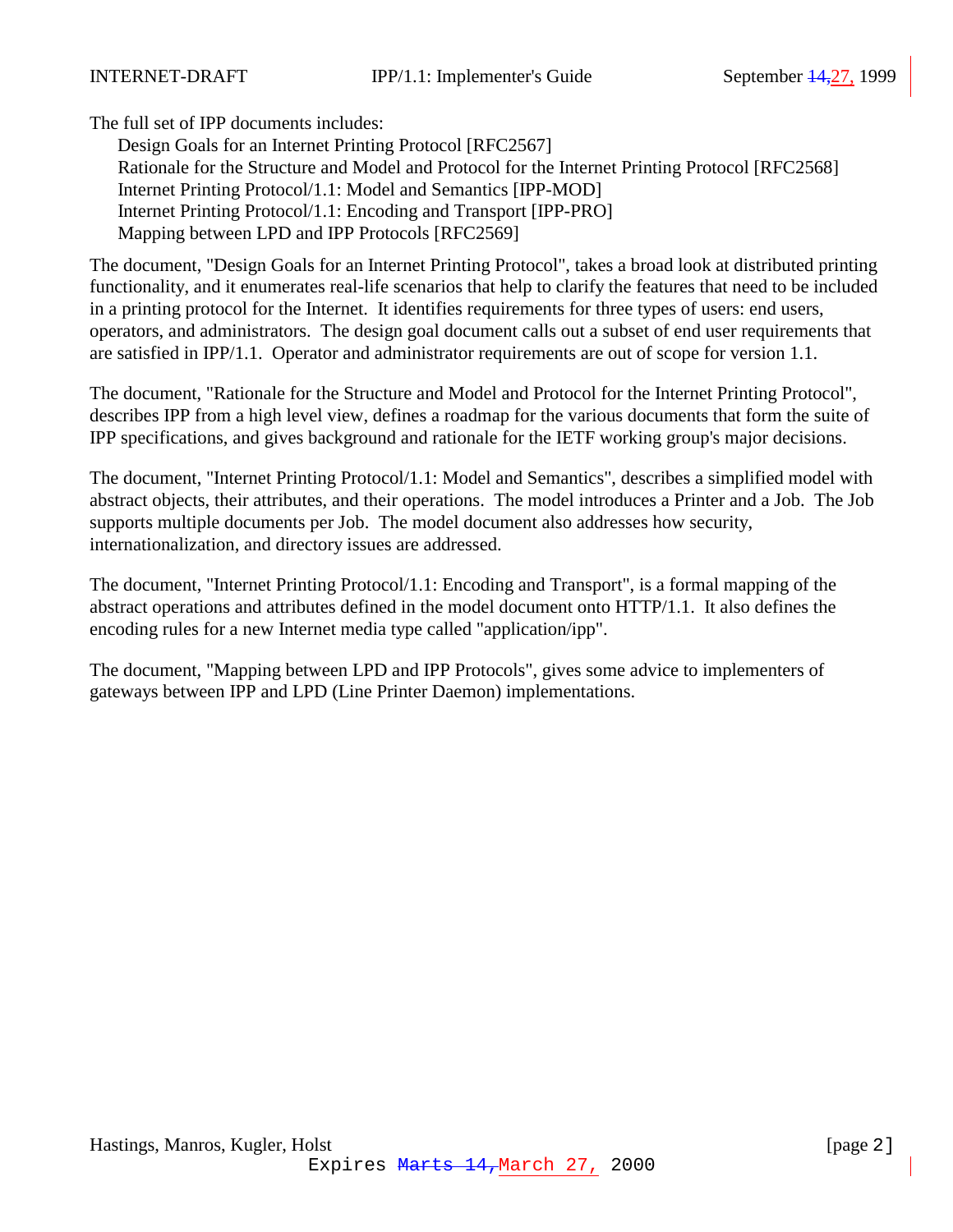The full set of IPP documents includes:

- Design Goals for an Internet Printing Protocol [RFC2567]
- Rationale for the Structure and Model and Protocol for the Internet Printing Protocol [RFC2568]
- Internet Printing Protocol/1.1: Model and Semantics [IPP-MOD]
- Internet Printing Protocol/1.1: Encoding and Transport [IPP-PRO]
- Mapping between LPD and IPP Protocols [RFC2569]

The document, "Design Goals for an Internet Printing Protocol", takes a broad look at distributed printing functionality, and it enumerates real-life scenarios that help to clarify the features that need to be included in a printing protocol for the Internet. It identifies requirements for three types of users: end users, operators, and administrators. The design goal document calls out a subset of end user requirements that are satisfied in IPP/1.1. Operator and administrator requirements are out of scope for version 1.1.

The document, "Rationale for the Structure and Model and Protocol for the Internet Printing Protocol", describes IPP from a high level view, defines a roadmap for the various documents that form the suite of IPP specifications, and gives background and rationale for the IETF working group's major decisions.

The document, "Internet Printing Protocol/1.1: Model and Semantics", describes a simplified model with abstract objects, their attributes, and their operations. The model introduces a Printer and a Job. The Job supports multiple documents per Job. The model document also addresses how security, internationalization, and directory issues are addressed.

The document, "Internet Printing Protocol/1.1: Encoding and Transport", is a formal mapping of the abstract operations and attributes defined in the model document onto HTTP/1.1. It also defines the encoding rules for a new Internet media type called "application/ipp".

The document, "Mapping between LPD and IPP Protocols", gives some advice to implementers of gateways between IPP and LPD (Line Printer Daemon) implementations.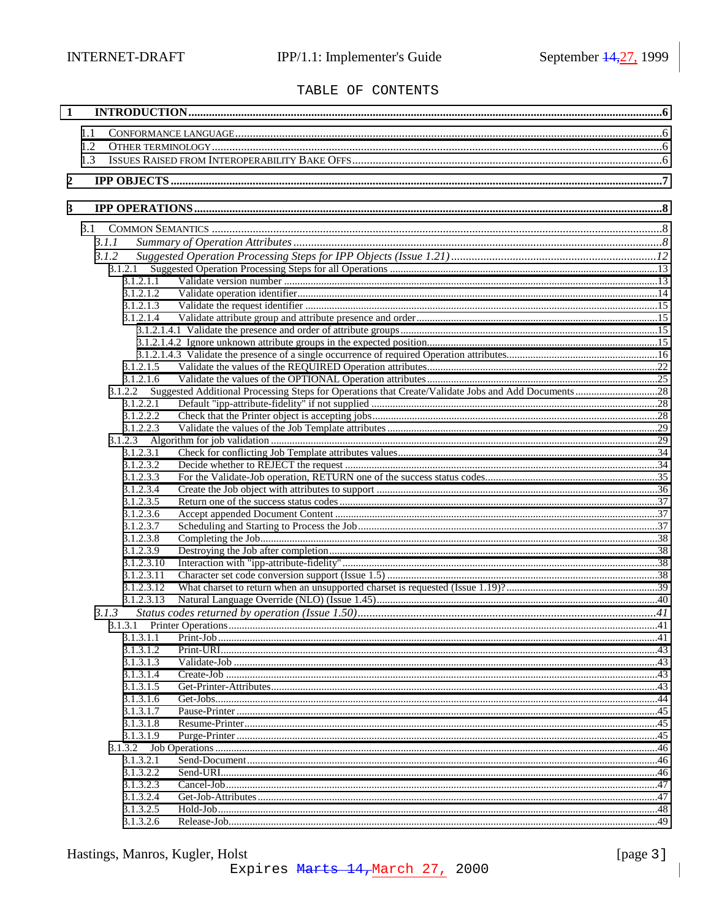TABLE OF CONTENTS

1 INTRODUCTION....6

1.1 CONFORMANCE LANGUAGE....6
1.2 OTHER TERMINOLOGY....6
1.3 ISSUES RAISED FROM INTEROPERABILITY BAKE OFFS....6

2 IPP OBJECTS....7

3 IPP OPERATIONS....8

3.1 COMMON SEMANTICS....8
*3.1.1 Summary of Operation Attributes....8*
*3.1.2 Suggested Operation Processing Steps for IPP Objects (Issue 1.21)....12*
3.1.2.1 Suggested Operation Processing Steps for all Operations....13
3.1.2.1.1 Validate version number....13
3.1.2.1.2 Validate operation identifier....14
3.1.2.1.3 Validate the request identifier....15
3.1.2.1.4 Validate attribute group and attribute presence and order....15
3.1.2.1.4.1 Validate the presence and order of attribute groups....15
3.1.2.1.4.2 Ignore unknown attribute groups in the expected position....15
3.1.2.1.4.3 Validate the presence of a single occurrence of required Operation attributes....16
3.1.2.1.5 Validate the values of the REQUIRED Operation attributes....22
3.1.2.1.6 Validate the values of the OPTIONAL Operation attributes....25
3.1.2.2 Suggested Additional Processing Steps for Operations that Create/Validate Jobs and Add Documents....28
3.1.2.2.1 Default "ipp-attribute-fidelity" if not supplied....28
3.1.2.2.2 Check that the Printer object is accepting jobs....28
3.1.2.2.3 Validate the values of the Job Template attributes....29
3.1.2.3 Algorithm for job validation....29
3.1.2.3.1 Check for conflicting Job Template attributes values....34
3.1.2.3.2 Decide whether to REJECT the request....34
3.1.2.3.3 For the Validate-Job operation, RETURN one of the success status codes....35
3.1.2.3.4 Create the Job object with attributes to support....36
3.1.2.3.5 Return one of the success status codes....37
3.1.2.3.6 Accept appended Document Content....37
3.1.2.3.7 Scheduling and Starting to Process the Job....37
3.1.2.3.8 Completing the Job....38
3.1.2.3.9 Destroying the Job after completion....38
3.1.2.3.10 Interaction with "ipp-attribute-fidelity"....38
3.1.2.3.11 Character set code conversion support (Issue 1.5)....38
3.1.2.3.12 What charset to return when an unsupported charset is requested (Issue 1.19)?....39
3.1.2.3.13 Natural Language Override (NLO) (Issue 1.45)....40
*3.1.3 Status codes returned by operation (Issue 1.50)....41*
3.1.3.1 Printer Operations....41
3.1.3.1.1 Print-Job....41
3.1.3.1.2 Print-URI....43
3.1.3.1.3 Validate-Job....43
3.1.3.1.4 Create-Job....43
3.1.3.1.5 Get-Printer-Attributes....43
3.1.3.1.6 Get-Jobs....44
3.1.3.1.7 Pause-Printer....45
3.1.3.1.8 Resume-Printer....45
3.1.3.1.9 Purge-Printer....45
3.1.3.2 Job Operations....46
3.1.3.2.1 Send-Document....46
3.1.3.2.2 Send-URI....46
3.1.3.2.3 Cancel-Job....47
3.1.3.2.4 Get-Job-Attributes....47
3.1.3.2.5 Hold-Job....48
3.1.3.2.6 Release-Job....49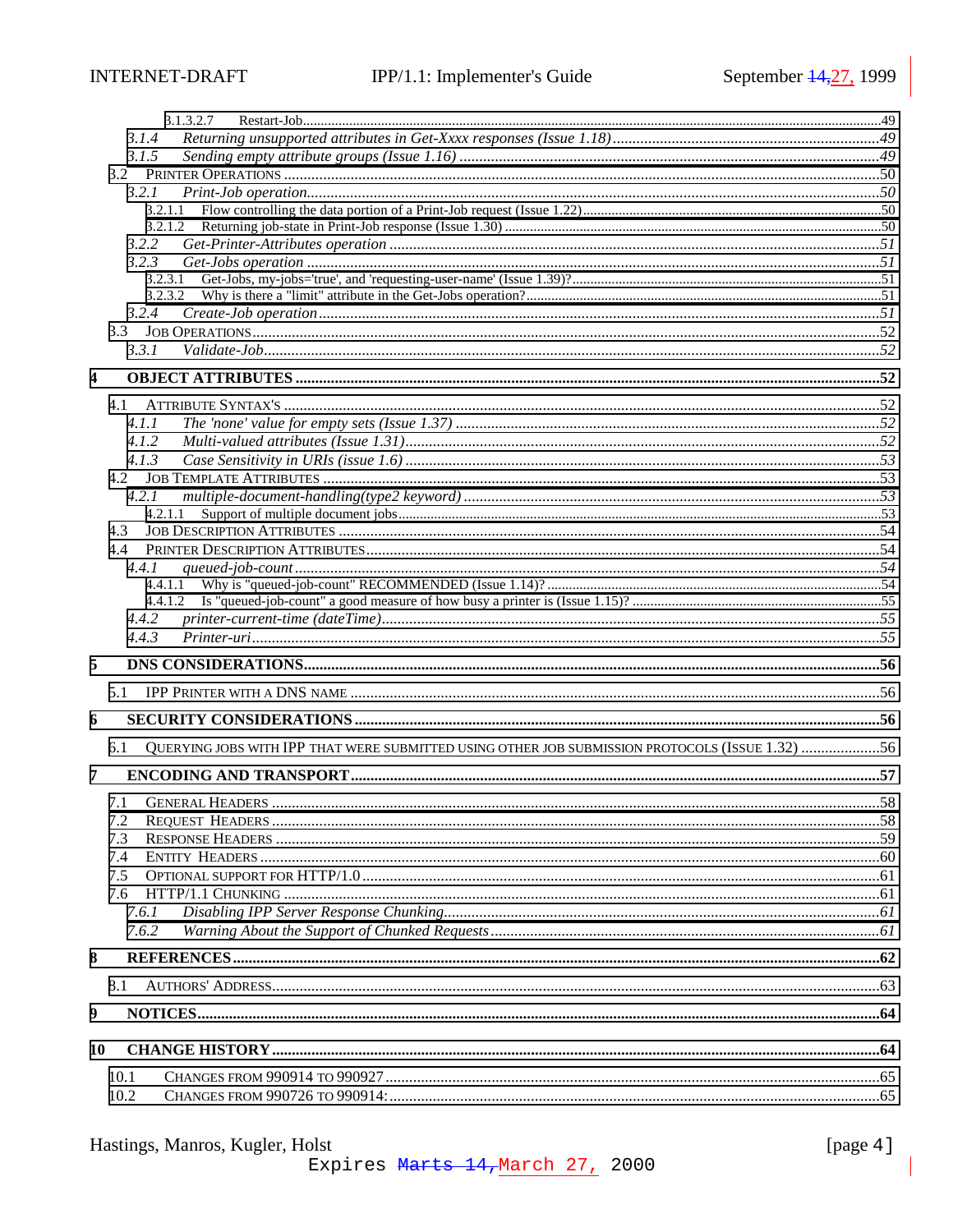3.1.3.2.7 Restart-Job.......................................................................................................................................49

*3.1.4 Returning unsupported attributes in Get-Xxxx responses (Issue 1.18)......................................................49*

*3.1.5 Sending empty attribute groups (Issue 1.16) ..........................................................................................49*

3.2 PRINTER OPERATIONS ....................................................................................................................................50

*3.2.1 Print-Job operation..................................................................................................................................50*

3.2.1.1 Flow controlling the data portion of a Print-Job request (Issue 1.22)..........................................................50

3.2.1.2 Returning job-state in Print-Job response (Issue 1.30) ..............................................................................50

*3.2.2 Get-Printer-Attributes operation ............................................................................................................51*

*3.2.3 Get-Jobs operation ..................................................................................................................................51*

3.2.3.1 Get-Jobs, my-jobs='true', and 'requesting-user-name' (Issue 1.39)?..........................................................51

3.2.3.2 Why is there a "limit" attribute in the Get-Jobs operation?.......................................................................51

*3.2.4 Create-Job operation...............................................................................................................................51*

3.3 JOB OPERATIONS...............................................................................................................................................52

*3.3.1 Validate-Job.............................................................................................................................................52*

**4 OBJECT ATTRIBUTES .......................................................................................................................................52**

4.1 ATTRIBUTE SYNTAX'S .......................................................................................................................................52

*4.1.1 The 'none' value for empty sets (Issue 1.37) ............................................................................................52*

*4.1.2 Multi-valued attributes (Issue 1.31)..........................................................................................................52*

*4.1.3 Case Sensitivity in URIs (issue 1.6) .........................................................................................................53*

4.2 JOB TEMPLATE ATTRIBUTES ..............................................................................................................................53

*4.2.1 multiple-document-handling(type2 keyword) .........................................................................................53*

4.2.1.1 Support of multiple document jobs..........................................................................................................53

4.3 JOB DESCRIPTION ATTRIBUTES ..........................................................................................................................54

4.4 PRINTER DESCRIPTION ATTRIBUTES...................................................................................................................54

*4.4.1 queued-job-count......................................................................................................................................54*

4.4.1.1 Why is "queued-job-count" RECOMMENDED (Issue 1.14)? ...................................................................54

4.4.1.2 Is "queued-job-count" a good measure of how busy a printer is (Issue 1.15)? ...........................................55

*4.4.2 printer-current-time (dateTime)...............................................................................................................55*

*4.4.3 Printer-uri..................................................................................................................................................55*

**5 DNS CONSIDERATIONS...................................................................................................................................56**

5.1 IPP PRINTER WITH A DNS NAME .......................................................................................................................56

**6 SECURITY CONSIDERATIONS .....................................................................................................................56**

6.1 QUERYING JOBS WITH IPP THAT WERE SUBMITTED USING OTHER JOB SUBMISSION PROTOCOLS (ISSUE 1.32) ....................56

**7 ENCODING AND TRANSPORT......................................................................................................................57**

7.1 GENERAL HEADERS ..........................................................................................................................................58

7.2 REQUEST HEADERS ..........................................................................................................................................58

7.3 RESPONSE HEADERS .........................................................................................................................................59

7.4 ENTITY HEADERS ..............................................................................................................................................60

7.5 OPTIONAL SUPPORT FOR HTTP/1.0 ....................................................................................................................61

7.6 HTTP/1.1 CHUNKING ........................................................................................................................................61

*7.6.1 Disabling IPP Server Response Chunking................................................................................................61*

*7.6.2 Warning About the Support of Chunked Requests...................................................................................61*

**8 REFERENCES....................................................................................................................................................62**

8.1 AUTHORS' ADDRESS..........................................................................................................................................63

**9 NOTICES..............................................................................................................................................................64**

**10 CHANGE HISTORY.........................................................................................................................................64**

10.1 CHANGES FROM 990914 TO 990927 .................................................................................................................65

10.2 CHANGES FROM 990726 TO 990914:..................................................................................................................65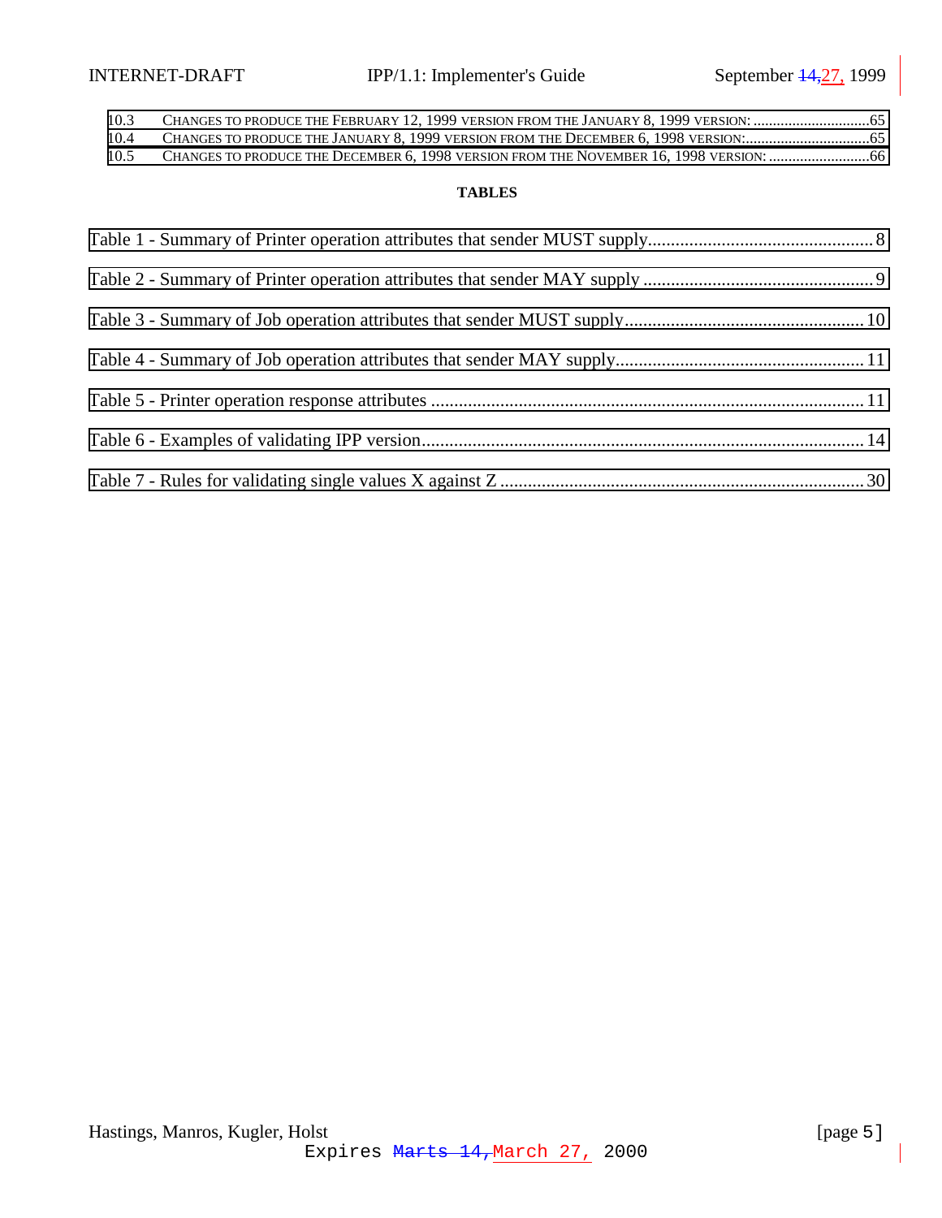10.3 CHANGES TO PRODUCE THE FEBRUARY 12, 1999 VERSION FROM THE JANUARY 8, 1999 VERSION: .............................65
10.4 CHANGES TO PRODUCE THE JANUARY 8, 1999 VERSION FROM THE DECEMBER 6, 1998 VERSION:................................65
10.5 CHANGES TO PRODUCE THE DECEMBER 6, 1998 VERSION FROM THE NOVEMBER 16, 1998 VERSION: ..........................66

**TABLES**

Table 1 - Summary of Printer operation attributes that sender MUST supply................................................. 8

Table 2 - Summary of Printer operation attributes that sender MAY supply .................................................. 9

Table 3 - Summary of Job operation attributes that sender MUST supply.................................................... 10

Table 4 - Summary of Job operation attributes that sender MAY supply...................................................... 11

Table 5 - Printer operation response attributes .............................................................................................. 11

Table 6 - Examples of validating IPP version................................................................................................ 14

Table 7 - Rules for validating single values X against Z ............................................................................... 30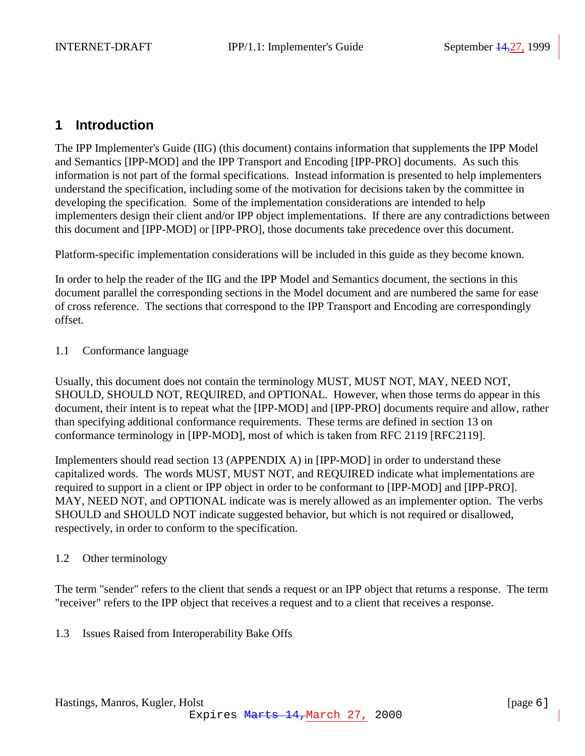# 1 Introduction

The IPP Implementer's Guide (IIG) (this document) contains information that supplements the IPP Model and Semantics [IPP-MOD] and the IPP Transport and Encoding [IPP-PRO] documents. As such this information is not part of the formal specifications. Instead information is presented to help implementers understand the specification, including some of the motivation for decisions taken by the committee in developing the specification. Some of the implementation considerations are intended to help implementers design their client and/or IPP object implementations. If there are any contradictions between this document and [IPP-MOD] or [IPP-PRO], those documents take precedence over this document.

Platform-specific implementation considerations will be included in this guide as they become known.

In order to help the reader of the IIG and the IPP Model and Semantics document, the sections in this document parallel the corresponding sections in the Model document and are numbered the same for ease of cross reference. The sections that correspond to the IPP Transport and Encoding are correspondingly offset.

## 1.1 Conformance language

Usually, this document does not contain the terminology MUST, MUST NOT, MAY, NEED NOT, SHOULD, SHOULD NOT, REQUIRED, and OPTIONAL. However, when those terms do appear in this document, their intent is to repeat what the [IPP-MOD] and [IPP-PRO] documents require and allow, rather than specifying additional conformance requirements. These terms are defined in section 13 on conformance terminology in [IPP-MOD], most of which is taken from RFC 2119 [RFC2119].

Implementers should read section 13 (APPENDIX A) in [IPP-MOD] in order to understand these capitalized words. The words MUST, MUST NOT, and REQUIRED indicate what implementations are required to support in a client or IPP object in order to be conformant to [IPP-MOD] and [IPP-PRO]. MAY, NEED NOT, and OPTIONAL indicate was is merely allowed as an implementer option. The verbs SHOULD and SHOULD NOT indicate suggested behavior, but which is not required or disallowed, respectively, in order to conform to the specification.

## 1.2 Other terminology

The term "sender" refers to the client that sends a request or an IPP object that returns a response. The term "receiver" refers to the IPP object that receives a request and to a client that receives a response.

## 1.3 Issues Raised from Interoperability Bake Offs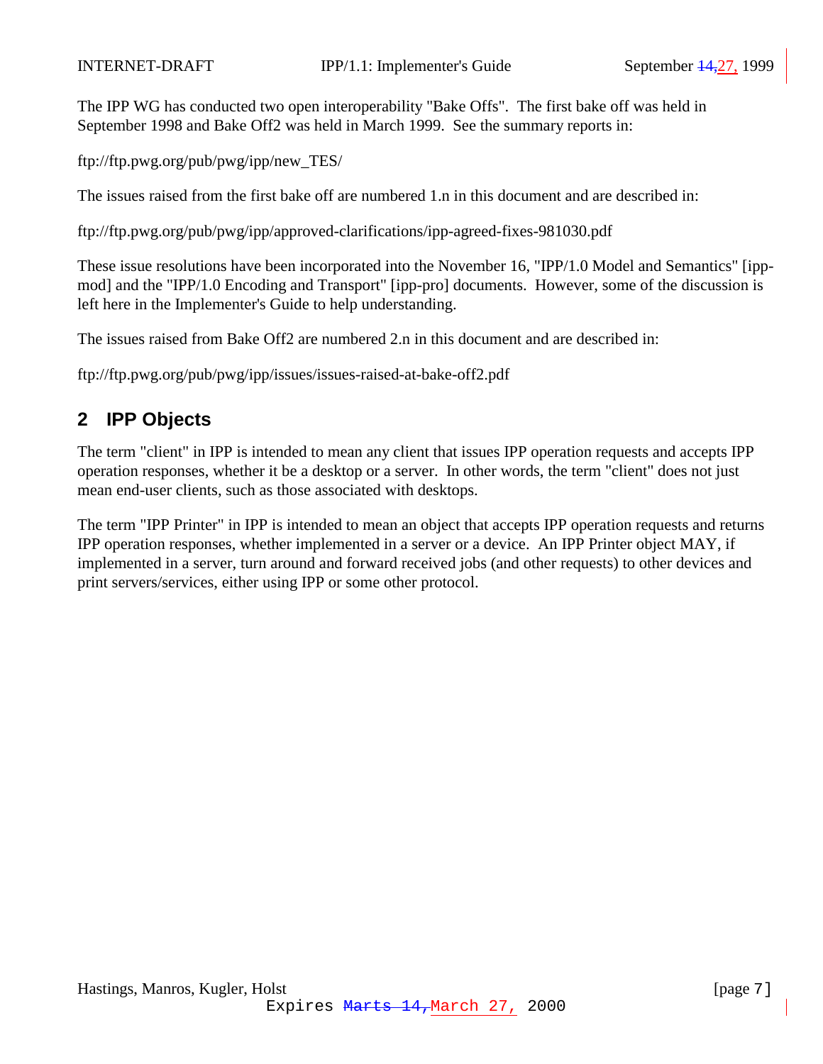The IPP WG has conducted two open interoperability "Bake Offs". The first bake off was held in September 1998 and Bake Off2 was held in March 1999. See the summary reports in:

ftp://ftp.pwg.org/pub/pwg/ipp/new_TES/

The issues raised from the first bake off are numbered 1.n in this document and are described in:

ftp://ftp.pwg.org/pub/pwg/ipp/approved-clarifications/ipp-agreed-fixes-981030.pdf

These issue resolutions have been incorporated into the November 16, "IPP/1.0 Model and Semantics" [ipp-mod] and the "IPP/1.0 Encoding and Transport" [ipp-pro] documents. However, some of the discussion is left here in the Implementer's Guide to help understanding.

The issues raised from Bake Off2 are numbered 2.n in this document and are described in:

ftp://ftp.pwg.org/pub/pwg/ipp/issues/issues-raised-at-bake-off2.pdf

## 2 IPP Objects

The term "client" in IPP is intended to mean any client that issues IPP operation requests and accepts IPP operation responses, whether it be a desktop or a server. In other words, the term "client" does not just mean end-user clients, such as those associated with desktops.

The term "IPP Printer" in IPP is intended to mean an object that accepts IPP operation requests and returns IPP operation responses, whether implemented in a server or a device. An IPP Printer object MAY, if implemented in a server, turn around and forward received jobs (and other requests) to other devices and print servers/services, either using IPP or some other protocol.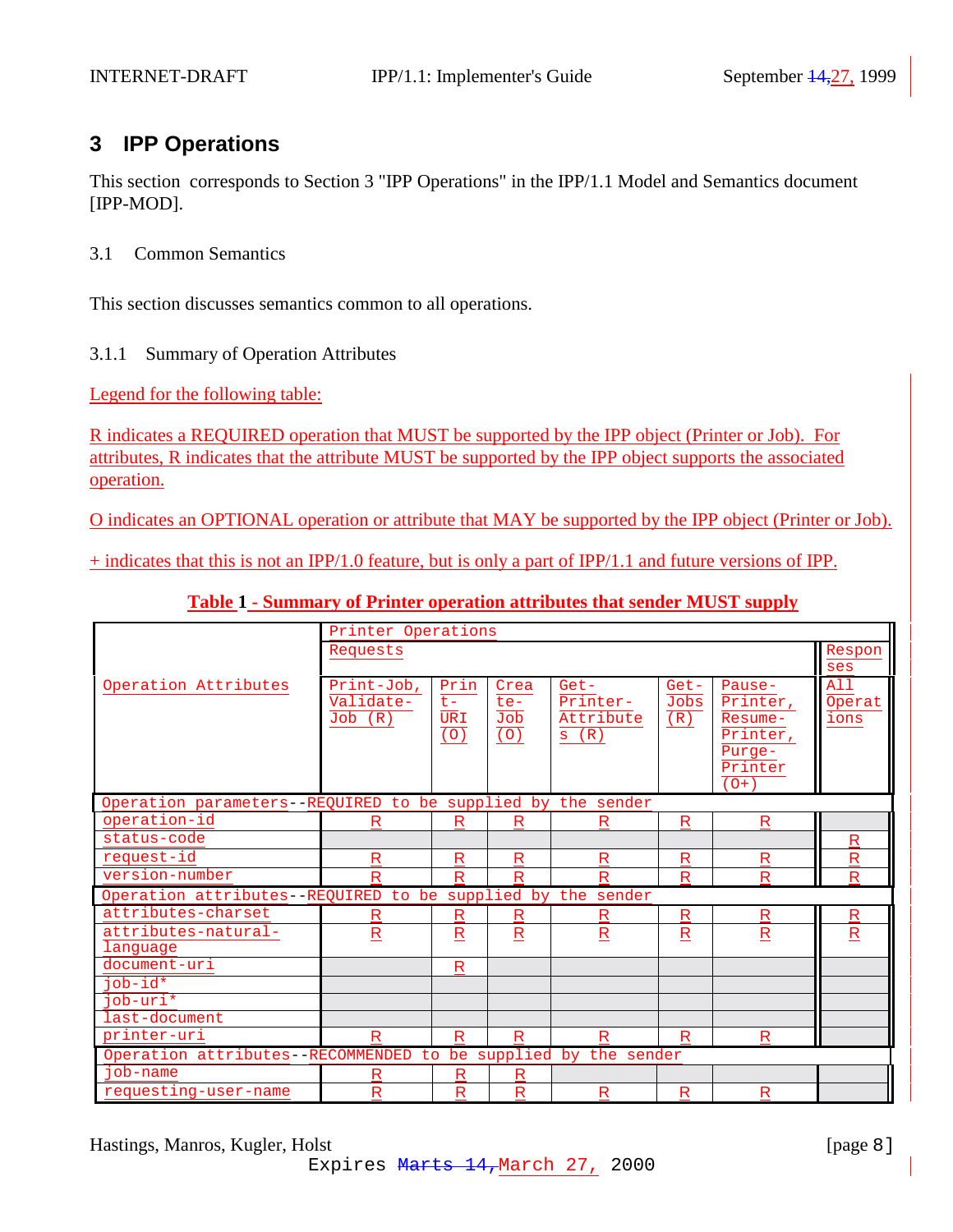## 3 IPP Operations

This section corresponds to Section 3 "IPP Operations" in the IPP/1.1 Model and Semantics document [IPP-MOD].

### 3.1 Common Semantics

This section discusses semantics common to all operations.

#### 3.1.1 Summary of Operation Attributes

Legend for the following table:

R indicates a REQUIRED operation that MUST be supported by the IPP object (Printer or Job). For attributes, R indicates that the attribute MUST be supported by the IPP object supports the associated operation.

O indicates an OPTIONAL operation or attribute that MAY be supported by the IPP object (Printer or Job).

+ indicates that this is not an IPP/1.0 feature, but is only a part of IPP/1.1 and future versions of IPP.

**Table 1 - Summary of Printer operation attributes that sender MUST supply**

| Operation Attributes | Printer Operations | | | | | | |
|---|---|---|---|---|---|---|---|
| | Requests | | | | | | Responses |
| | Print-Job, Validate-Job (R) | Print-URI (O) | Create-Job (O) | Get-Printer-Attributes (R) | Get-Jobs (R) | Pause-Printer, Resume-Printer, Purge-Printer (O+) | All Operations |
| Operation parameters--REQUIRED to be supplied by the sender | | | | | | | |
| operation-id | R | R | R | R | R | R | |
| status-code | | | | | | | R |
| request-id | R | R | R | R | R | R | R |
| version-number | R | R | R | R | R | R | R |
| Operation attributes--REQUIRED to be supplied by the sender | | | | | | | |
| attributes-charset | R | R | R | R | R | R | R |
| attributes-natural-language | R | R | R | R | R | R | R |
| document-uri | | R | | | | | |
| job-id* | | | | | | | |
| job-uri* | | | | | | | |
| last-document | | | | | | | |
| printer-uri | R | R | R | R | R | R | |
| Operation attributes--RECOMMENDED to be supplied by the sender | | | | | | | |
| job-name | R | R | R | | | | |
| requesting-user-name | R | R | R | R | R | R | |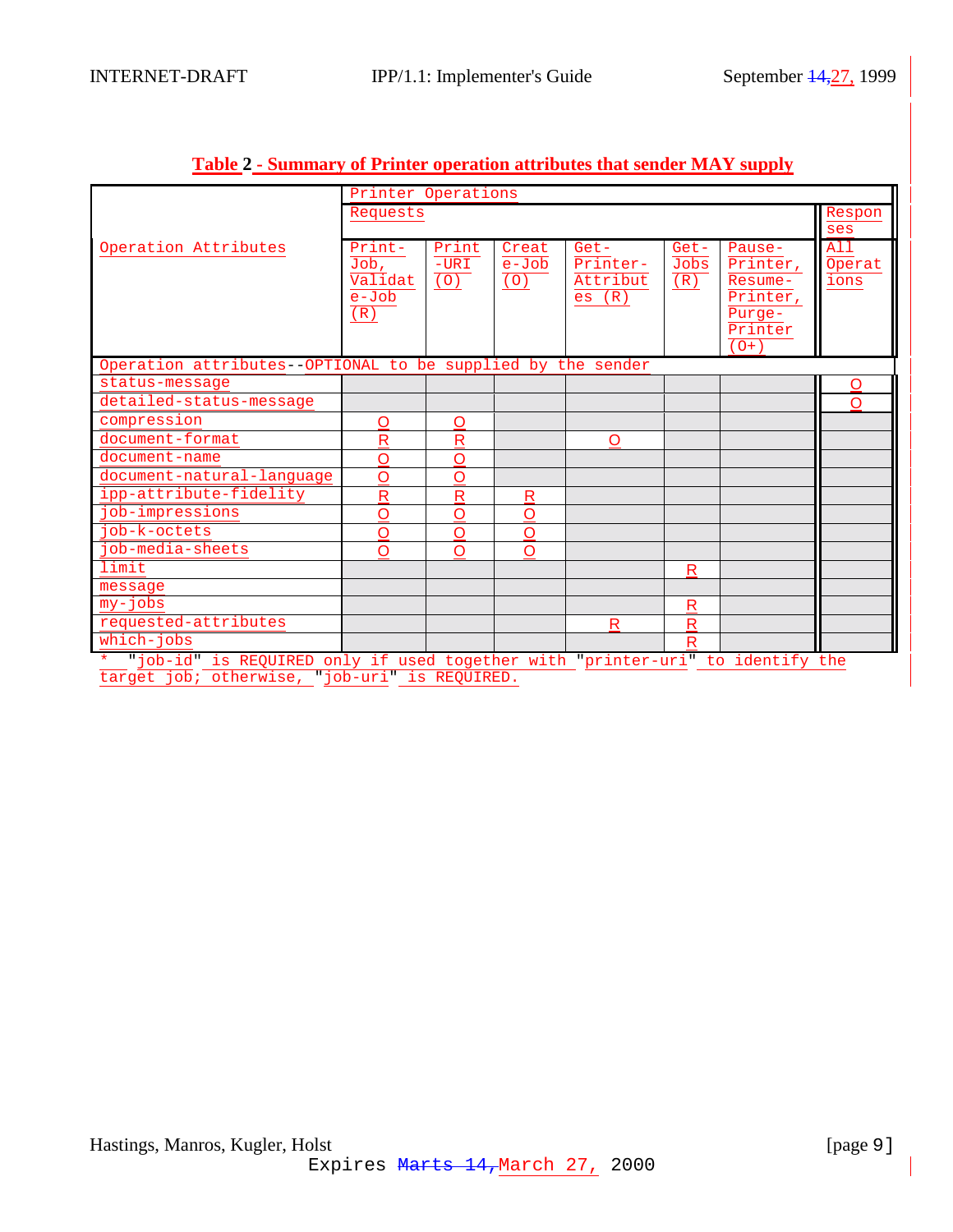**Table 2 - Summary of Printer operation attributes that sender MAY supply**

| Operation Attributes | Printer Operations Requests: Print-Job, Validate-Job (R) | Print-URI (O) | Create-Job (O) | Get-Printer-Attributes (R) | Get-Jobs (R) | Pause-Printer, Resume-Printer, Purge-Printer (O+) | Responses: All Operations |
|---|---|---|---|---|---|---|---|
| **Operation attributes--OPTIONAL to be supplied by the sender** | | | | | | | |
| status-message | | | | | | | O |
| detailed-status-message | | | | | | | O |
| compression | O | O | | | | | |
| document-format | R | R | | O | | | |
| document-name | O | O | | | | | |
| document-natural-language | O | O | | | | | |
| ipp-attribute-fidelity | R | R | R | | | | |
| job-impressions | O | O | O | | | | |
| job-k-octets | O | O | O | | | | |
| job-media-sheets | O | O | O | | | | |
| limit | | | | | R | | |
| message | | | | | | | |
| my-jobs | | | | | R | | |
| requested-attributes | | | | R | R | | |
| which-jobs | | | | | R | | |

* "job-id" is REQUIRED only if used together with "printer-uri" to identify the target job; otherwise, "job-uri" is REQUIRED.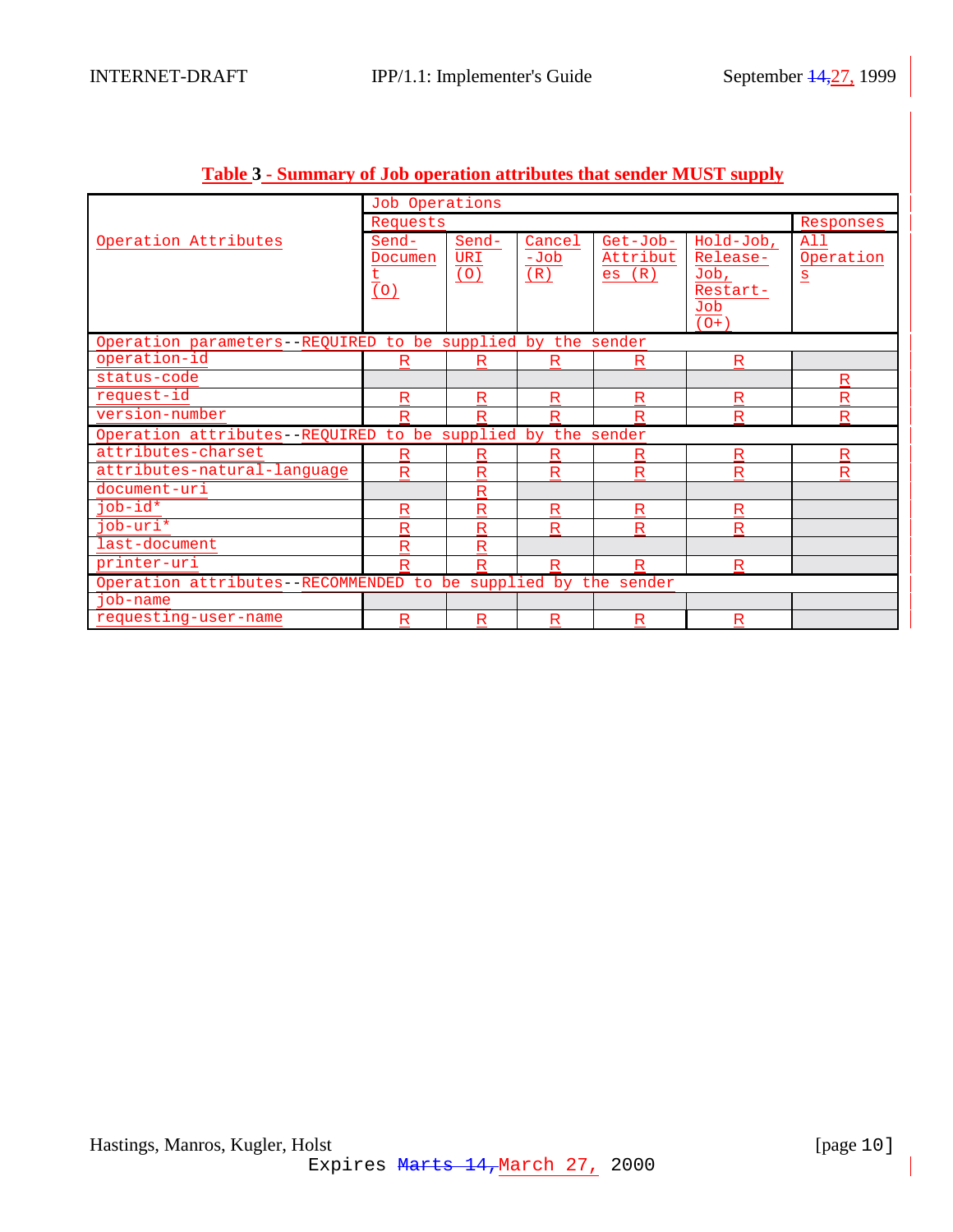**Table 3 - Summary of Job operation attributes that sender MUST supply**

| Operation Attributes | Job Operations | | | | | |
|---|---|---|---|---|---|---|
| | Requests | | | | | Responses |
| | Send-Document (O) | Send-URI (O) | Cancel-Job (R) | Get-Job-Attributes (R) | Hold-Job, Release-Job, Restart-Job (O+) | All Operations |
| **Operation parameters--REQUIRED to be supplied by the sender** | | | | | | |
| operation-id | R | R | R | R | R | |
| status-code | | | | | | R |
| request-id | R | R | R | R | R | R |
| version-number | R | R | R | R | R | R |
| **Operation attributes--REQUIRED to be supplied by the sender** | | | | | | |
| attributes-charset | R | R | R | R | R | R |
| attributes-natural-language | R | R | R | R | R | R |
| document-uri | | R | | | | |
| job-id* | R | R | R | R | R | |
| job-uri* | R | R | R | R | R | |
| last-document | R | R | | | | |
| printer-uri | R | R | R | R | R | |
| **Operation attributes--RECOMMENDED to be supplied by the sender** | | | | | | |
| job-name | | | | | | |
| requesting-user-name | R | R | R | R | R | |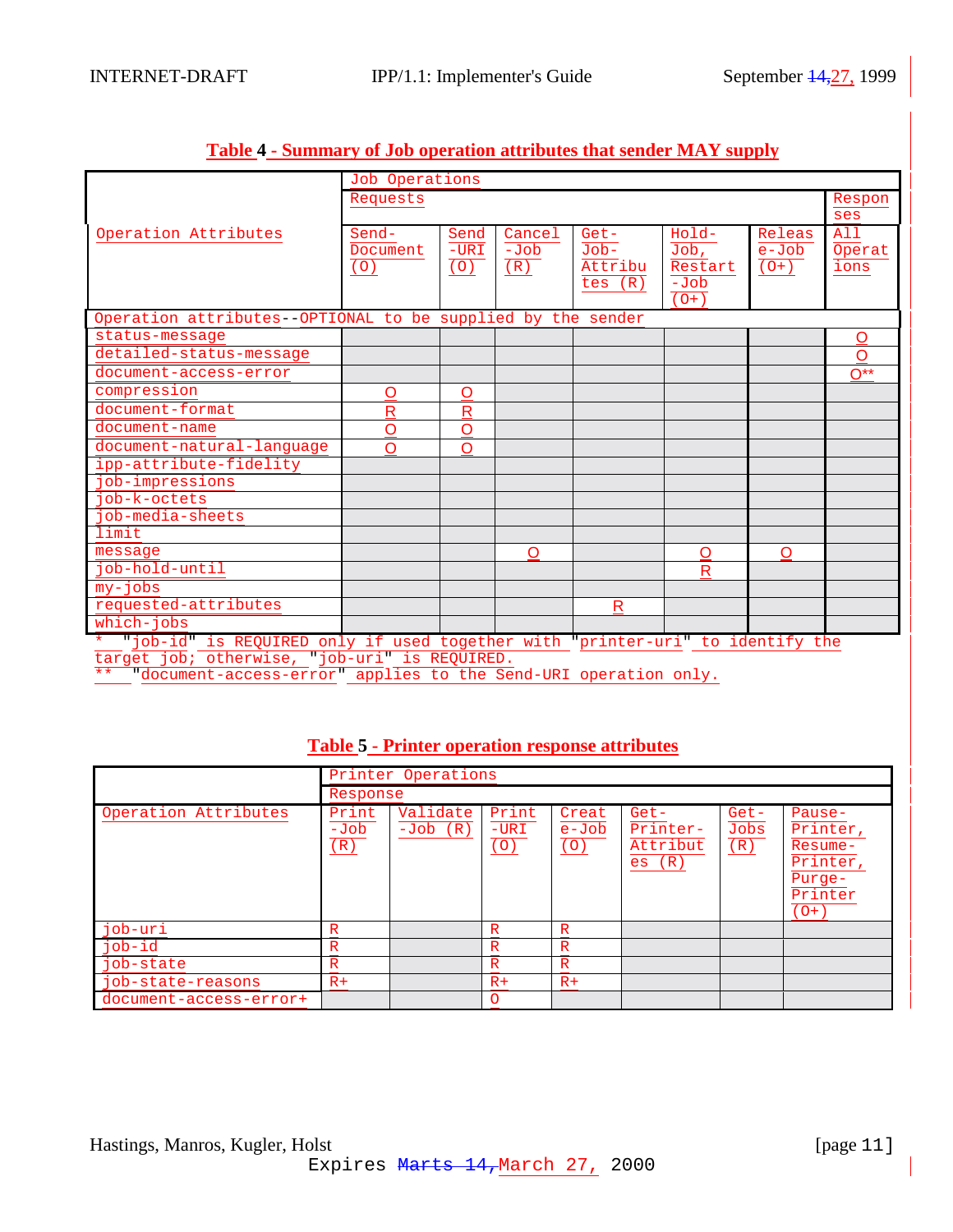**Table 4 - Summary of Job operation attributes that sender MAY supply**

| Operation Attributes | Job Operations: Requests: Send-Document (O) | Send-URI (O) | Cancel-Job (R) | Get-Job-Attributes (R) | Hold-Job, Restart-Job (O+) | Release-Job (O+) | Responses: All Operations |
|---|---|---|---|---|---|---|---|
| Operation attributes--OPTIONAL to be supplied by the sender | | | | | | | |
| status-message | | | | | | | O |
| detailed-status-message | | | | | | | O |
| document-access-error | | | | | | | O** |
| compression | O | O | | | | | |
| document-format | R | R | | | | | |
| document-name | O | O | | | | | |
| document-natural-language | O | O | | | | | |
| ipp-attribute-fidelity | | | | | | | |
| job-impressions | | | | | | | |
| job-k-octets | | | | | | | |
| job-media-sheets | | | | | | | |
| limit | | | | | | | |
| message | | | O | | O | O | |
| job-hold-until | | | | | R | | |
| my-jobs | | | | | | | |
| requested-attributes | | | | R | | | |
| which-jobs | | | | | | | |

\* "job-id" is REQUIRED only if used together with "printer-uri" to identify the target job; otherwise, "job-uri" is REQUIRED.
** "document-access-error" applies to the Send-URI operation only.

**Table 5 - Printer operation response attributes**

| Operation Attributes | Printer Operations: Response: Print-Job (R) | Validate-Job (R) | Print-URI (O) | Create-Job (O) | Get-Printer-Attributes (R) | Get-Jobs (R) | Pause-Printer, Resume-Printer, Purge-Printer (O+) |
|---|---|---|---|---|---|---|---|
| job-uri | R | | R | R | | | |
| job-id | R | | R | R | | | |
| job-state | R | | R | R | | | |
| job-state-reasons | R+ | | R+ | R+ | | | |
| document-access-error+ | | | O | | | | |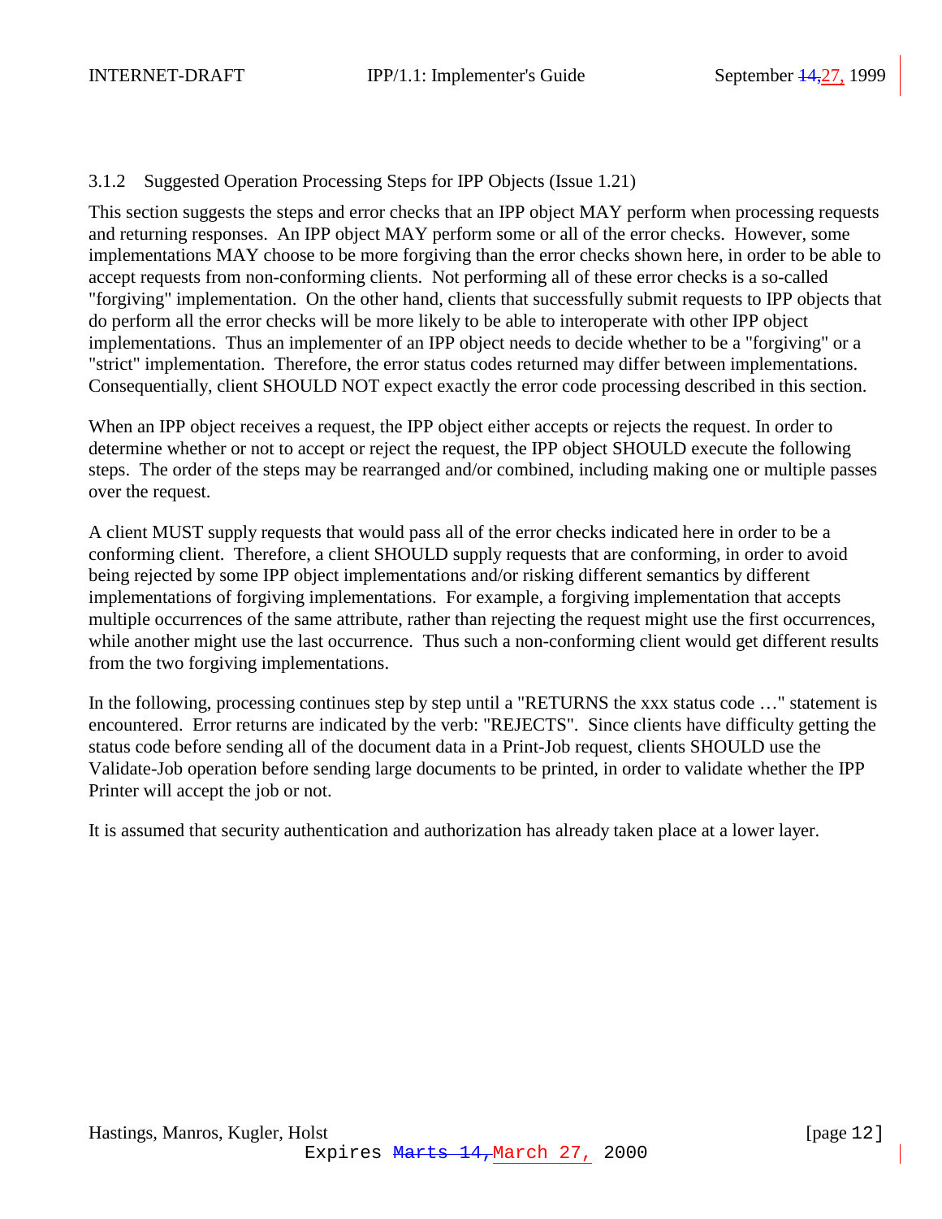### 3.1.2 Suggested Operation Processing Steps for IPP Objects (Issue 1.21)

This section suggests the steps and error checks that an IPP object MAY perform when processing requests and returning responses. An IPP object MAY perform some or all of the error checks. However, some implementations MAY choose to be more forgiving than the error checks shown here, in order to be able to accept requests from non-conforming clients. Not performing all of these error checks is a so-called "forgiving" implementation. On the other hand, clients that successfully submit requests to IPP objects that do perform all the error checks will be more likely to be able to interoperate with other IPP object implementations. Thus an implementer of an IPP object needs to decide whether to be a "forgiving" or a "strict" implementation. Therefore, the error status codes returned may differ between implementations. Consequentially, client SHOULD NOT expect exactly the error code processing described in this section.

When an IPP object receives a request, the IPP object either accepts or rejects the request. In order to determine whether or not to accept or reject the request, the IPP object SHOULD execute the following steps. The order of the steps may be rearranged and/or combined, including making one or multiple passes over the request.

A client MUST supply requests that would pass all of the error checks indicated here in order to be a conforming client. Therefore, a client SHOULD supply requests that are conforming, in order to avoid being rejected by some IPP object implementations and/or risking different semantics by different implementations of forgiving implementations. For example, a forgiving implementation that accepts multiple occurrences of the same attribute, rather than rejecting the request might use the first occurrences, while another might use the last occurrence. Thus such a non-conforming client would get different results from the two forgiving implementations.

In the following, processing continues step by step until a "RETURNS the xxx status code …" statement is encountered. Error returns are indicated by the verb: "REJECTS". Since clients have difficulty getting the status code before sending all of the document data in a Print-Job request, clients SHOULD use the Validate-Job operation before sending large documents to be printed, in order to validate whether the IPP Printer will accept the job or not.

It is assumed that security authentication and authorization has already taken place at a lower layer.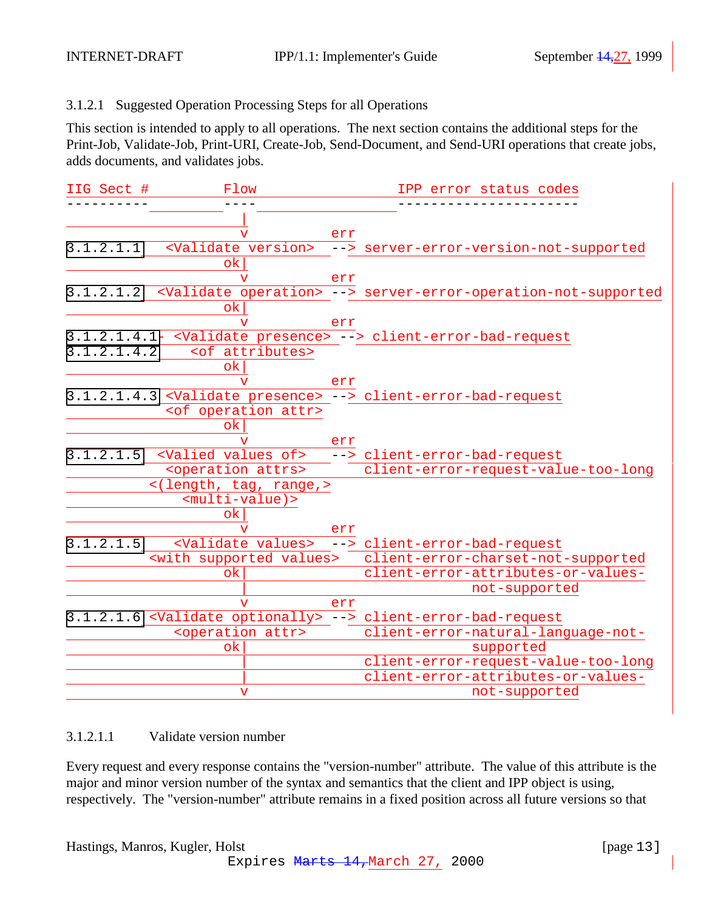### 3.1.2.1 Suggested Operation Processing Steps for all Operations

This section is intended to apply to all operations. The next section contains the additional steps for the Print-Job, Validate-Job, Print-URI, Create-Job, Send-Document, and Send-URI operations that create jobs, adds documents, and validates jobs.

```
IIG Sect #          Flow                    IPP error status codes
----------          ----                    ----------------------
                      |
                      v           err
3.1.2.1.1   <Validate version>   --> server-error-version-not-supported
                    ok|
                      v           err
3.1.2.1.2  <Validate operation> --> server-error-operation-not-supported
                    ok|
                      v           err
3.1.2.1.4.1- <Validate presence> --> client-error-bad-request
3.1.2.1.4.2    <of attributes>
                    ok|
                      v           err
3.1.2.1.4.3 <Validate presence> --> client-error-bad-request
            <of operation attr>
                    ok|
                      v           err
3.1.2.1.5  <Valied values of>   --> client-error-bad-request
            <operation attrs>       client-error-request-value-too-long
          <(length, tag, range,>
              <multi-value)>
                    ok|
                      v           err
3.1.2.1.5    <Validate values>  --> client-error-bad-request
          <with supported values>   client-error-charset-not-supported
                    ok|             client-error-attributes-or-values-
                      |                          not-supported
                      v           err
3.1.2.1.6 <Validate optionally> --> client-error-bad-request
             <operation attr>       client-error-natural-language-not-
                    ok|                          supported
                      |             client-error-request-value-too-long
                      |             client-error-attributes-or-values-
                      v                          not-supported
```

#### 3.1.2.1.1 Validate version number

Every request and every response contains the "version-number" attribute. The value of this attribute is the major and minor version number of the syntax and semantics that the client and IPP object is using, respectively. The "version-number" attribute remains in a fixed position across all future versions so that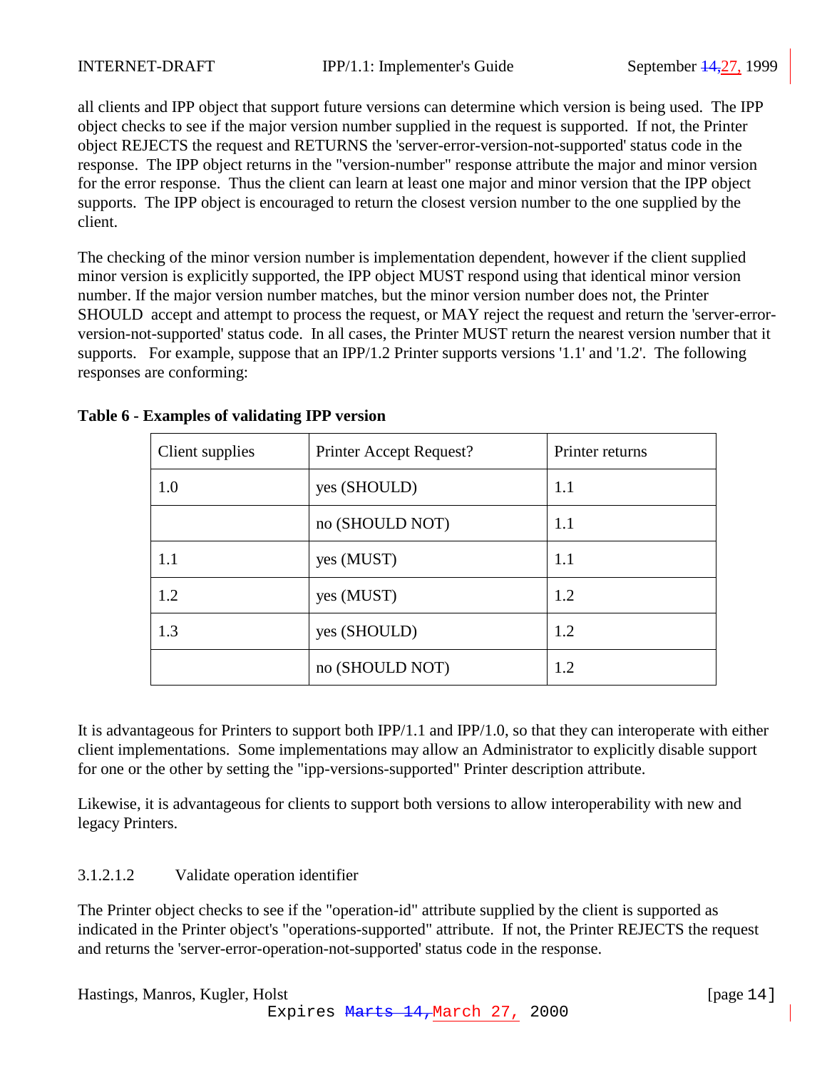all clients and IPP object that support future versions can determine which version is being used. The IPP object checks to see if the major version number supplied in the request is supported. If not, the Printer object REJECTS the request and RETURNS the 'server-error-version-not-supported' status code in the response. The IPP object returns in the "version-number" response attribute the major and minor version for the error response. Thus the client can learn at least one major and minor version that the IPP object supports. The IPP object is encouraged to return the closest version number to the one supplied by the client.

The checking of the minor version number is implementation dependent, however if the client supplied minor version is explicitly supported, the IPP object MUST respond using that identical minor version number. If the major version number matches, but the minor version number does not, the Printer SHOULD accept and attempt to process the request, or MAY reject the request and return the 'server-error-version-not-supported' status code. In all cases, the Printer MUST return the nearest version number that it supports. For example, suppose that an IPP/1.2 Printer supports versions '1.1' and '1.2'. The following responses are conforming:

**Table 6 - Examples of validating IPP version**

| Client supplies | Printer Accept Request? | Printer returns |
|---|---|---|
| 1.0 | yes (SHOULD) | 1.1 |
| | no (SHOULD NOT) | 1.1 |
| 1.1 | yes (MUST) | 1.1 |
| 1.2 | yes (MUST) | 1.2 |
| 1.3 | yes (SHOULD) | 1.2 |
| | no (SHOULD NOT) | 1.2 |

It is advantageous for Printers to support both IPP/1.1 and IPP/1.0, so that they can interoperate with either client implementations. Some implementations may allow an Administrator to explicitly disable support for one or the other by setting the "ipp-versions-supported" Printer description attribute.

Likewise, it is advantageous for clients to support both versions to allow interoperability with new and legacy Printers.

#### 3.1.2.1.2 Validate operation identifier

The Printer object checks to see if the "operation-id" attribute supplied by the client is supported as indicated in the Printer object's "operations-supported" attribute. If not, the Printer REJECTS the request and returns the 'server-error-operation-not-supported' status code in the response.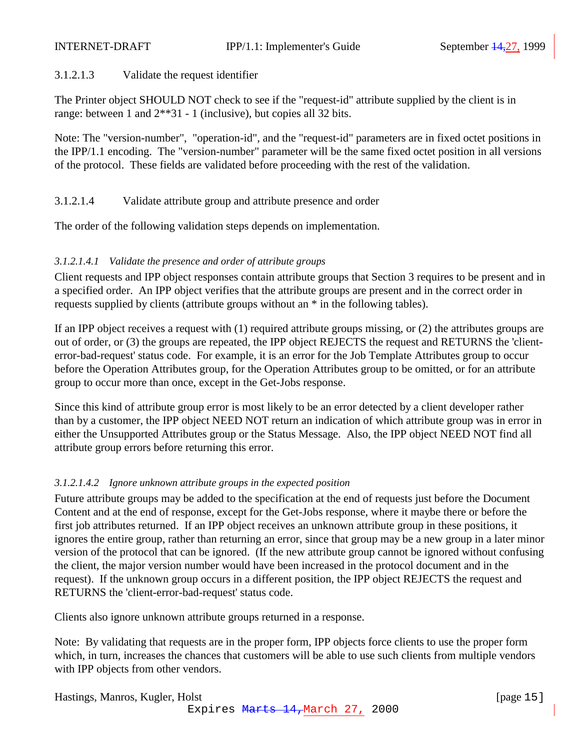#### 3.1.2.1.3 Validate the request identifier

The Printer object SHOULD NOT check to see if the "request-id" attribute supplied by the client is in range: between 1 and 2**31 - 1 (inclusive), but copies all 32 bits.

Note: The "version-number", "operation-id", and the "request-id" parameters are in fixed octet positions in the IPP/1.1 encoding. The "version-number" parameter will be the same fixed octet position in all versions of the protocol. These fields are validated before proceeding with the rest of the validation.

#### 3.1.2.1.4 Validate attribute group and attribute presence and order

The order of the following validation steps depends on implementation.

##### *3.1.2.1.4.1 Validate the presence and order of attribute groups*

Client requests and IPP object responses contain attribute groups that Section 3 requires to be present and in a specified order. An IPP object verifies that the attribute groups are present and in the correct order in requests supplied by clients (attribute groups without an * in the following tables).

If an IPP object receives a request with (1) required attribute groups missing, or (2) the attributes groups are out of order, or (3) the groups are repeated, the IPP object REJECTS the request and RETURNS the 'client-error-bad-request' status code. For example, it is an error for the Job Template Attributes group to occur before the Operation Attributes group, for the Operation Attributes group to be omitted, or for an attribute group to occur more than once, except in the Get-Jobs response.

Since this kind of attribute group error is most likely to be an error detected by a client developer rather than by a customer, the IPP object NEED NOT return an indication of which attribute group was in error in either the Unsupported Attributes group or the Status Message. Also, the IPP object NEED NOT find all attribute group errors before returning this error.

##### *3.1.2.1.4.2 Ignore unknown attribute groups in the expected position*

Future attribute groups may be added to the specification at the end of requests just before the Document Content and at the end of response, except for the Get-Jobs response, where it maybe there or before the first job attributes returned. If an IPP object receives an unknown attribute group in these positions, it ignores the entire group, rather than returning an error, since that group may be a new group in a later minor version of the protocol that can be ignored. (If the new attribute group cannot be ignored without confusing the client, the major version number would have been increased in the protocol document and in the request). If the unknown group occurs in a different position, the IPP object REJECTS the request and RETURNS the 'client-error-bad-request' status code.

Clients also ignore unknown attribute groups returned in a response.

Note: By validating that requests are in the proper form, IPP objects force clients to use the proper form which, in turn, increases the chances that customers will be able to use such clients from multiple vendors with IPP objects from other vendors.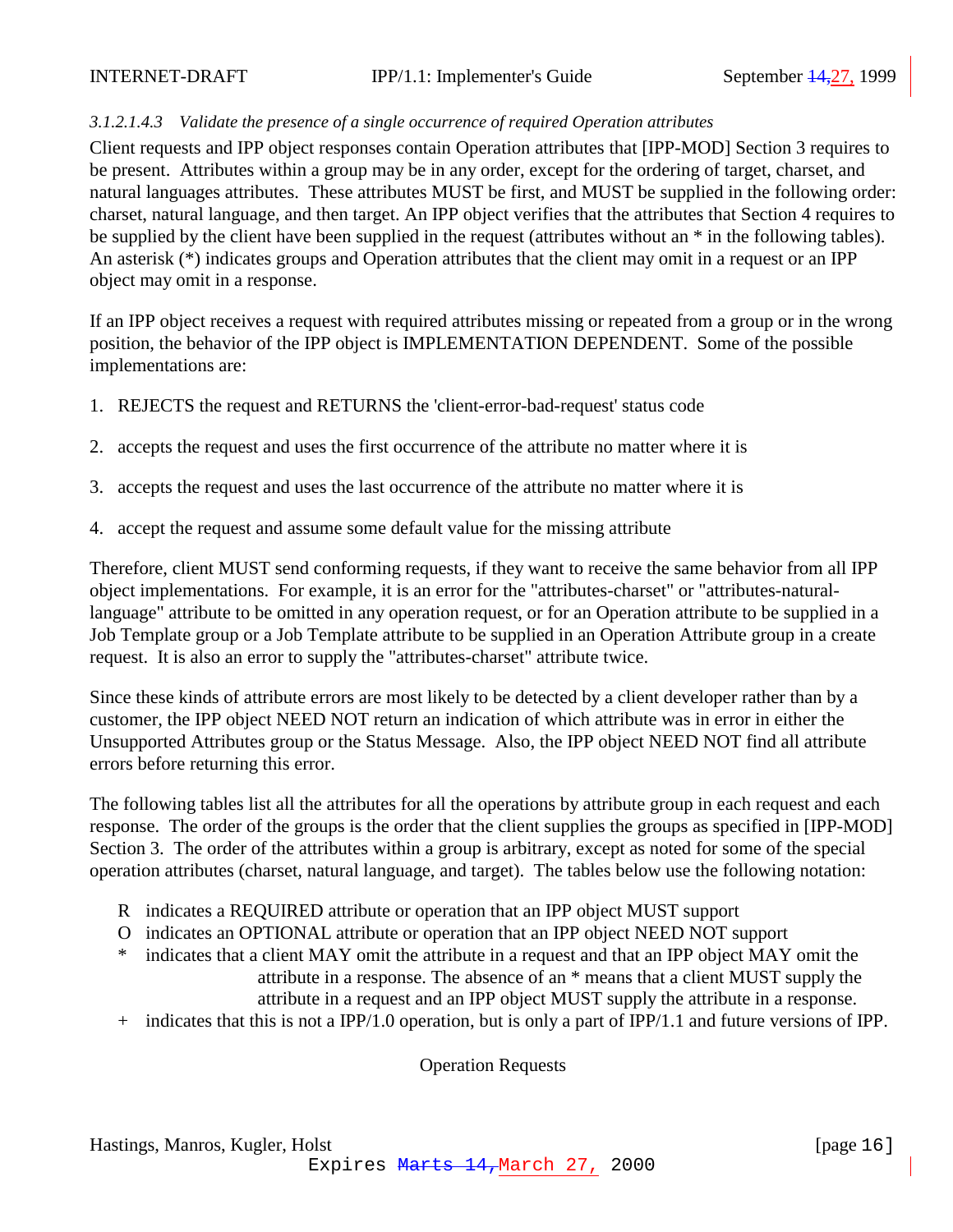### *3.1.2.1.4.3 Validate the presence of a single occurrence of required Operation attributes*

Client requests and IPP object responses contain Operation attributes that [IPP-MOD] Section 3 requires to be present. Attributes within a group may be in any order, except for the ordering of target, charset, and natural languages attributes. These attributes MUST be first, and MUST be supplied in the following order: charset, natural language, and then target. An IPP object verifies that the attributes that Section 4 requires to be supplied by the client have been supplied in the request (attributes without an * in the following tables). An asterisk (*) indicates groups and Operation attributes that the client may omit in a request or an IPP object may omit in a response.

If an IPP object receives a request with required attributes missing or repeated from a group or in the wrong position, the behavior of the IPP object is IMPLEMENTATION DEPENDENT. Some of the possible implementations are:

1. REJECTS the request and RETURNS the 'client-error-bad-request' status code

2. accepts the request and uses the first occurrence of the attribute no matter where it is

3. accepts the request and uses the last occurrence of the attribute no matter where it is

4. accept the request and assume some default value for the missing attribute

Therefore, client MUST send conforming requests, if they want to receive the same behavior from all IPP object implementations. For example, it is an error for the "attributes-charset" or "attributes-natural-language" attribute to be omitted in any operation request, or for an Operation attribute to be supplied in a Job Template group or a Job Template attribute to be supplied in an Operation Attribute group in a create request. It is also an error to supply the "attributes-charset" attribute twice.

Since these kinds of attribute errors are most likely to be detected by a client developer rather than by a customer, the IPP object NEED NOT return an indication of which attribute was in error in either the Unsupported Attributes group or the Status Message. Also, the IPP object NEED NOT find all attribute errors before returning this error.

The following tables list all the attributes for all the operations by attribute group in each request and each response. The order of the groups is the order that the client supplies the groups as specified in [IPP-MOD] Section 3. The order of the attributes within a group is arbitrary, except as noted for some of the special operation attributes (charset, natural language, and target). The tables below use the following notation:

- R indicates a REQUIRED attribute or operation that an IPP object MUST support
- O indicates an OPTIONAL attribute or operation that an IPP object NEED NOT support
- \* indicates that a client MAY omit the attribute in a request and that an IPP object MAY omit the attribute in a response. The absence of an * means that a client MUST supply the attribute in a request and an IPP object MUST supply the attribute in a response.
- \+ indicates that this is not a IPP/1.0 operation, but is only a part of IPP/1.1 and future versions of IPP.

Operation Requests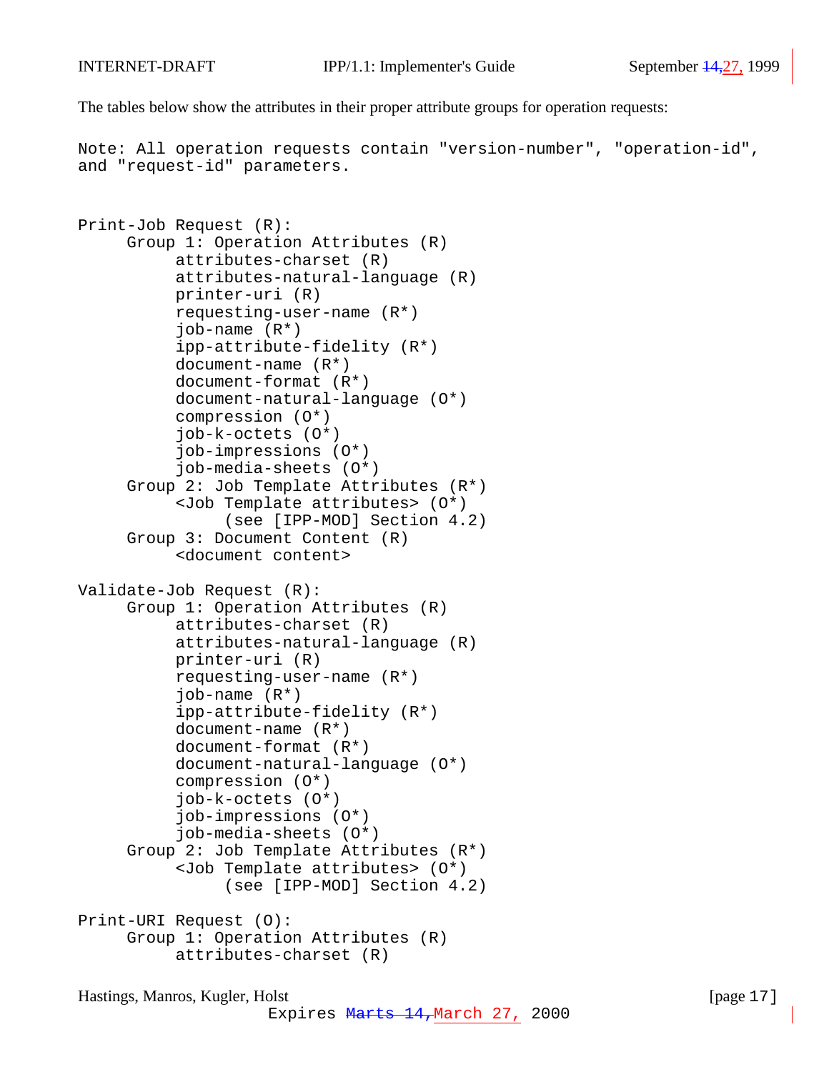The tables below show the attributes in their proper attribute groups for operation requests:

```
Note: All operation requests contain "version-number", "operation-id",
and "request-id" parameters.


Print-Job Request (R):
     Group 1: Operation Attributes (R)
          attributes-charset (R)
          attributes-natural-language (R)
          printer-uri (R)
          requesting-user-name (R*)
          job-name (R*)
          ipp-attribute-fidelity (R*)
          document-name (R*)
          document-format (R*)
          document-natural-language (O*)
          compression (O*)
          job-k-octets (O*)
          job-impressions (O*)
          job-media-sheets (O*)
     Group 2: Job Template Attributes (R*)
          <Job Template attributes> (O*)
               (see [IPP-MOD] Section 4.2)
     Group 3: Document Content (R)
          <document content>

Validate-Job Request (R):
     Group 1: Operation Attributes (R)
          attributes-charset (R)
          attributes-natural-language (R)
          printer-uri (R)
          requesting-user-name (R*)
          job-name (R*)
          ipp-attribute-fidelity (R*)
          document-name (R*)
          document-format (R*)
          document-natural-language (O*)
          compression (O*)
          job-k-octets (O*)
          job-impressions (O*)
          job-media-sheets (O*)
     Group 2: Job Template Attributes (R*)
          <Job Template attributes> (O*)
               (see [IPP-MOD] Section 4.2)

Print-URI Request (O):
     Group 1: Operation Attributes (R)
          attributes-charset (R)
```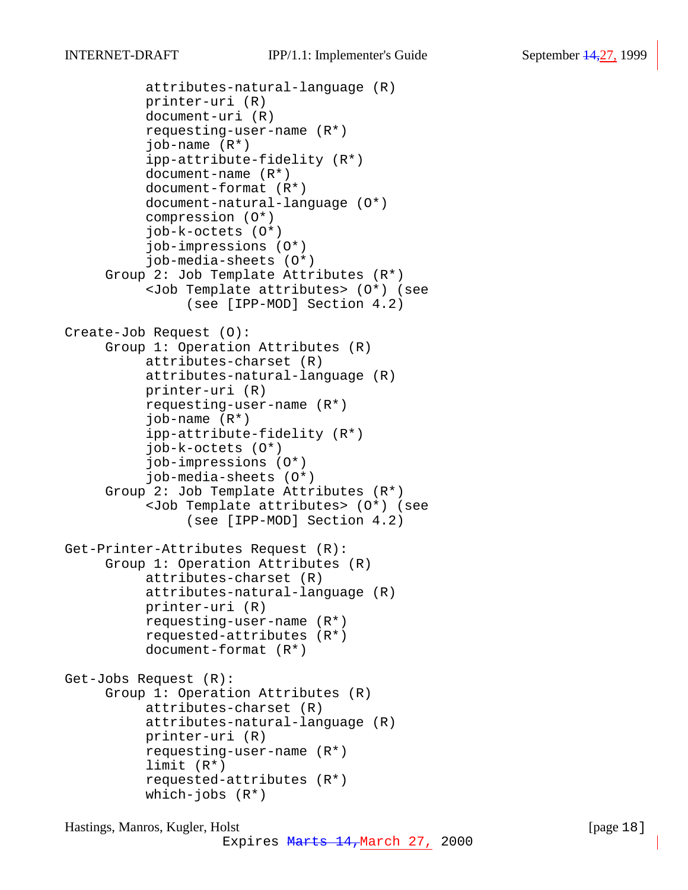```
          attributes-natural-language (R)
          printer-uri (R)
          document-uri (R)
          requesting-user-name (R*)
          job-name (R*)
          ipp-attribute-fidelity (R*)
          document-name (R*)
          document-format (R*)
          document-natural-language (O*)
          compression (O*)
          job-k-octets (O*)
          job-impressions (O*)
          job-media-sheets (O*)
     Group 2: Job Template Attributes (R*)
          <Job Template attributes> (O*) (see
               (see [IPP-MOD] Section 4.2)

Create-Job Request (O):
     Group 1: Operation Attributes (R)
          attributes-charset (R)
          attributes-natural-language (R)
          printer-uri (R)
          requesting-user-name (R*)
          job-name (R*)
          ipp-attribute-fidelity (R*)
          job-k-octets (O*)
          job-impressions (O*)
          job-media-sheets (O*)
     Group 2: Job Template Attributes (R*)
          <Job Template attributes> (O*) (see
               (see [IPP-MOD] Section 4.2)

Get-Printer-Attributes Request (R):
     Group 1: Operation Attributes (R)
          attributes-charset (R)
          attributes-natural-language (R)
          printer-uri (R)
          requesting-user-name (R*)
          requested-attributes (R*)
          document-format (R*)

Get-Jobs Request (R):
     Group 1: Operation Attributes (R)
          attributes-charset (R)
          attributes-natural-language (R)
          printer-uri (R)
          requesting-user-name (R*)
          limit (R*)
          requested-attributes (R*)
          which-jobs (R*)
```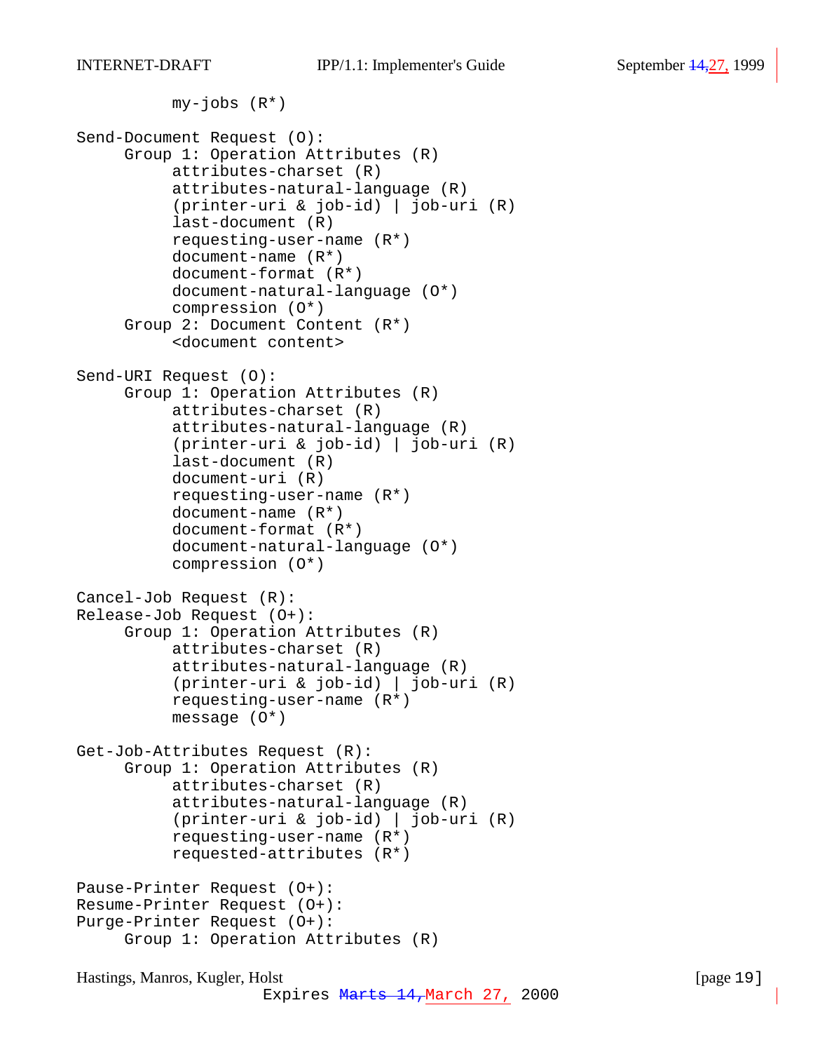```
          my-jobs (R*)

Send-Document Request (O):
     Group 1: Operation Attributes (R)
          attributes-charset (R)
          attributes-natural-language (R)
          (printer-uri & job-id) | job-uri (R)
          last-document (R)
          requesting-user-name (R*)
          document-name (R*)
          document-format (R*)
          document-natural-language (O*)
          compression (O*)
     Group 2: Document Content (R*)
          <document content>

Send-URI Request (O):
     Group 1: Operation Attributes (R)
          attributes-charset (R)
          attributes-natural-language (R)
          (printer-uri & job-id) | job-uri (R)
          last-document (R)
          document-uri (R)
          requesting-user-name (R*)
          document-name (R*)
          document-format (R*)
          document-natural-language (O*)
          compression (O*)

Cancel-Job Request (R):
Release-Job Request (O+):
     Group 1: Operation Attributes (R)
          attributes-charset (R)
          attributes-natural-language (R)
          (printer-uri & job-id) | job-uri (R)
          requesting-user-name (R*)
          message (O*)

Get-Job-Attributes Request (R):
     Group 1: Operation Attributes (R)
          attributes-charset (R)
          attributes-natural-language (R)
          (printer-uri & job-id) | job-uri (R)
          requesting-user-name (R*)
          requested-attributes (R*)

Pause-Printer Request (O+):
Resume-Printer Request (O+):
Purge-Printer Request (O+):
     Group 1: Operation Attributes (R)
```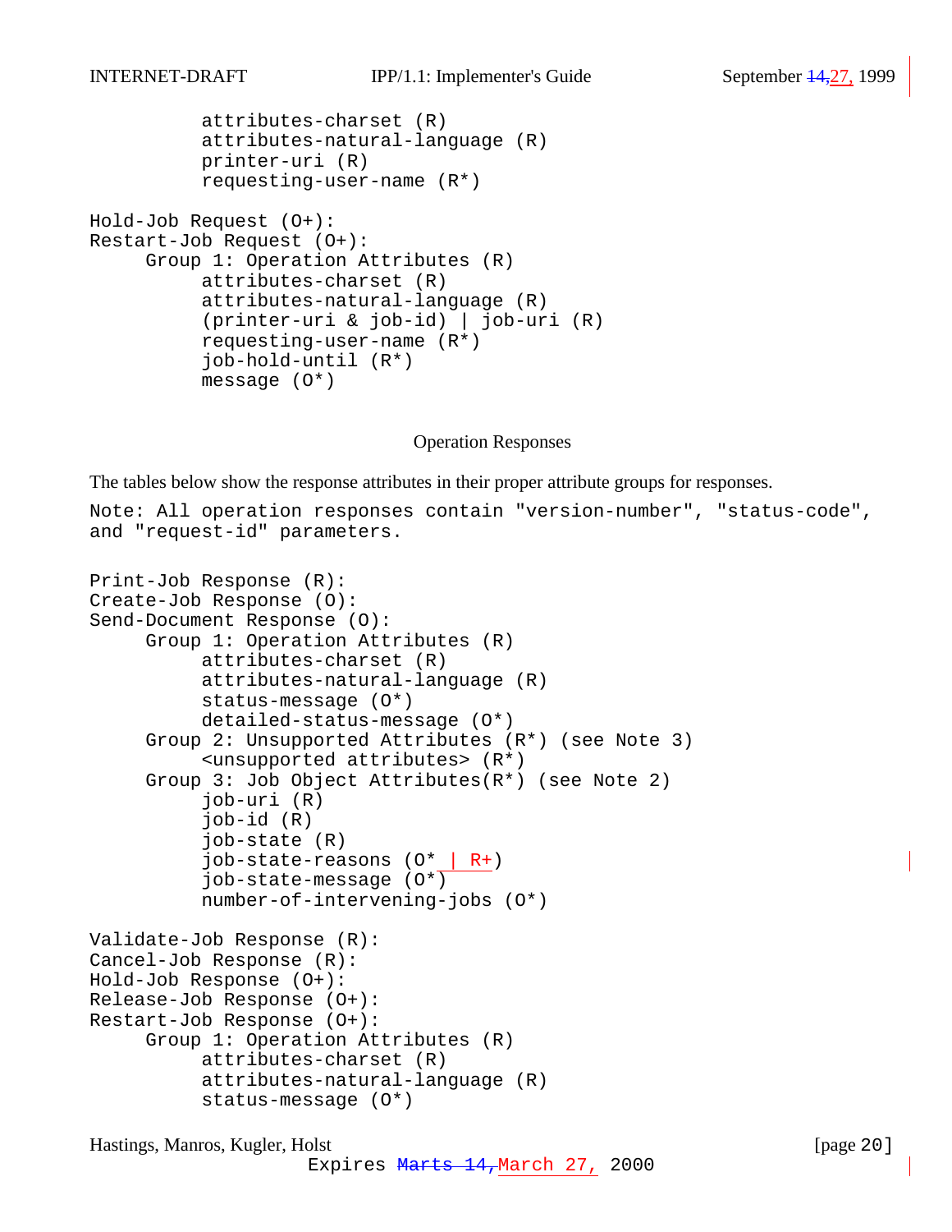```
          attributes-charset (R)
          attributes-natural-language (R)
          printer-uri (R)
          requesting-user-name (R*)

Hold-Job Request (O+):
Restart-Job Request (O+):
     Group 1: Operation Attributes (R)
          attributes-charset (R)
          attributes-natural-language (R)
          (printer-uri & job-id) | job-uri (R)
          requesting-user-name (R*)
          job-hold-until (R*)
          message (O*)
```

Operation Responses

The tables below show the response attributes in their proper attribute groups for responses.

Note: All operation responses contain "version-number", "status-code", and "request-id" parameters.

```
Print-Job Response (R):
Create-Job Response (O):
Send-Document Response (O):
     Group 1: Operation Attributes (R)
          attributes-charset (R)
          attributes-natural-language (R)
          status-message (O*)
          detailed-status-message (O*)
     Group 2: Unsupported Attributes (R*) (see Note 3)
          <unsupported attributes> (R*)
     Group 3: Job Object Attributes(R*) (see Note 2)
          job-uri (R)
          job-id (R)
          job-state (R)
          job-state-reasons (O* | R+)
          job-state-message (O*)
          number-of-intervening-jobs (O*)

Validate-Job Response (R):
Cancel-Job Response (R):
Hold-Job Response (O+):
Release-Job Response (O+):
Restart-Job Response (O+):
     Group 1: Operation Attributes (R)
          attributes-charset (R)
          attributes-natural-language (R)
          status-message (O*)
```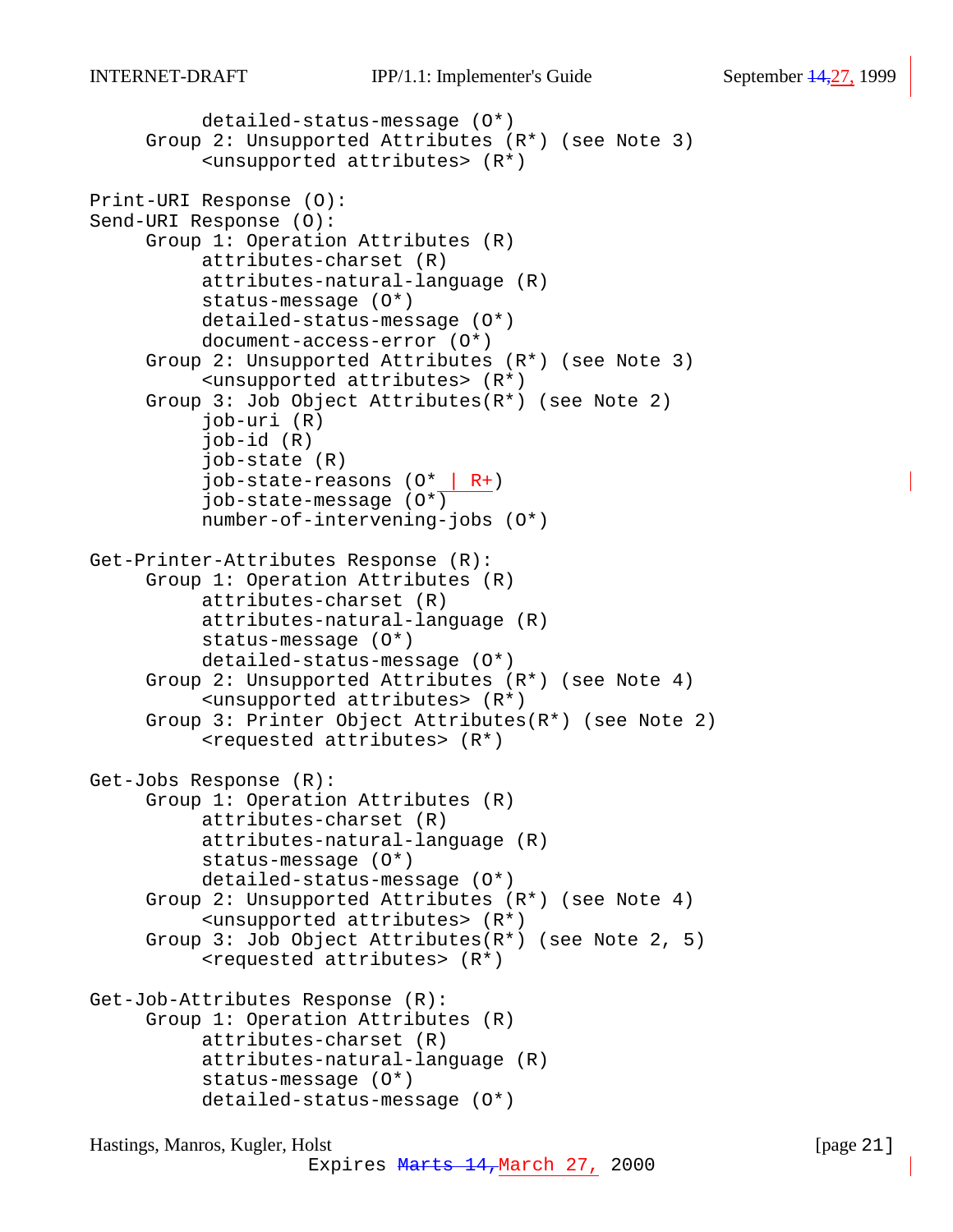```
          detailed-status-message (O*)
     Group 2: Unsupported Attributes (R*) (see Note 3)
          <unsupported attributes> (R*)

Print-URI Response (O):
Send-URI Response (O):
     Group 1: Operation Attributes (R)
          attributes-charset (R)
          attributes-natural-language (R)
          status-message (O*)
          detailed-status-message (O*)
          document-access-error (O*)
     Group 2: Unsupported Attributes (R*) (see Note 3)
          <unsupported attributes> (R*)
     Group 3: Job Object Attributes(R*) (see Note 2)
          job-uri (R)
          job-id (R)
          job-state (R)
          job-state-reasons (O* | R+)
          job-state-message (O*)
          number-of-intervening-jobs (O*)

Get-Printer-Attributes Response (R):
     Group 1: Operation Attributes (R)
          attributes-charset (R)
          attributes-natural-language (R)
          status-message (O*)
          detailed-status-message (O*)
     Group 2: Unsupported Attributes (R*) (see Note 4)
          <unsupported attributes> (R*)
     Group 3: Printer Object Attributes(R*) (see Note 2)
          <requested attributes> (R*)

Get-Jobs Response (R):
     Group 1: Operation Attributes (R)
          attributes-charset (R)
          attributes-natural-language (R)
          status-message (O*)
          detailed-status-message (O*)
     Group 2: Unsupported Attributes (R*) (see Note 4)
          <unsupported attributes> (R*)
     Group 3: Job Object Attributes(R*) (see Note 2, 5)
          <requested attributes> (R*)

Get-Job-Attributes Response (R):
     Group 1: Operation Attributes (R)
          attributes-charset (R)
          attributes-natural-language (R)
          status-message (O*)
          detailed-status-message (O*)
```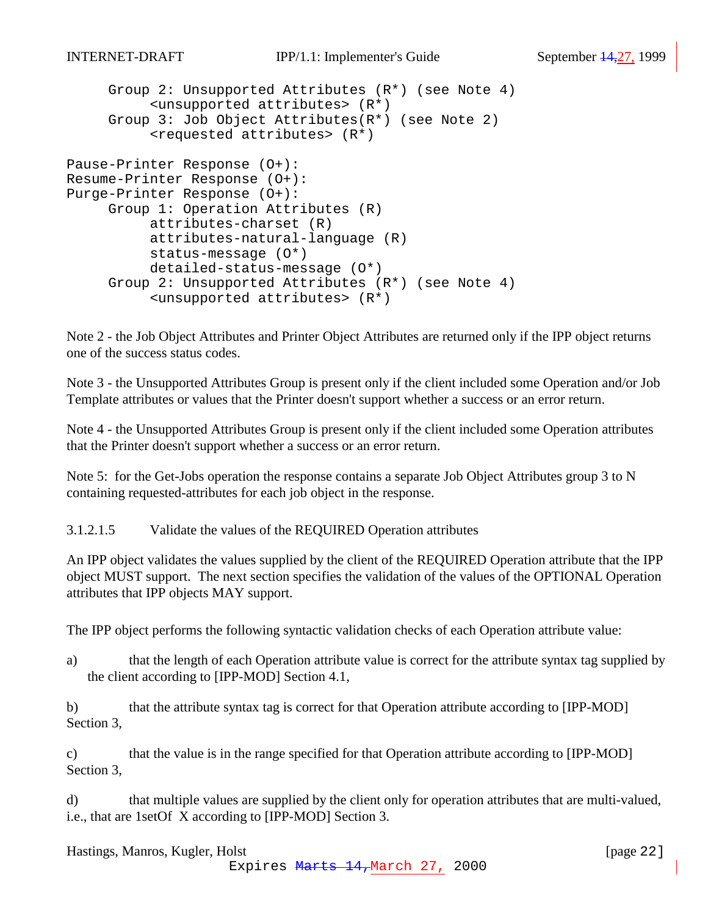```
     Group 2: Unsupported Attributes (R*) (see Note 4)
          <unsupported attributes> (R*)
     Group 3: Job Object Attributes(R*) (see Note 2)
          <requested attributes> (R*)

Pause-Printer Response (O+):
Resume-Printer Response (O+):
Purge-Printer Response (O+):
     Group 1: Operation Attributes (R)
          attributes-charset (R)
          attributes-natural-language (R)
          status-message (O*)
          detailed-status-message (O*)
     Group 2: Unsupported Attributes (R*) (see Note 4)
          <unsupported attributes> (R*)
```

Note 2 - the Job Object Attributes and Printer Object Attributes are returned only if the IPP object returns one of the success status codes.

Note 3 - the Unsupported Attributes Group is present only if the client included some Operation and/or Job Template attributes or values that the Printer doesn't support whether a success or an error return.

Note 4 - the Unsupported Attributes Group is present only if the client included some Operation attributes that the Printer doesn't support whether a success or an error return.

Note 5: for the Get-Jobs operation the response contains a separate Job Object Attributes group 3 to N containing requested-attributes for each job object in the response.

#### 3.1.2.1.5 Validate the values of the REQUIRED Operation attributes

An IPP object validates the values supplied by the client of the REQUIRED Operation attribute that the IPP object MUST support. The next section specifies the validation of the values of the OPTIONAL Operation attributes that IPP objects MAY support.

The IPP object performs the following syntactic validation checks of each Operation attribute value:

a) that the length of each Operation attribute value is correct for the attribute syntax tag supplied by the client according to [IPP-MOD] Section 4.1,

b) that the attribute syntax tag is correct for that Operation attribute according to [IPP-MOD] Section 3,

c) that the value is in the range specified for that Operation attribute according to [IPP-MOD] Section 3,

d) that multiple values are supplied by the client only for operation attributes that are multi-valued, i.e., that are 1setOf X according to [IPP-MOD] Section 3.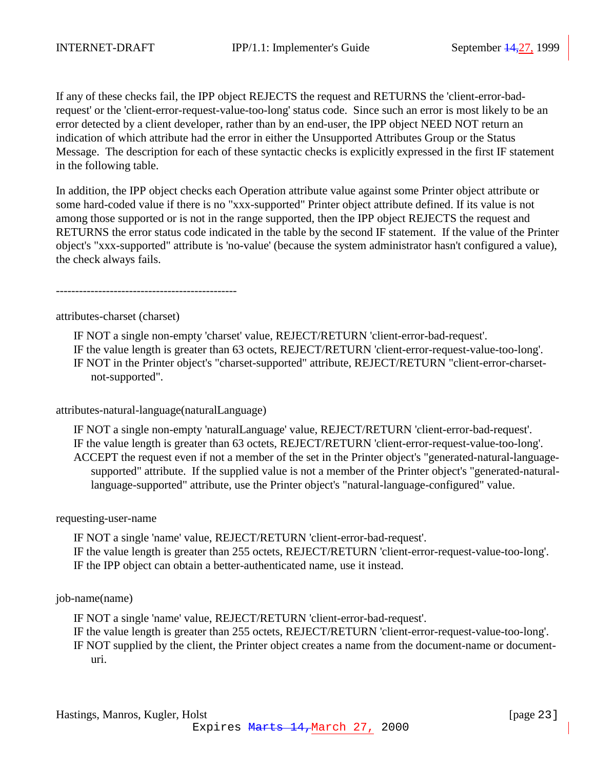If any of these checks fail, the IPP object REJECTS the request and RETURNS the 'client-error-bad-request' or the 'client-error-request-value-too-long' status code. Since such an error is most likely to be an error detected by a client developer, rather than by an end-user, the IPP object NEED NOT return an indication of which attribute had the error in either the Unsupported Attributes Group or the Status Message. The description for each of these syntactic checks is explicitly expressed in the first IF statement in the following table.

In addition, the IPP object checks each Operation attribute value against some Printer object attribute or some hard-coded value if there is no "xxx-supported" Printer object attribute defined. If its value is not among those supported or is not in the range supported, then the IPP object REJECTS the request and RETURNS the error status code indicated in the table by the second IF statement. If the value of the Printer object's "xxx-supported" attribute is 'no-value' (because the system administrator hasn't configured a value), the check always fails.

-----------------------------------------------

attributes-charset (charset)

IF NOT a single non-empty 'charset' value, REJECT/RETURN 'client-error-bad-request'.
IF the value length is greater than 63 octets, REJECT/RETURN 'client-error-request-value-too-long'.
IF NOT in the Printer object's "charset-supported" attribute, REJECT/RETURN "client-error-charset-not-supported".

attributes-natural-language(naturalLanguage)

IF NOT a single non-empty 'naturalLanguage' value, REJECT/RETURN 'client-error-bad-request'.
IF the value length is greater than 63 octets, REJECT/RETURN 'client-error-request-value-too-long'.
ACCEPT the request even if not a member of the set in the Printer object's "generated-natural-language-supported" attribute. If the supplied value is not a member of the Printer object's "generated-natural-language-supported" attribute, use the Printer object's "natural-language-configured" value.

requesting-user-name

IF NOT a single 'name' value, REJECT/RETURN 'client-error-bad-request'.
IF the value length is greater than 255 octets, REJECT/RETURN 'client-error-request-value-too-long'.
IF the IPP object can obtain a better-authenticated name, use it instead.

job-name(name)

IF NOT a single 'name' value, REJECT/RETURN 'client-error-bad-request'.
IF the value length is greater than 255 octets, REJECT/RETURN 'client-error-request-value-too-long'.
IF NOT supplied by the client, the Printer object creates a name from the document-name or document-uri.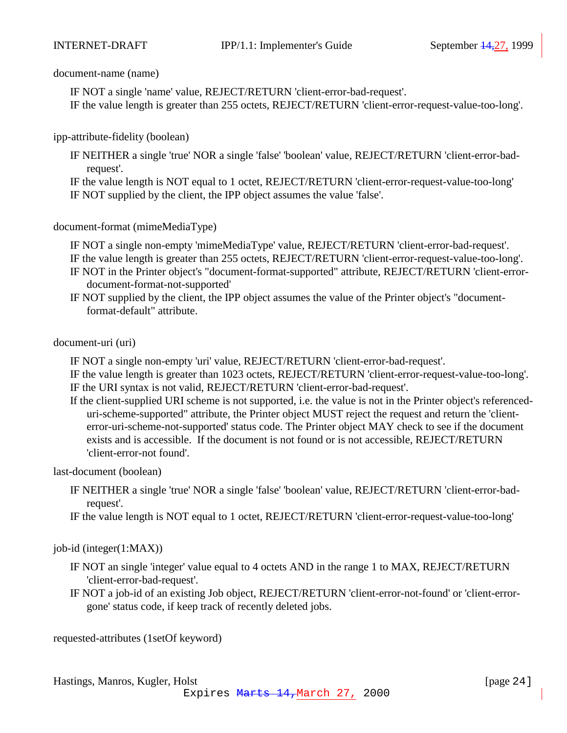document-name (name)

IF NOT a single 'name' value, REJECT/RETURN 'client-error-bad-request'.
IF the value length is greater than 255 octets, REJECT/RETURN 'client-error-request-value-too-long'.

ipp-attribute-fidelity (boolean)

IF NEITHER a single 'true' NOR a single 'false' 'boolean' value, REJECT/RETURN 'client-error-bad-request'.
IF the value length is NOT equal to 1 octet, REJECT/RETURN 'client-error-request-value-too-long'
IF NOT supplied by the client, the IPP object assumes the value 'false'.

document-format (mimeMediaType)

IF NOT a single non-empty 'mimeMediaType' value, REJECT/RETURN 'client-error-bad-request'.
IF the value length is greater than 255 octets, REJECT/RETURN 'client-error-request-value-too-long'.
IF NOT in the Printer object's "document-format-supported" attribute, REJECT/RETURN 'client-error-document-format-not-supported'
IF NOT supplied by the client, the IPP object assumes the value of the Printer object's "document-format-default" attribute.

document-uri (uri)

IF NOT a single non-empty 'uri' value, REJECT/RETURN 'client-error-bad-request'.
IF the value length is greater than 1023 octets, REJECT/RETURN 'client-error-request-value-too-long'.
IF the URI syntax is not valid, REJECT/RETURN 'client-error-bad-request'.
If the client-supplied URI scheme is not supported, i.e. the value is not in the Printer object's referenced-uri-scheme-supported" attribute, the Printer object MUST reject the request and return the 'client-error-uri-scheme-not-supported' status code. The Printer object MAY check to see if the document exists and is accessible. If the document is not found or is not accessible, REJECT/RETURN 'client-error-not found'.

last-document (boolean)

IF NEITHER a single 'true' NOR a single 'false' 'boolean' value, REJECT/RETURN 'client-error-bad-request'.
IF the value length is NOT equal to 1 octet, REJECT/RETURN 'client-error-request-value-too-long'

job-id (integer(1:MAX))

IF NOT an single 'integer' value equal to 4 octets AND in the range 1 to MAX, REJECT/RETURN 'client-error-bad-request'.
IF NOT a job-id of an existing Job object, REJECT/RETURN 'client-error-not-found' or 'client-error-gone' status code, if keep track of recently deleted jobs.

requested-attributes (1setOf keyword)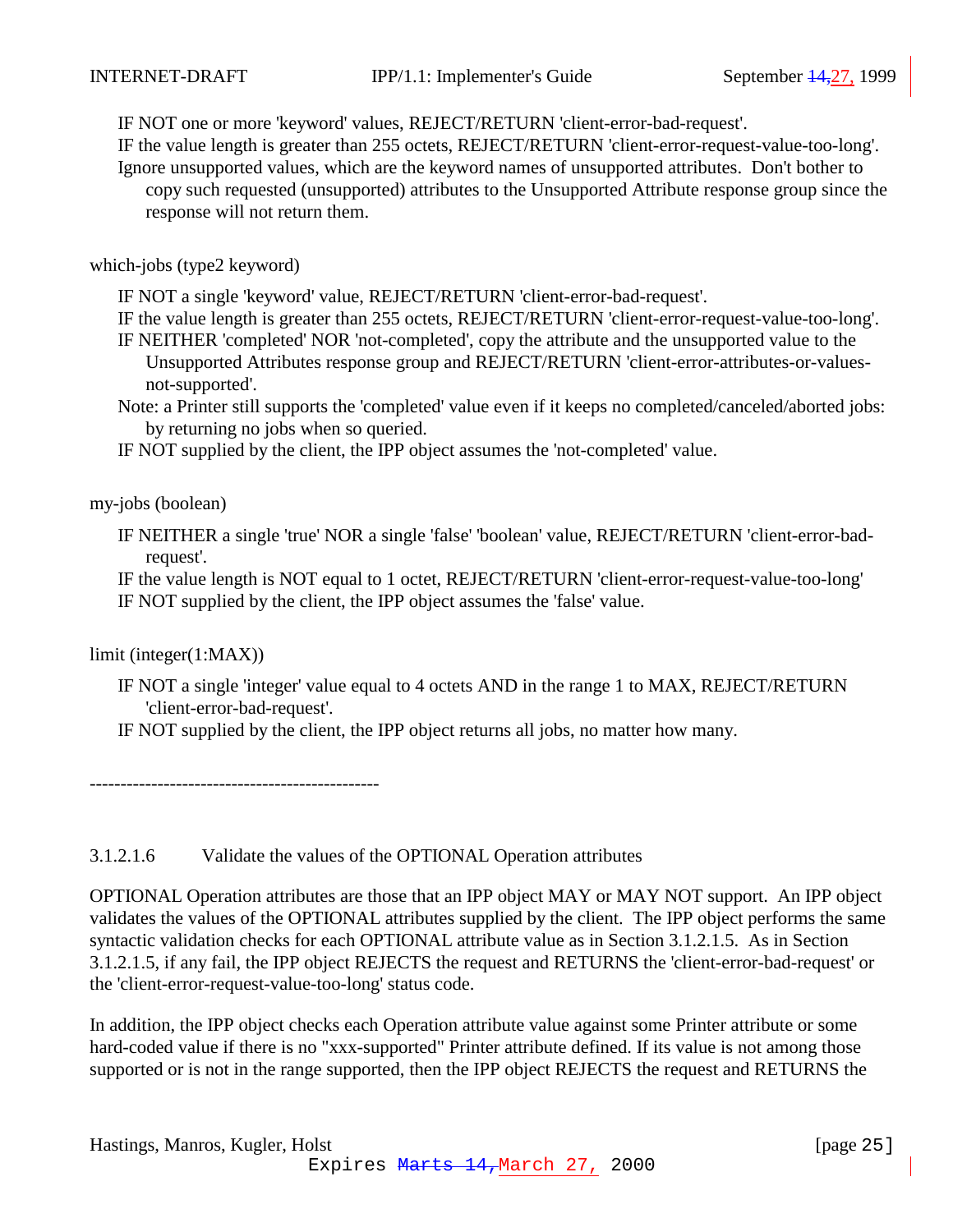IF NOT one or more 'keyword' values, REJECT/RETURN 'client-error-bad-request'.
IF the value length is greater than 255 octets, REJECT/RETURN 'client-error-request-value-too-long'.
Ignore unsupported values, which are the keyword names of unsupported attributes. Don't bother to copy such requested (unsupported) attributes to the Unsupported Attribute response group since the response will not return them.

which-jobs (type2 keyword)

IF NOT a single 'keyword' value, REJECT/RETURN 'client-error-bad-request'.
IF the value length is greater than 255 octets, REJECT/RETURN 'client-error-request-value-too-long'.
IF NEITHER 'completed' NOR 'not-completed', copy the attribute and the unsupported value to the Unsupported Attributes response group and REJECT/RETURN 'client-error-attributes-or-values-not-supported'.
Note: a Printer still supports the 'completed' value even if it keeps no completed/canceled/aborted jobs: by returning no jobs when so queried.
IF NOT supplied by the client, the IPP object assumes the 'not-completed' value.

my-jobs (boolean)

IF NEITHER a single 'true' NOR a single 'false' 'boolean' value, REJECT/RETURN 'client-error-bad-request'.
IF the value length is NOT equal to 1 octet, REJECT/RETURN 'client-error-request-value-too-long'
IF NOT supplied by the client, the IPP object assumes the 'false' value.

limit (integer(1:MAX))

IF NOT a single 'integer' value equal to 4 octets AND in the range 1 to MAX, REJECT/RETURN 'client-error-bad-request'.
IF NOT supplied by the client, the IPP object returns all jobs, no matter how many.

-----------------------------------------------

#### 3.1.2.1.6 Validate the values of the OPTIONAL Operation attributes

OPTIONAL Operation attributes are those that an IPP object MAY or MAY NOT support. An IPP object validates the values of the OPTIONAL attributes supplied by the client. The IPP object performs the same syntactic validation checks for each OPTIONAL attribute value as in Section 3.1.2.1.5. As in Section 3.1.2.1.5, if any fail, the IPP object REJECTS the request and RETURNS the 'client-error-bad-request' or the 'client-error-request-value-too-long' status code.

In addition, the IPP object checks each Operation attribute value against some Printer attribute or some hard-coded value if there is no "xxx-supported" Printer attribute defined. If its value is not among those supported or is not in the range supported, then the IPP object REJECTS the request and RETURNS the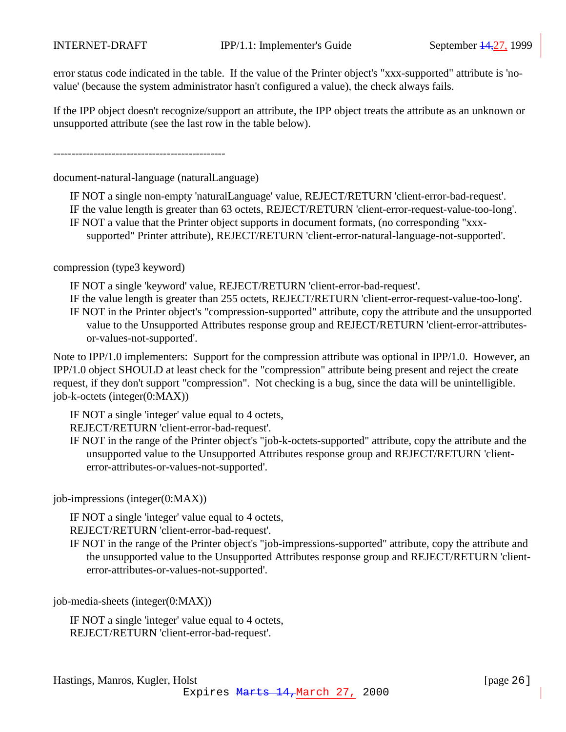error status code indicated in the table. If the value of the Printer object's "xxx-supported" attribute is 'no-value' (because the system administrator hasn't configured a value), the check always fails.

If the IPP object doesn't recognize/support an attribute, the IPP object treats the attribute as an unknown or unsupported attribute (see the last row in the table below).

-----------------------------------------------

document-natural-language (naturalLanguage)

IF NOT a single non-empty 'naturalLanguage' value, REJECT/RETURN 'client-error-bad-request'.
IF the value length is greater than 63 octets, REJECT/RETURN 'client-error-request-value-too-long'.
IF NOT a value that the Printer object supports in document formats, (no corresponding "xxx-supported" Printer attribute), REJECT/RETURN 'client-error-natural-language-not-supported'.

compression (type3 keyword)

IF NOT a single 'keyword' value, REJECT/RETURN 'client-error-bad-request'.
IF the value length is greater than 255 octets, REJECT/RETURN 'client-error-request-value-too-long'.
IF NOT in the Printer object's "compression-supported" attribute, copy the attribute and the unsupported value to the Unsupported Attributes response group and REJECT/RETURN 'client-error-attributes-or-values-not-supported'.

Note to IPP/1.0 implementers: Support for the compression attribute was optional in IPP/1.0. However, an IPP/1.0 object SHOULD at least check for the "compression" attribute being present and reject the create request, if they don't support "compression". Not checking is a bug, since the data will be unintelligible.
job-k-octets (integer(0:MAX))

IF NOT a single 'integer' value equal to 4 octets,
REJECT/RETURN 'client-error-bad-request'.
IF NOT in the range of the Printer object's "job-k-octets-supported" attribute, copy the attribute and the unsupported value to the Unsupported Attributes response group and REJECT/RETURN 'client-error-attributes-or-values-not-supported'.

job-impressions (integer(0:MAX))

IF NOT a single 'integer' value equal to 4 octets,
REJECT/RETURN 'client-error-bad-request'.
IF NOT in the range of the Printer object's "job-impressions-supported" attribute, copy the attribute and the unsupported value to the Unsupported Attributes response group and REJECT/RETURN 'client-error-attributes-or-values-not-supported'.

job-media-sheets (integer(0:MAX))

IF NOT a single 'integer' value equal to 4 octets,
REJECT/RETURN 'client-error-bad-request'.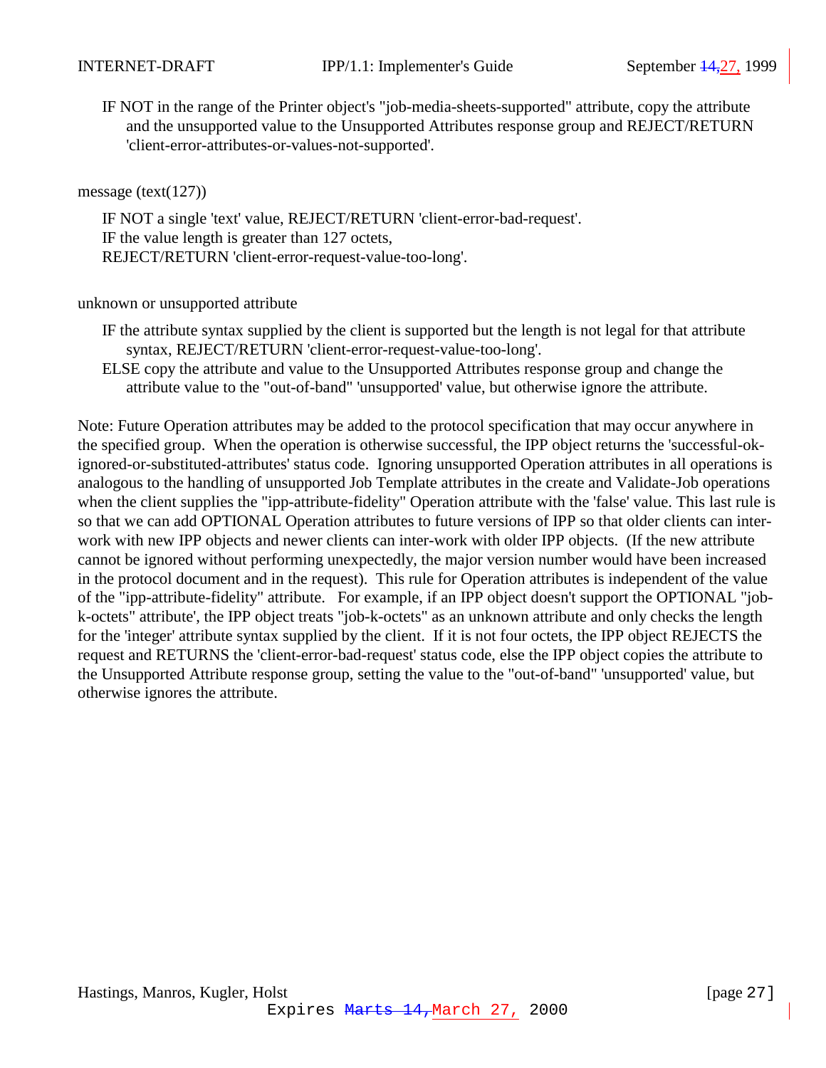IF NOT in the range of the Printer object's "job-media-sheets-supported" attribute, copy the attribute and the unsupported value to the Unsupported Attributes response group and REJECT/RETURN 'client-error-attributes-or-values-not-supported'.

message (text(127))

IF NOT a single 'text' value, REJECT/RETURN 'client-error-bad-request'.
IF the value length is greater than 127 octets,
REJECT/RETURN 'client-error-request-value-too-long'.

unknown or unsupported attribute

IF the attribute syntax supplied by the client is supported but the length is not legal for that attribute syntax, REJECT/RETURN 'client-error-request-value-too-long'.
ELSE copy the attribute and value to the Unsupported Attributes response group and change the attribute value to the "out-of-band" 'unsupported' value, but otherwise ignore the attribute.

Note: Future Operation attributes may be added to the protocol specification that may occur anywhere in the specified group. When the operation is otherwise successful, the IPP object returns the 'successful-ok-ignored-or-substituted-attributes' status code. Ignoring unsupported Operation attributes in all operations is analogous to the handling of unsupported Job Template attributes in the create and Validate-Job operations when the client supplies the "ipp-attribute-fidelity" Operation attribute with the 'false' value. This last rule is so that we can add OPTIONAL Operation attributes to future versions of IPP so that older clients can inter-work with new IPP objects and newer clients can inter-work with older IPP objects. (If the new attribute cannot be ignored without performing unexpectedly, the major version number would have been increased in the protocol document and in the request). This rule for Operation attributes is independent of the value of the "ipp-attribute-fidelity" attribute. For example, if an IPP object doesn't support the OPTIONAL "job-k-octets" attribute', the IPP object treats "job-k-octets" as an unknown attribute and only checks the length for the 'integer' attribute syntax supplied by the client. If it is not four octets, the IPP object REJECTS the request and RETURNS the 'client-error-bad-request' status code, else the IPP object copies the attribute to the Unsupported Attribute response group, setting the value to the "out-of-band" 'unsupported' value, but otherwise ignores the attribute.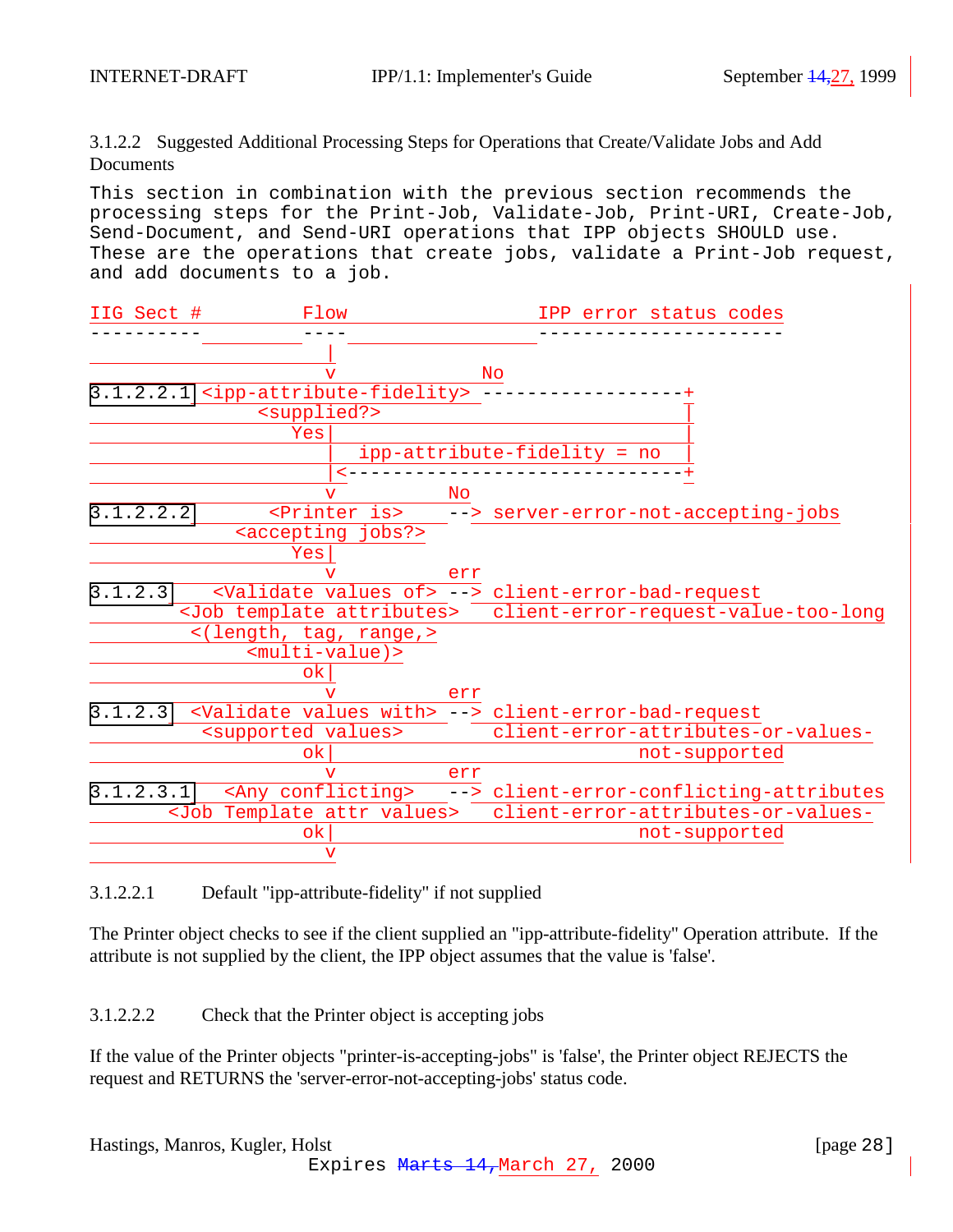3.1.2.2 Suggested Additional Processing Steps for Operations that Create/Validate Jobs and Add Documents

```
This section in combination with the previous section recommends the
processing steps for the Print-Job, Validate-Job, Print-URI, Create-Job,
Send-Document, and Send-URI operations that IPP objects SHOULD use.
These are the operations that create jobs, validate a Print-Job request,
and add documents to a job.
```

```
IIG Sect #          Flow                    IPP error status codes
----------          ----                    ----------------------
                     |
                     v             No
3.1.2.2.1 <ipp-attribute-fidelity> ------------------+
               <supplied?>                           |
                  Yes|                               |
                     |  ipp-attribute-fidelity = no  |
                     |<------------------------------+
                     v          No
3.1.2.2.2       <Printer is>    --> server-error-not-accepting-jobs
             <accepting jobs?>
                  Yes|
                     v          err
3.1.2.3     <Validate values of> --> client-error-bad-request
        <Job template attributes>    client-error-request-value-too-long
         <(length, tag, range,>
              <multi-value)>
                   ok|
                     v          err
3.1.2.3    <Validate values with> --> client-error-bad-request
            <supported values>        client-error-attributes-or-values-
                   ok|                             not-supported
                     v          err
3.1.2.3.1    <Any conflicting>   --> client-error-conflicting-attributes
          <Job Template attr values>  client-error-attributes-or-values-
                   ok|                             not-supported
                     v
```

3.1.2.2.1 Default "ipp-attribute-fidelity" if not supplied

The Printer object checks to see if the client supplied an "ipp-attribute-fidelity" Operation attribute. If the attribute is not supplied by the client, the IPP object assumes that the value is 'false'.

3.1.2.2.2 Check that the Printer object is accepting jobs

If the value of the Printer objects "printer-is-accepting-jobs" is 'false', the Printer object REJECTS the request and RETURNS the 'server-error-not-accepting-jobs' status code.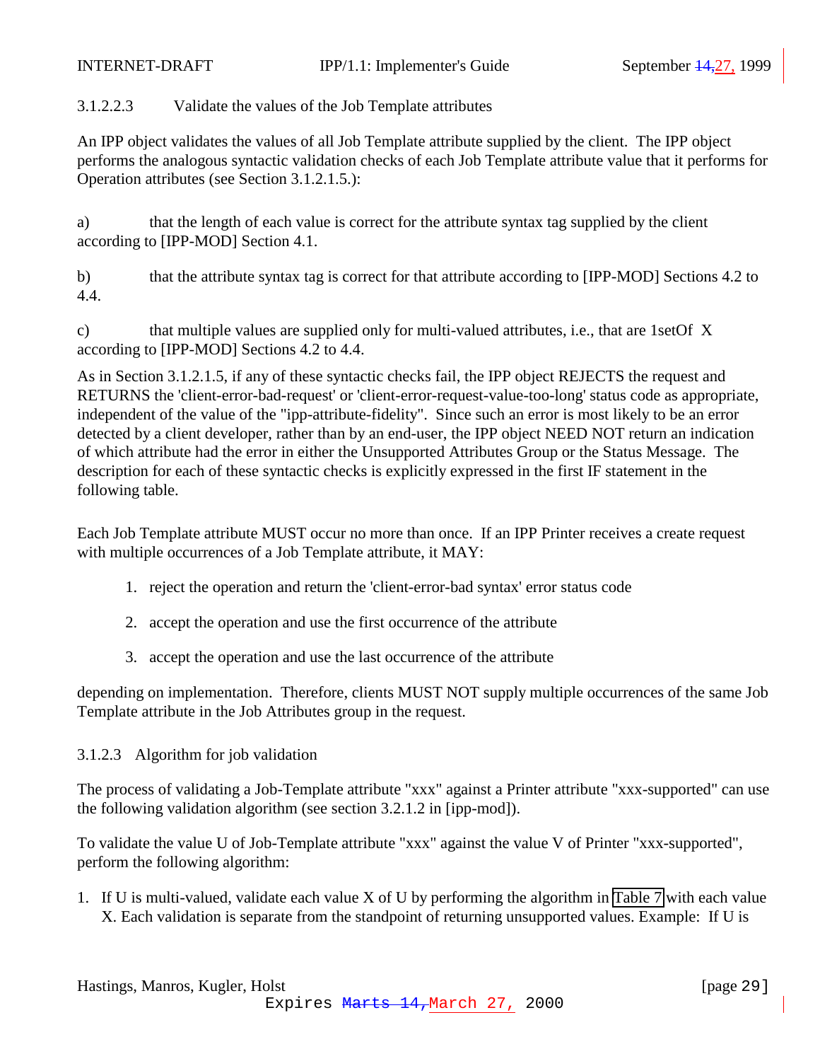### 3.1.2.2.3 Validate the values of the Job Template attributes

An IPP object validates the values of all Job Template attribute supplied by the client. The IPP object performs the analogous syntactic validation checks of each Job Template attribute value that it performs for Operation attributes (see Section 3.1.2.1.5.):

a) that the length of each value is correct for the attribute syntax tag supplied by the client according to [IPP-MOD] Section 4.1.

b) that the attribute syntax tag is correct for that attribute according to [IPP-MOD] Sections 4.2 to 4.4.

c) that multiple values are supplied only for multi-valued attributes, i.e., that are 1setOf X according to [IPP-MOD] Sections 4.2 to 4.4.

As in Section 3.1.2.1.5, if any of these syntactic checks fail, the IPP object REJECTS the request and RETURNS the 'client-error-bad-request' or 'client-error-request-value-too-long' status code as appropriate, independent of the value of the "ipp-attribute-fidelity". Since such an error is most likely to be an error detected by a client developer, rather than by an end-user, the IPP object NEED NOT return an indication of which attribute had the error in either the Unsupported Attributes Group or the Status Message. The description for each of these syntactic checks is explicitly expressed in the first IF statement in the following table.

Each Job Template attribute MUST occur no more than once. If an IPP Printer receives a create request with multiple occurrences of a Job Template attribute, it MAY:

1. reject the operation and return the 'client-error-bad syntax' error status code
2. accept the operation and use the first occurrence of the attribute
3. accept the operation and use the last occurrence of the attribute

depending on implementation. Therefore, clients MUST NOT supply multiple occurrences of the same Job Template attribute in the Job Attributes group in the request.

### 3.1.2.3 Algorithm for job validation

The process of validating a Job-Template attribute "xxx" against a Printer attribute "xxx-supported" can use the following validation algorithm (see section 3.2.1.2 in [ipp-mod]).

To validate the value U of Job-Template attribute "xxx" against the value V of Printer "xxx-supported", perform the following algorithm:

1. If U is multi-valued, validate each value X of U by performing the algorithm in Table 7 with each value X. Each validation is separate from the standpoint of returning unsupported values. Example: If U is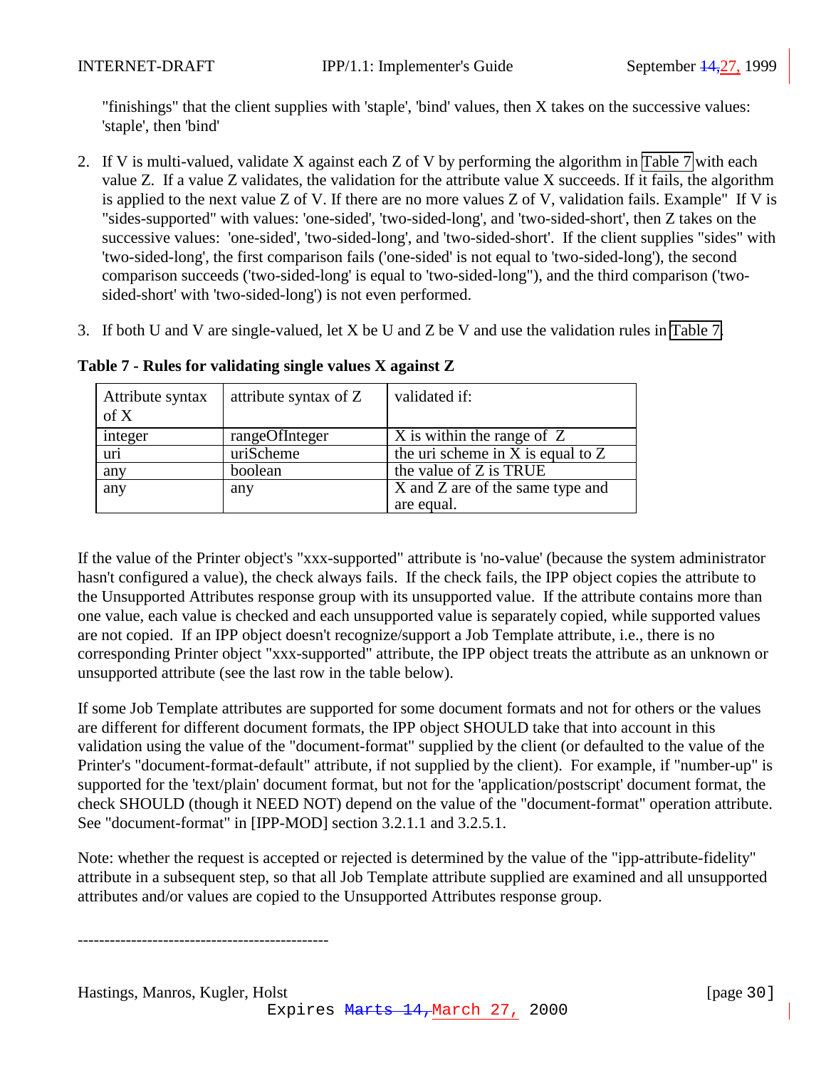"finishings" that the client supplies with 'staple', 'bind' values, then X takes on the successive values: 'staple', then 'bind'

2. If V is multi-valued, validate X against each Z of V by performing the algorithm in Table 7 with each value Z. If a value Z validates, the validation for the attribute value X succeeds. If it fails, the algorithm is applied to the next value Z of V. If there are no more values Z of V, validation fails. Example" If V is "sides-supported" with values: 'one-sided', 'two-sided-long', and 'two-sided-short', then Z takes on the successive values: 'one-sided', 'two-sided-long', and 'two-sided-short'. If the client supplies "sides" with 'two-sided-long', the first comparison fails ('one-sided' is not equal to 'two-sided-long'), the second comparison succeeds ('two-sided-long' is equal to 'two-sided-long"), and the third comparison ('two-sided-short' with 'two-sided-long') is not even performed.

3. If both U and V are single-valued, let X be U and Z be V and use the validation rules in Table 7.

**Table 7 - Rules for validating single values X against Z**

| Attribute syntax of X | attribute syntax of Z | validated if: |
|---|---|---|
| integer | rangeOfInteger | X is within the range of Z |
| uri | uriScheme | the uri scheme in X is equal to Z |
| any | boolean | the value of Z is TRUE |
| any | any | X and Z are of the same type and are equal. |

If the value of the Printer object's "xxx-supported" attribute is 'no-value' (because the system administrator hasn't configured a value), the check always fails. If the check fails, the IPP object copies the attribute to the Unsupported Attributes response group with its unsupported value. If the attribute contains more than one value, each value is checked and each unsupported value is separately copied, while supported values are not copied. If an IPP object doesn't recognize/support a Job Template attribute, i.e., there is no corresponding Printer object "xxx-supported" attribute, the IPP object treats the attribute as an unknown or unsupported attribute (see the last row in the table below).

If some Job Template attributes are supported for some document formats and not for others or the values are different for different document formats, the IPP object SHOULD take that into account in this validation using the value of the "document-format" supplied by the client (or defaulted to the value of the Printer's "document-format-default" attribute, if not supplied by the client). For example, if "number-up" is supported for the 'text/plain' document format, but not for the 'application/postscript' document format, the check SHOULD (though it NEED NOT) depend on the value of the "document-format" operation attribute. See "document-format" in [IPP-MOD] section 3.2.1.1 and 3.2.5.1.

Note: whether the request is accepted or rejected is determined by the value of the "ipp-attribute-fidelity" attribute in a subsequent step, so that all Job Template attribute supplied are examined and all unsupported attributes and/or values are copied to the Unsupported Attributes response group.

-----------------------------------------------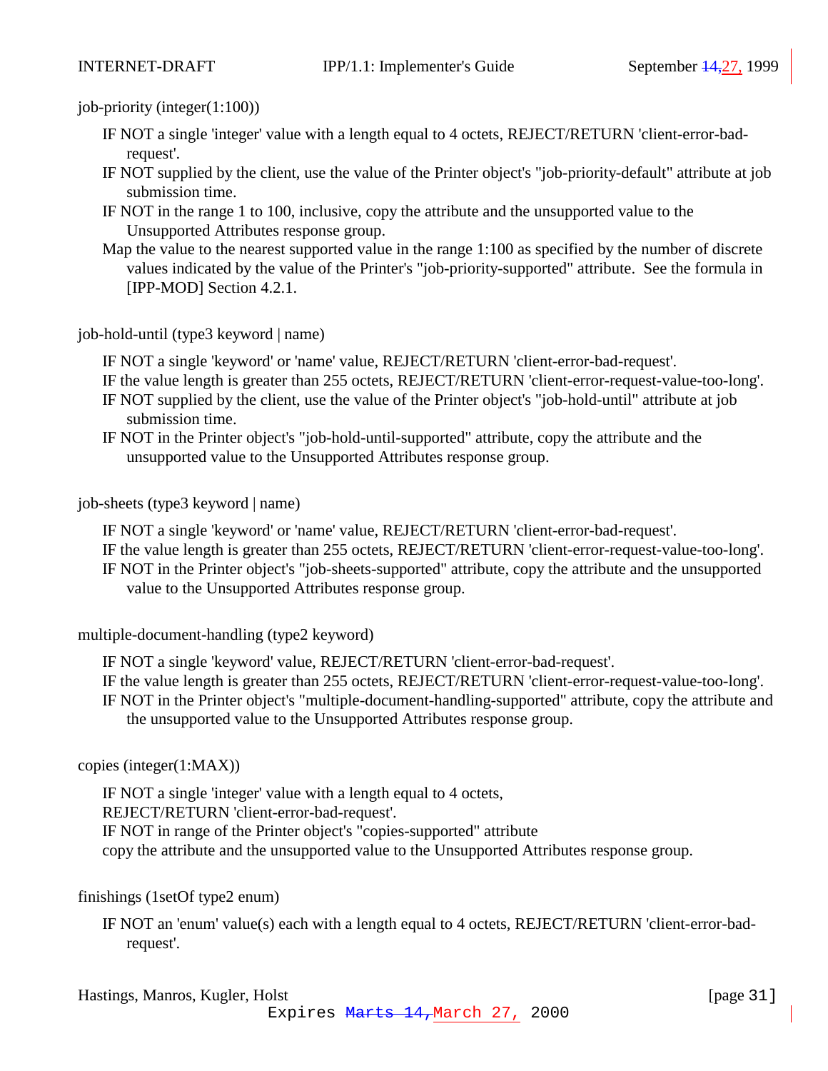job-priority (integer(1:100))

IF NOT a single 'integer' value with a length equal to 4 octets, REJECT/RETURN 'client-error-bad-request'.
IF NOT supplied by the client, use the value of the Printer object's "job-priority-default" attribute at job submission time.
IF NOT in the range 1 to 100, inclusive, copy the attribute and the unsupported value to the Unsupported Attributes response group.
Map the value to the nearest supported value in the range 1:100 as specified by the number of discrete values indicated by the value of the Printer's "job-priority-supported" attribute. See the formula in [IPP-MOD] Section 4.2.1.

job-hold-until (type3 keyword | name)

IF NOT a single 'keyword' or 'name' value, REJECT/RETURN 'client-error-bad-request'.
IF the value length is greater than 255 octets, REJECT/RETURN 'client-error-request-value-too-long'.
IF NOT supplied by the client, use the value of the Printer object's "job-hold-until" attribute at job submission time.
IF NOT in the Printer object's "job-hold-until-supported" attribute, copy the attribute and the unsupported value to the Unsupported Attributes response group.

job-sheets (type3 keyword | name)

IF NOT a single 'keyword' or 'name' value, REJECT/RETURN 'client-error-bad-request'.
IF the value length is greater than 255 octets, REJECT/RETURN 'client-error-request-value-too-long'.
IF NOT in the Printer object's "job-sheets-supported" attribute, copy the attribute and the unsupported value to the Unsupported Attributes response group.

multiple-document-handling (type2 keyword)

IF NOT a single 'keyword' value, REJECT/RETURN 'client-error-bad-request'.
IF the value length is greater than 255 octets, REJECT/RETURN 'client-error-request-value-too-long'.
IF NOT in the Printer object's "multiple-document-handling-supported" attribute, copy the attribute and the unsupported value to the Unsupported Attributes response group.

copies (integer(1:MAX))

IF NOT a single 'integer' value with a length equal to 4 octets,
REJECT/RETURN 'client-error-bad-request'.
IF NOT in range of the Printer object's "copies-supported" attribute
copy the attribute and the unsupported value to the Unsupported Attributes response group.

finishings (1setOf type2 enum)

IF NOT an 'enum' value(s) each with a length equal to 4 octets, REJECT/RETURN 'client-error-bad-request'.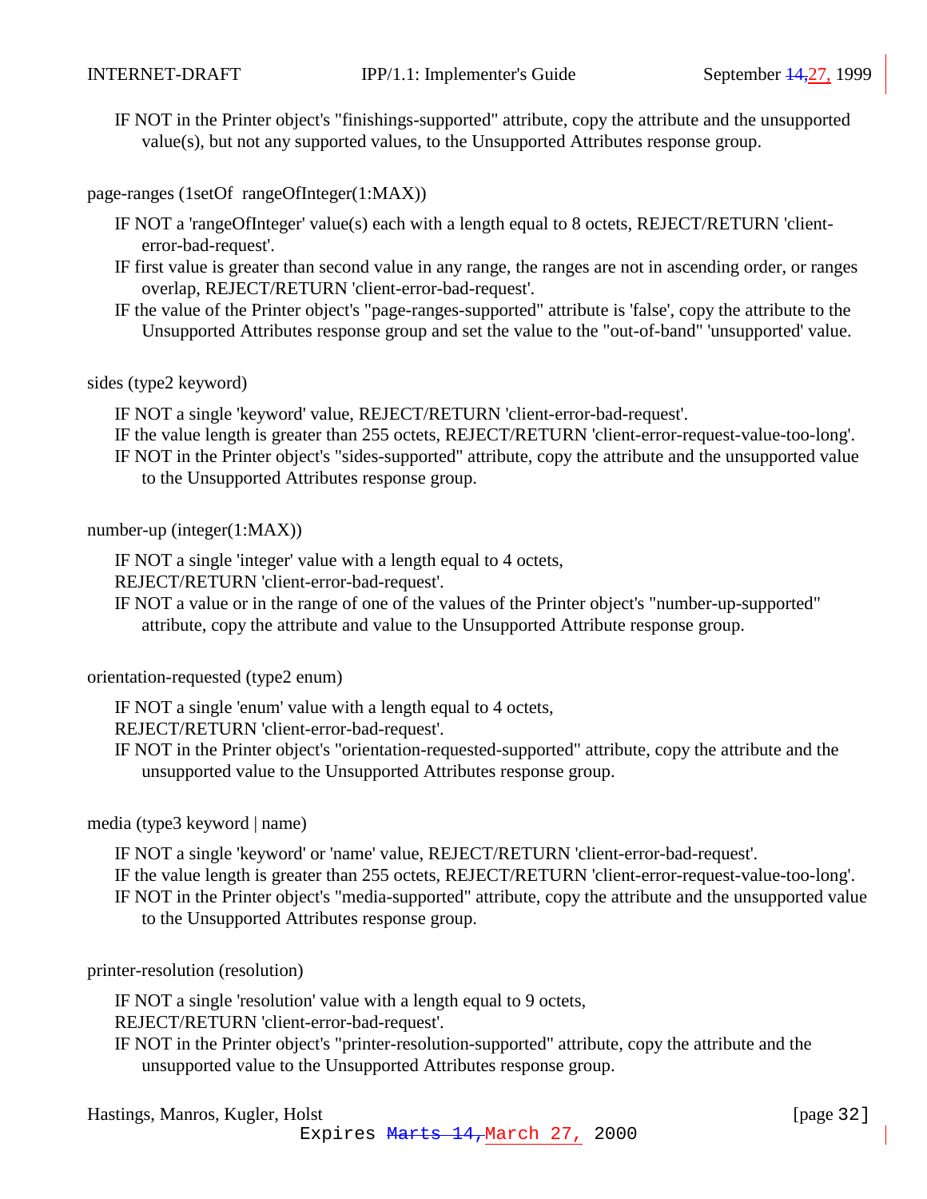IF NOT in the Printer object's "finishings-supported" attribute, copy the attribute and the unsupported value(s), but not any supported values, to the Unsupported Attributes response group.

page-ranges (1setOf rangeOfInteger(1:MAX))

IF NOT a 'rangeOfInteger' value(s) each with a length equal to 8 octets, REJECT/RETURN 'client-error-bad-request'.
IF first value is greater than second value in any range, the ranges are not in ascending order, or ranges overlap, REJECT/RETURN 'client-error-bad-request'.
IF the value of the Printer object's "page-ranges-supported" attribute is 'false', copy the attribute to the Unsupported Attributes response group and set the value to the "out-of-band" 'unsupported' value.

sides (type2 keyword)

IF NOT a single 'keyword' value, REJECT/RETURN 'client-error-bad-request'.
IF the value length is greater than 255 octets, REJECT/RETURN 'client-error-request-value-too-long'.
IF NOT in the Printer object's "sides-supported" attribute, copy the attribute and the unsupported value to the Unsupported Attributes response group.

number-up (integer(1:MAX))

IF NOT a single 'integer' value with a length equal to 4 octets,
REJECT/RETURN 'client-error-bad-request'.
IF NOT a value or in the range of one of the values of the Printer object's "number-up-supported" attribute, copy the attribute and value to the Unsupported Attribute response group.

orientation-requested (type2 enum)

IF NOT a single 'enum' value with a length equal to 4 octets,
REJECT/RETURN 'client-error-bad-request'.
IF NOT in the Printer object's "orientation-requested-supported" attribute, copy the attribute and the unsupported value to the Unsupported Attributes response group.

media (type3 keyword | name)

IF NOT a single 'keyword' or 'name' value, REJECT/RETURN 'client-error-bad-request'.
IF the value length is greater than 255 octets, REJECT/RETURN 'client-error-request-value-too-long'.
IF NOT in the Printer object's "media-supported" attribute, copy the attribute and the unsupported value to the Unsupported Attributes response group.

printer-resolution (resolution)

IF NOT a single 'resolution' value with a length equal to 9 octets,
REJECT/RETURN 'client-error-bad-request'.
IF NOT in the Printer object's "printer-resolution-supported" attribute, copy the attribute and the unsupported value to the Unsupported Attributes response group.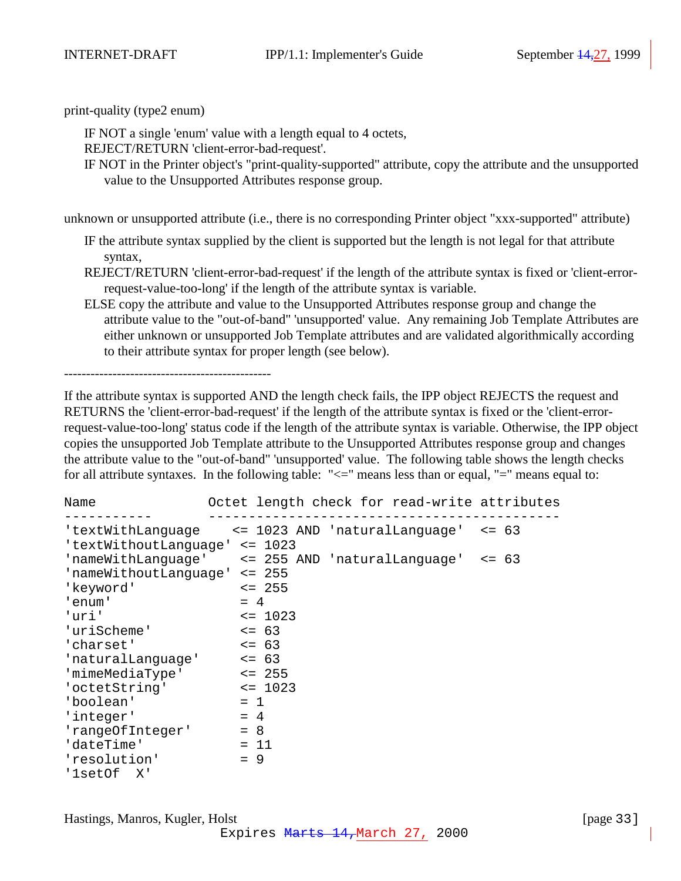print-quality (type2 enum)

IF NOT a single 'enum' value with a length equal to 4 octets,
REJECT/RETURN 'client-error-bad-request'.
IF NOT in the Printer object's "print-quality-supported" attribute, copy the attribute and the unsupported value to the Unsupported Attributes response group.

unknown or unsupported attribute (i.e., there is no corresponding Printer object "xxx-supported" attribute)

IF the attribute syntax supplied by the client is supported but the length is not legal for that attribute syntax,
REJECT/RETURN 'client-error-bad-request' if the length of the attribute syntax is fixed or 'client-error-request-value-too-long' if the length of the attribute syntax is variable.
ELSE copy the attribute and value to the Unsupported Attributes response group and change the attribute value to the "out-of-band" 'unsupported' value. Any remaining Job Template Attributes are either unknown or unsupported Job Template attributes and are validated algorithmically according to their attribute syntax for proper length (see below).

-----------------------------------------------

If the attribute syntax is supported AND the length check fails, the IPP object REJECTS the request and RETURNS the 'client-error-bad-request' if the length of the attribute syntax is fixed or the 'client-error-request-value-too-long' status code if the length of the attribute syntax is variable. Otherwise, the IPP object copies the unsupported Job Template attribute to the Unsupported Attributes response group and changes the attribute value to the "out-of-band" 'unsupported' value. The following table shows the length checks for all attribute syntaxes. In the following table: "<=" means less than or equal, "=" means equal to:

```
Name               Octet length check for read-write attributes
-----------        --------------------------------------------
'textWithLanguage    <= 1023 AND 'naturalLanguage'  <= 63
'textWithoutLanguage' <= 1023
'nameWithLanguage'    <= 255 AND 'naturalLanguage'  <= 63
'nameWithoutLanguage' <= 255
'keyword'             <= 255
'enum'                = 4
'uri'                 <= 1023
'uriScheme'           <= 63
'charset'             <= 63
'naturalLanguage'     <= 63
'mimeMediaType'       <= 255
'octetString'         <= 1023
'boolean'             = 1
'integer'             = 4
'rangeOfInteger'      = 8
'dateTime'            = 11
'resolution'          = 9
'1setOf  X'
```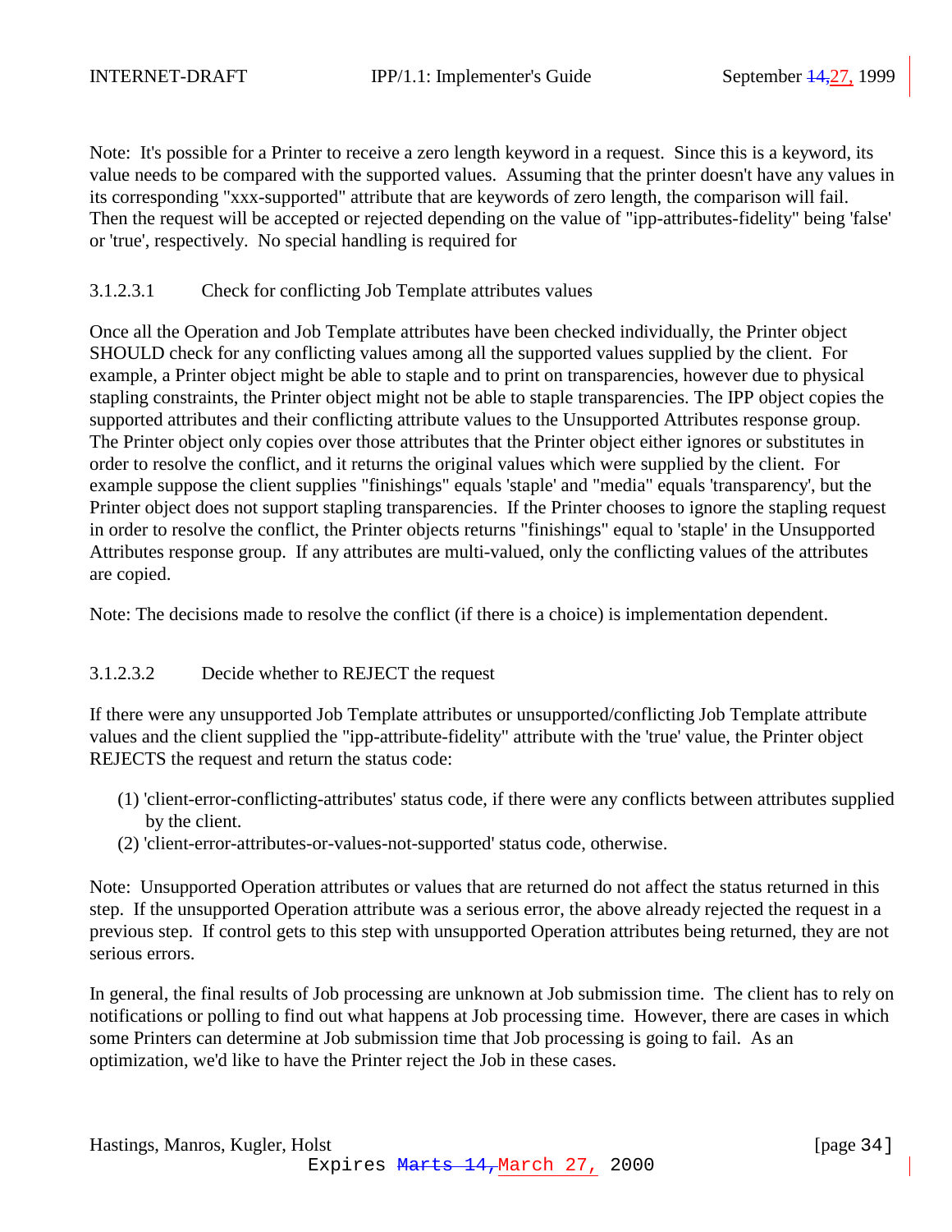Note: It's possible for a Printer to receive a zero length keyword in a request. Since this is a keyword, its value needs to be compared with the supported values. Assuming that the printer doesn't have any values in its corresponding "xxx-supported" attribute that are keywords of zero length, the comparison will fail. Then the request will be accepted or rejected depending on the value of "ipp-attributes-fidelity" being 'false' or 'true', respectively. No special handling is required for

#### 3.1.2.3.1 Check for conflicting Job Template attributes values

Once all the Operation and Job Template attributes have been checked individually, the Printer object SHOULD check for any conflicting values among all the supported values supplied by the client. For example, a Printer object might be able to staple and to print on transparencies, however due to physical stapling constraints, the Printer object might not be able to staple transparencies. The IPP object copies the supported attributes and their conflicting attribute values to the Unsupported Attributes response group. The Printer object only copies over those attributes that the Printer object either ignores or substitutes in order to resolve the conflict, and it returns the original values which were supplied by the client. For example suppose the client supplies "finishings" equals 'staple' and "media" equals 'transparency', but the Printer object does not support stapling transparencies. If the Printer chooses to ignore the stapling request in order to resolve the conflict, the Printer objects returns "finishings" equal to 'staple' in the Unsupported Attributes response group. If any attributes are multi-valued, only the conflicting values of the attributes are copied.

Note: The decisions made to resolve the conflict (if there is a choice) is implementation dependent.

#### 3.1.2.3.2 Decide whether to REJECT the request

If there were any unsupported Job Template attributes or unsupported/conflicting Job Template attribute values and the client supplied the "ipp-attribute-fidelity" attribute with the 'true' value, the Printer object REJECTS the request and return the status code:

(1) 'client-error-conflicting-attributes' status code, if there were any conflicts between attributes supplied by the client.
(2) 'client-error-attributes-or-values-not-supported' status code, otherwise.

Note: Unsupported Operation attributes or values that are returned do not affect the status returned in this step. If the unsupported Operation attribute was a serious error, the above already rejected the request in a previous step. If control gets to this step with unsupported Operation attributes being returned, they are not serious errors.

In general, the final results of Job processing are unknown at Job submission time. The client has to rely on notifications or polling to find out what happens at Job processing time. However, there are cases in which some Printers can determine at Job submission time that Job processing is going to fail. As an optimization, we'd like to have the Printer reject the Job in these cases.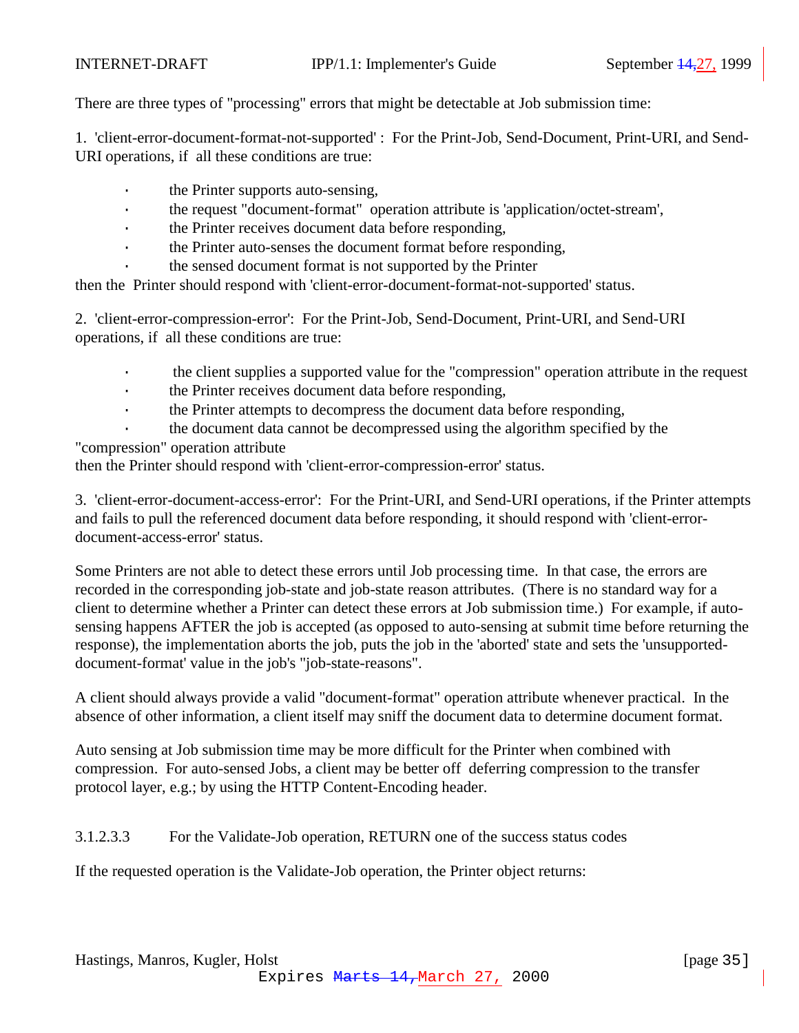There are three types of "processing" errors that might be detectable at Job submission time:

1. 'client-error-document-format-not-supported' : For the Print-Job, Send-Document, Print-URI, and Send-URI operations, if all these conditions are true:

- the Printer supports auto-sensing,
- the request "document-format" operation attribute is 'application/octet-stream',
- the Printer receives document data before responding,
- the Printer auto-senses the document format before responding,
- the sensed document format is not supported by the Printer

then the Printer should respond with 'client-error-document-format-not-supported' status.

2. 'client-error-compression-error': For the Print-Job, Send-Document, Print-URI, and Send-URI operations, if all these conditions are true:

- the client supplies a supported value for the "compression" operation attribute in the request
- the Printer receives document data before responding,
- the Printer attempts to decompress the document data before responding,
- the document data cannot be decompressed using the algorithm specified by the "compression" operation attribute

then the Printer should respond with 'client-error-compression-error' status.

3. 'client-error-document-access-error': For the Print-URI, and Send-URI operations, if the Printer attempts and fails to pull the referenced document data before responding, it should respond with 'client-error-document-access-error' status.

Some Printers are not able to detect these errors until Job processing time. In that case, the errors are recorded in the corresponding job-state and job-state reason attributes. (There is no standard way for a client to determine whether a Printer can detect these errors at Job submission time.) For example, if auto-sensing happens AFTER the job is accepted (as opposed to auto-sensing at submit time before returning the response), the implementation aborts the job, puts the job in the 'aborted' state and sets the 'unsupported-document-format' value in the job's "job-state-reasons".

A client should always provide a valid "document-format" operation attribute whenever practical. In the absence of other information, a client itself may sniff the document data to determine document format.

Auto sensing at Job submission time may be more difficult for the Printer when combined with compression. For auto-sensed Jobs, a client may be better off deferring compression to the transfer protocol layer, e.g.; by using the HTTP Content-Encoding header.

#### 3.1.2.3.3 For the Validate-Job operation, RETURN one of the success status codes

If the requested operation is the Validate-Job operation, the Printer object returns: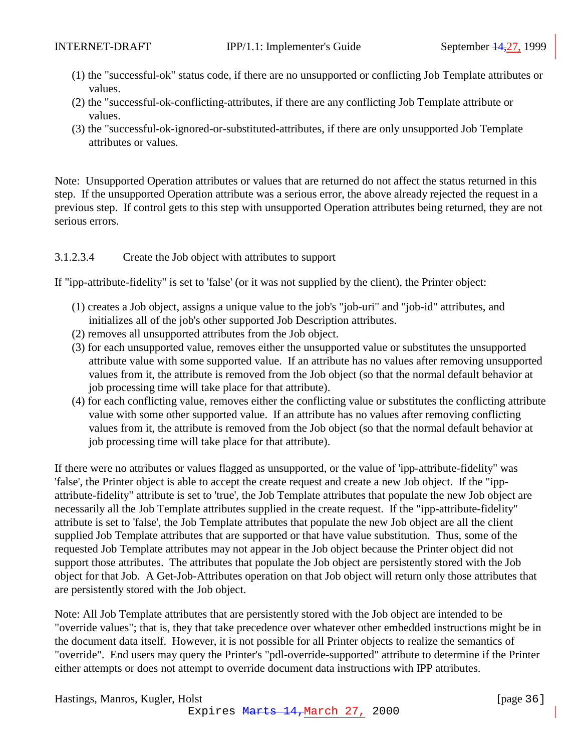(1) the "successful-ok" status code, if there are no unsupported or conflicting Job Template attributes or values.
(2) the "successful-ok-conflicting-attributes, if there are any conflicting Job Template attribute or values.
(3) the "successful-ok-ignored-or-substituted-attributes, if there are only unsupported Job Template attributes or values.

Note: Unsupported Operation attributes or values that are returned do not affect the status returned in this step. If the unsupported Operation attribute was a serious error, the above already rejected the request in a previous step. If control gets to this step with unsupported Operation attributes being returned, they are not serious errors.

#### 3.1.2.3.4 Create the Job object with attributes to support

If "ipp-attribute-fidelity" is set to 'false' (or it was not supplied by the client), the Printer object:

(1) creates a Job object, assigns a unique value to the job's "job-uri" and "job-id" attributes, and initializes all of the job's other supported Job Description attributes.
(2) removes all unsupported attributes from the Job object.
(3) for each unsupported value, removes either the unsupported value or substitutes the unsupported attribute value with some supported value. If an attribute has no values after removing unsupported values from it, the attribute is removed from the Job object (so that the normal default behavior at job processing time will take place for that attribute).
(4) for each conflicting value, removes either the conflicting value or substitutes the conflicting attribute value with some other supported value. If an attribute has no values after removing conflicting values from it, the attribute is removed from the Job object (so that the normal default behavior at job processing time will take place for that attribute).

If there were no attributes or values flagged as unsupported, or the value of 'ipp-attribute-fidelity" was 'false', the Printer object is able to accept the create request and create a new Job object. If the "ipp-attribute-fidelity" attribute is set to 'true', the Job Template attributes that populate the new Job object are necessarily all the Job Template attributes supplied in the create request. If the "ipp-attribute-fidelity" attribute is set to 'false', the Job Template attributes that populate the new Job object are all the client supplied Job Template attributes that are supported or that have value substitution. Thus, some of the requested Job Template attributes may not appear in the Job object because the Printer object did not support those attributes. The attributes that populate the Job object are persistently stored with the Job object for that Job. A Get-Job-Attributes operation on that Job object will return only those attributes that are persistently stored with the Job object.

Note: All Job Template attributes that are persistently stored with the Job object are intended to be "override values"; that is, they that take precedence over whatever other embedded instructions might be in the document data itself. However, it is not possible for all Printer objects to realize the semantics of "override". End users may query the Printer's "pdl-override-supported" attribute to determine if the Printer either attempts or does not attempt to override document data instructions with IPP attributes.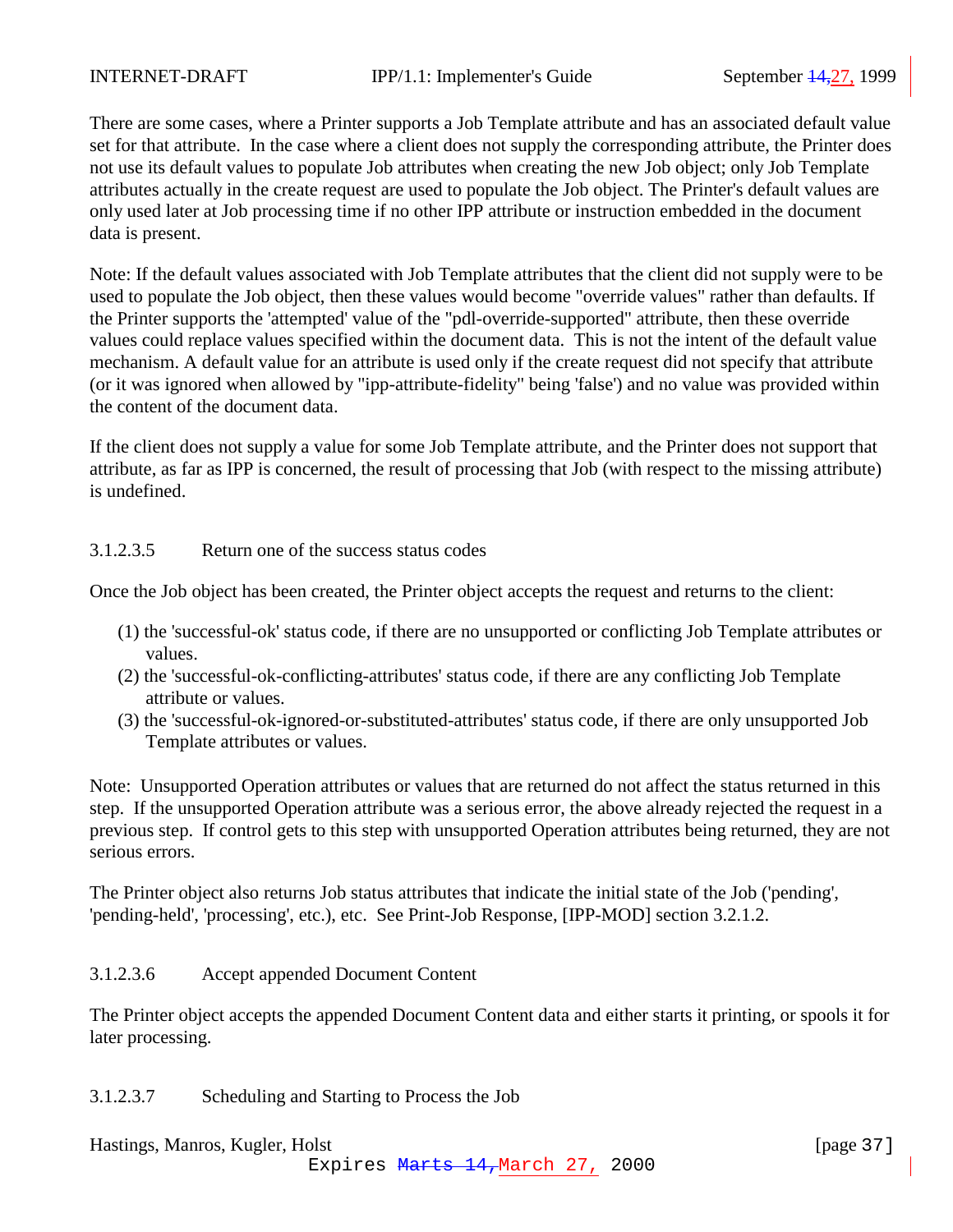There are some cases, where a Printer supports a Job Template attribute and has an associated default value set for that attribute. In the case where a client does not supply the corresponding attribute, the Printer does not use its default values to populate Job attributes when creating the new Job object; only Job Template attributes actually in the create request are used to populate the Job object. The Printer's default values are only used later at Job processing time if no other IPP attribute or instruction embedded in the document data is present.

Note: If the default values associated with Job Template attributes that the client did not supply were to be used to populate the Job object, then these values would become "override values" rather than defaults. If the Printer supports the 'attempted' value of the "pdl-override-supported" attribute, then these override values could replace values specified within the document data. This is not the intent of the default value mechanism. A default value for an attribute is used only if the create request did not specify that attribute (or it was ignored when allowed by "ipp-attribute-fidelity" being 'false') and no value was provided within the content of the document data.

If the client does not supply a value for some Job Template attribute, and the Printer does not support that attribute, as far as IPP is concerned, the result of processing that Job (with respect to the missing attribute) is undefined.

#### 3.1.2.3.5 Return one of the success status codes

Once the Job object has been created, the Printer object accepts the request and returns to the client:

(1) the 'successful-ok' status code, if there are no unsupported or conflicting Job Template attributes or values.
(2) the 'successful-ok-conflicting-attributes' status code, if there are any conflicting Job Template attribute or values.
(3) the 'successful-ok-ignored-or-substituted-attributes' status code, if there are only unsupported Job Template attributes or values.

Note: Unsupported Operation attributes or values that are returned do not affect the status returned in this step. If the unsupported Operation attribute was a serious error, the above already rejected the request in a previous step. If control gets to this step with unsupported Operation attributes being returned, they are not serious errors.

The Printer object also returns Job status attributes that indicate the initial state of the Job ('pending', 'pending-held', 'processing', etc.), etc. See Print-Job Response, [IPP-MOD] section 3.2.1.2.

#### 3.1.2.3.6 Accept appended Document Content

The Printer object accepts the appended Document Content data and either starts it printing, or spools it for later processing.

#### 3.1.2.3.7 Scheduling and Starting to Process the Job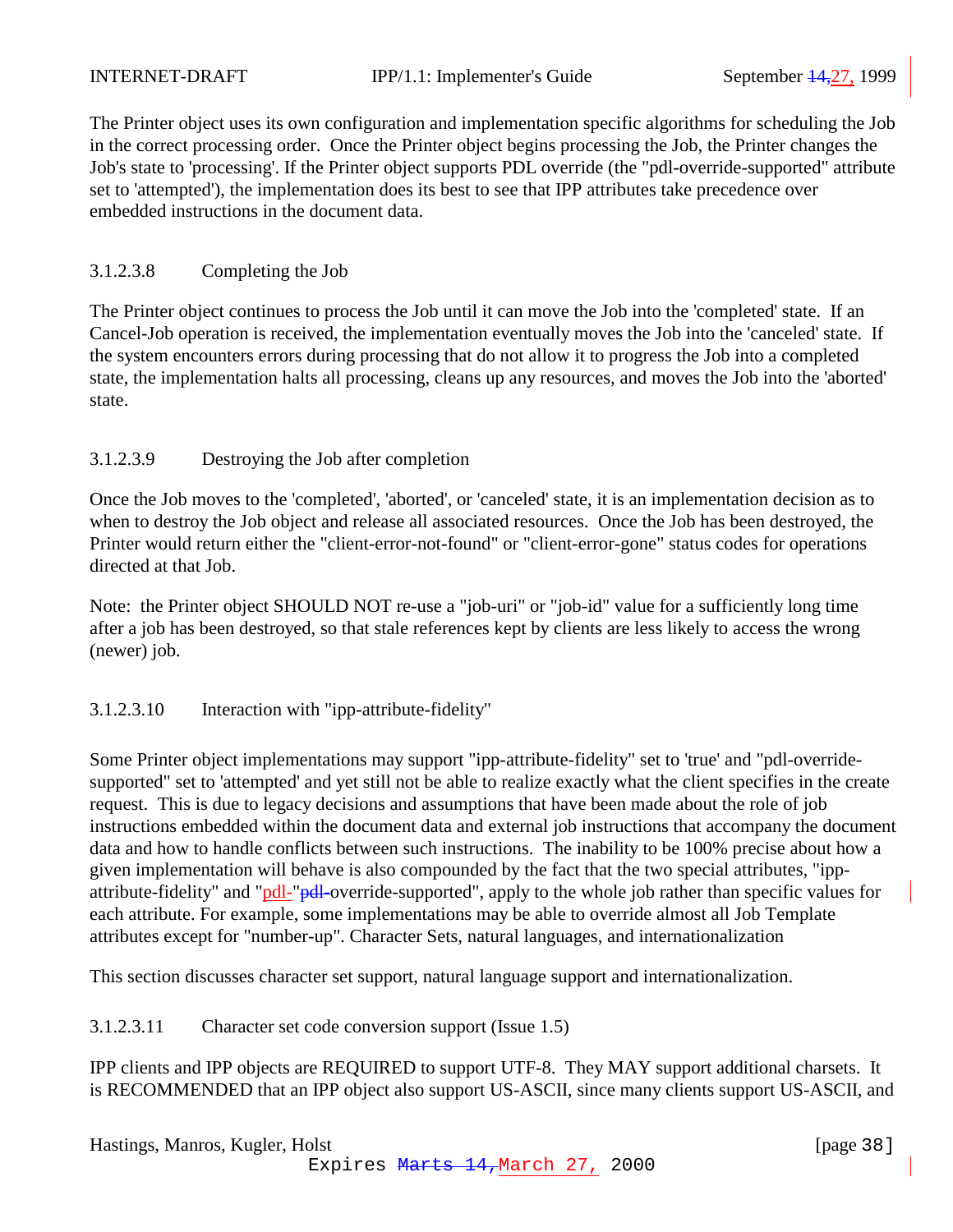The Printer object uses its own configuration and implementation specific algorithms for scheduling the Job in the correct processing order. Once the Printer object begins processing the Job, the Printer changes the Job's state to 'processing'. If the Printer object supports PDL override (the "pdl-override-supported" attribute set to 'attempted'), the implementation does its best to see that IPP attributes take precedence over embedded instructions in the document data.

#### 3.1.2.3.8 Completing the Job

The Printer object continues to process the Job until it can move the Job into the 'completed' state. If an Cancel-Job operation is received, the implementation eventually moves the Job into the 'canceled' state. If the system encounters errors during processing that do not allow it to progress the Job into a completed state, the implementation halts all processing, cleans up any resources, and moves the Job into the 'aborted' state.

#### 3.1.2.3.9 Destroying the Job after completion

Once the Job moves to the 'completed', 'aborted', or 'canceled' state, it is an implementation decision as to when to destroy the Job object and release all associated resources. Once the Job has been destroyed, the Printer would return either the "client-error-not-found" or "client-error-gone" status codes for operations directed at that Job.

Note: the Printer object SHOULD NOT re-use a "job-uri" or "job-id" value for a sufficiently long time after a job has been destroyed, so that stale references kept by clients are less likely to access the wrong (newer) job.

#### 3.1.2.3.10 Interaction with "ipp-attribute-fidelity"

Some Printer object implementations may support "ipp-attribute-fidelity" set to 'true' and "pdl-override-supported" set to 'attempted' and yet still not be able to realize exactly what the client specifies in the create request. This is due to legacy decisions and assumptions that have been made about the role of job instructions embedded within the document data and external job instructions that accompany the document data and how to handle conflicts between such instructions. The inability to be 100% precise about how a given implementation will behave is also compounded by the fact that the two special attributes, "ipp-attribute-fidelity" and "pdl-"~~pdl-~~override-supported", apply to the whole job rather than specific values for each attribute. For example, some implementations may be able to override almost all Job Template attributes except for "number-up". Character Sets, natural languages, and internationalization

This section discusses character set support, natural language support and internationalization.

#### 3.1.2.3.11 Character set code conversion support (Issue 1.5)

IPP clients and IPP objects are REQUIRED to support UTF-8. They MAY support additional charsets. It is RECOMMENDED that an IPP object also support US-ASCII, since many clients support US-ASCII, and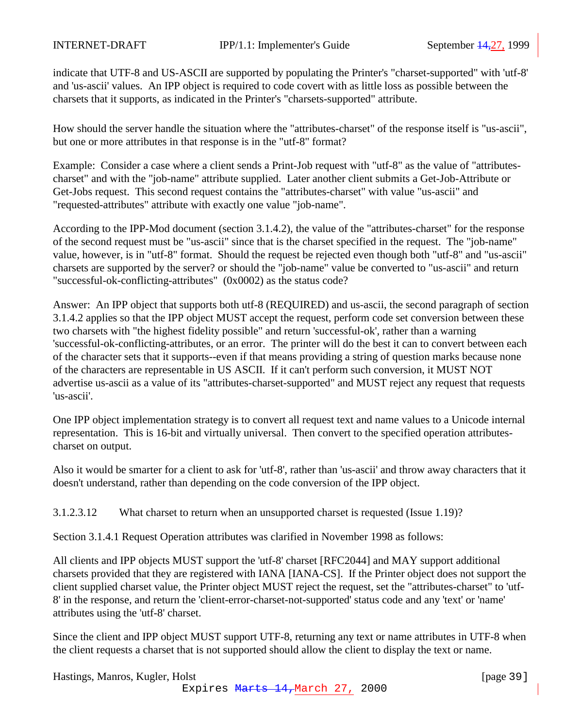indicate that UTF-8 and US-ASCII are supported by populating the Printer's "charset-supported" with 'utf-8' and 'us-ascii' values. An IPP object is required to code covert with as little loss as possible between the charsets that it supports, as indicated in the Printer's "charsets-supported" attribute.

How should the server handle the situation where the "attributes-charset" of the response itself is "us-ascii", but one or more attributes in that response is in the "utf-8" format?

Example: Consider a case where a client sends a Print-Job request with "utf-8" as the value of "attributes-charset" and with the "job-name" attribute supplied. Later another client submits a Get-Job-Attribute or Get-Jobs request. This second request contains the "attributes-charset" with value "us-ascii" and "requested-attributes" attribute with exactly one value "job-name".

According to the IPP-Mod document (section 3.1.4.2), the value of the "attributes-charset" for the response of the second request must be "us-ascii" since that is the charset specified in the request. The "job-name" value, however, is in "utf-8" format. Should the request be rejected even though both "utf-8" and "us-ascii" charsets are supported by the server? or should the "job-name" value be converted to "us-ascii" and return "successful-ok-conflicting-attributes" (0x0002) as the status code?

Answer: An IPP object that supports both utf-8 (REQUIRED) and us-ascii, the second paragraph of section 3.1.4.2 applies so that the IPP object MUST accept the request, perform code set conversion between these two charsets with "the highest fidelity possible" and return 'successful-ok', rather than a warning 'successful-ok-conflicting-attributes, or an error. The printer will do the best it can to convert between each of the character sets that it supports--even if that means providing a string of question marks because none of the characters are representable in US ASCII. If it can't perform such conversion, it MUST NOT advertise us-ascii as a value of its "attributes-charset-supported" and MUST reject any request that requests 'us-ascii'.

One IPP object implementation strategy is to convert all request text and name values to a Unicode internal representation. This is 16-bit and virtually universal. Then convert to the specified operation attributes-charset on output.

Also it would be smarter for a client to ask for 'utf-8', rather than 'us-ascii' and throw away characters that it doesn't understand, rather than depending on the code conversion of the IPP object.

#### 3.1.2.3.12 What charset to return when an unsupported charset is requested (Issue 1.19)?

Section 3.1.4.1 Request Operation attributes was clarified in November 1998 as follows:

All clients and IPP objects MUST support the 'utf-8' charset [RFC2044] and MAY support additional charsets provided that they are registered with IANA [IANA-CS]. If the Printer object does not support the client supplied charset value, the Printer object MUST reject the request, set the "attributes-charset" to 'utf-8' in the response, and return the 'client-error-charset-not-supported' status code and any 'text' or 'name' attributes using the 'utf-8' charset.

Since the client and IPP object MUST support UTF-8, returning any text or name attributes in UTF-8 when the client requests a charset that is not supported should allow the client to display the text or name.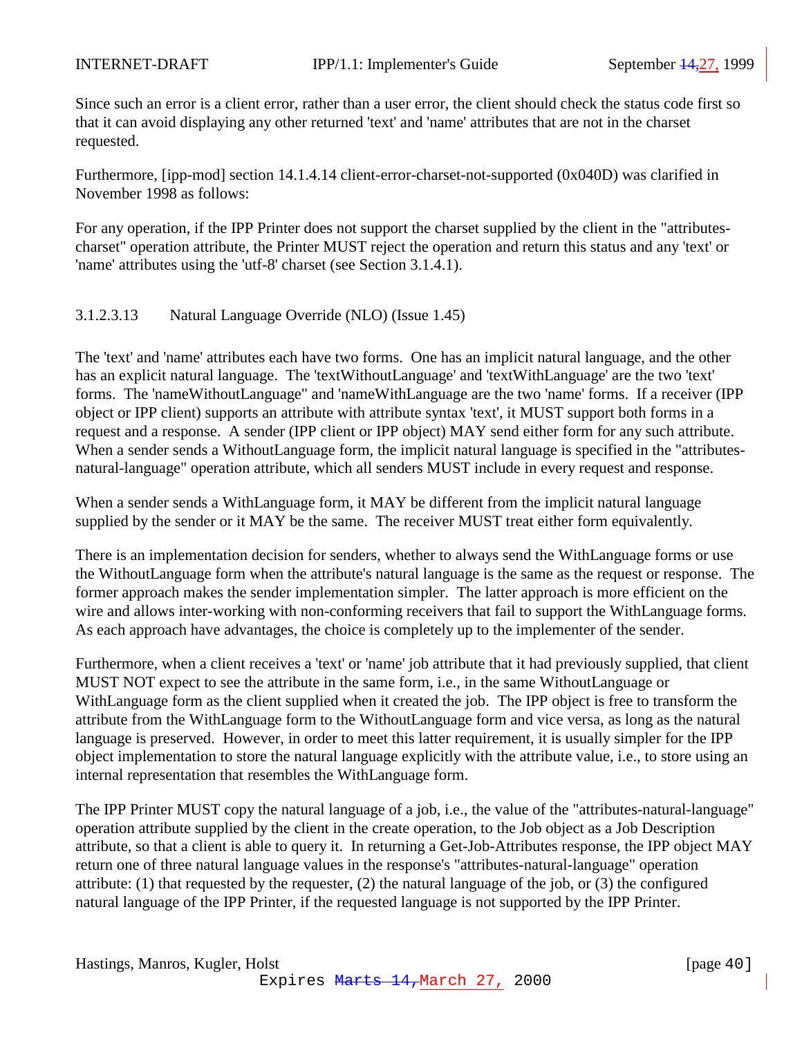Since such an error is a client error, rather than a user error, the client should check the status code first so that it can avoid displaying any other returned 'text' and 'name' attributes that are not in the charset requested.

Furthermore, [ipp-mod] section 14.1.4.14 client-error-charset-not-supported (0x040D) was clarified in November 1998 as follows:

For any operation, if the IPP Printer does not support the charset supplied by the client in the "attributes-charset" operation attribute, the Printer MUST reject the operation and return this status and any 'text' or 'name' attributes using the 'utf-8' charset (see Section 3.1.4.1).

#### 3.1.2.3.13 Natural Language Override (NLO) (Issue 1.45)

The 'text' and 'name' attributes each have two forms. One has an implicit natural language, and the other has an explicit natural language. The 'textWithoutLanguage' and 'textWithLanguage' are the two 'text' forms. The 'nameWithoutLanguage" and 'nameWithLanguage are the two 'name' forms. If a receiver (IPP object or IPP client) supports an attribute with attribute syntax 'text', it MUST support both forms in a request and a response. A sender (IPP client or IPP object) MAY send either form for any such attribute. When a sender sends a WithoutLanguage form, the implicit natural language is specified in the "attributes-natural-language" operation attribute, which all senders MUST include in every request and response.

When a sender sends a WithLanguage form, it MAY be different from the implicit natural language supplied by the sender or it MAY be the same. The receiver MUST treat either form equivalently.

There is an implementation decision for senders, whether to always send the WithLanguage forms or use the WithoutLanguage form when the attribute's natural language is the same as the request or response. The former approach makes the sender implementation simpler. The latter approach is more efficient on the wire and allows inter-working with non-conforming receivers that fail to support the WithLanguage forms. As each approach have advantages, the choice is completely up to the implementer of the sender.

Furthermore, when a client receives a 'text' or 'name' job attribute that it had previously supplied, that client MUST NOT expect to see the attribute in the same form, i.e., in the same WithoutLanguage or WithLanguage form as the client supplied when it created the job. The IPP object is free to transform the attribute from the WithLanguage form to the WithoutLanguage form and vice versa, as long as the natural language is preserved. However, in order to meet this latter requirement, it is usually simpler for the IPP object implementation to store the natural language explicitly with the attribute value, i.e., to store using an internal representation that resembles the WithLanguage form.

The IPP Printer MUST copy the natural language of a job, i.e., the value of the "attributes-natural-language" operation attribute supplied by the client in the create operation, to the Job object as a Job Description attribute, so that a client is able to query it. In returning a Get-Job-Attributes response, the IPP object MAY return one of three natural language values in the response's "attributes-natural-language" operation attribute: (1) that requested by the requester, (2) the natural language of the job, or (3) the configured natural language of the IPP Printer, if the requested language is not supported by the IPP Printer.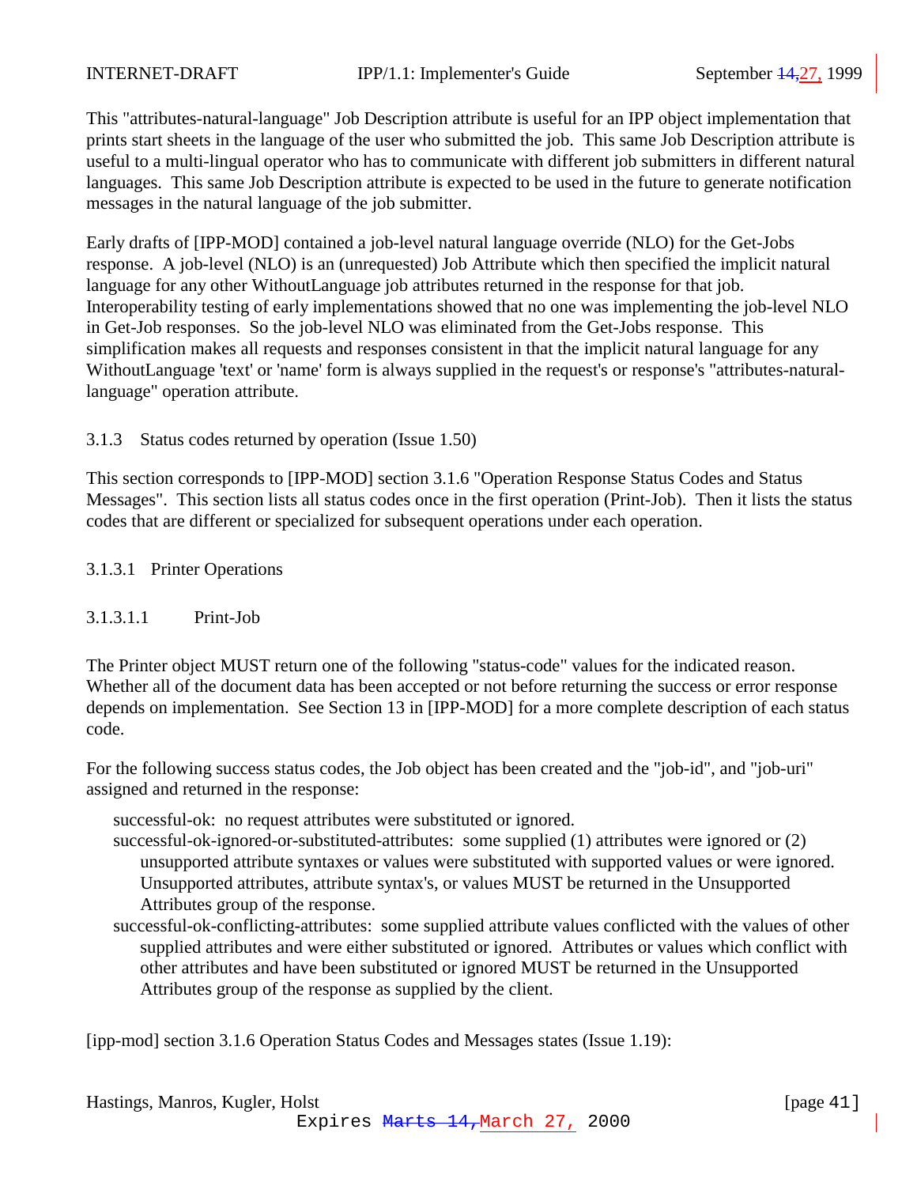This "attributes-natural-language" Job Description attribute is useful for an IPP object implementation that prints start sheets in the language of the user who submitted the job. This same Job Description attribute is useful to a multi-lingual operator who has to communicate with different job submitters in different natural languages. This same Job Description attribute is expected to be used in the future to generate notification messages in the natural language of the job submitter.

Early drafts of [IPP-MOD] contained a job-level natural language override (NLO) for the Get-Jobs response. A job-level (NLO) is an (unrequested) Job Attribute which then specified the implicit natural language for any other WithoutLanguage job attributes returned in the response for that job. Interoperability testing of early implementations showed that no one was implementing the job-level NLO in Get-Job responses. So the job-level NLO was eliminated from the Get-Jobs response. This simplification makes all requests and responses consistent in that the implicit natural language for any WithoutLanguage 'text' or 'name' form is always supplied in the request's or response's "attributes-natural-language" operation attribute.

### 3.1.3 Status codes returned by operation (Issue 1.50)

This section corresponds to [IPP-MOD] section 3.1.6 "Operation Response Status Codes and Status Messages". This section lists all status codes once in the first operation (Print-Job). Then it lists the status codes that are different or specialized for subsequent operations under each operation.

#### 3.1.3.1 Printer Operations

##### 3.1.3.1.1 Print-Job

The Printer object MUST return one of the following "status-code" values for the indicated reason. Whether all of the document data has been accepted or not before returning the success or error response depends on implementation. See Section 13 in [IPP-MOD] for a more complete description of each status code.

For the following success status codes, the Job object has been created and the "job-id", and "job-uri" assigned and returned in the response:

- successful-ok: no request attributes were substituted or ignored.
- successful-ok-ignored-or-substituted-attributes: some supplied (1) attributes were ignored or (2) unsupported attribute syntaxes or values were substituted with supported values or were ignored. Unsupported attributes, attribute syntax's, or values MUST be returned in the Unsupported Attributes group of the response.
- successful-ok-conflicting-attributes: some supplied attribute values conflicted with the values of other supplied attributes and were either substituted or ignored. Attributes or values which conflict with other attributes and have been substituted or ignored MUST be returned in the Unsupported Attributes group of the response as supplied by the client.

[ipp-mod] section 3.1.6 Operation Status Codes and Messages states (Issue 1.19):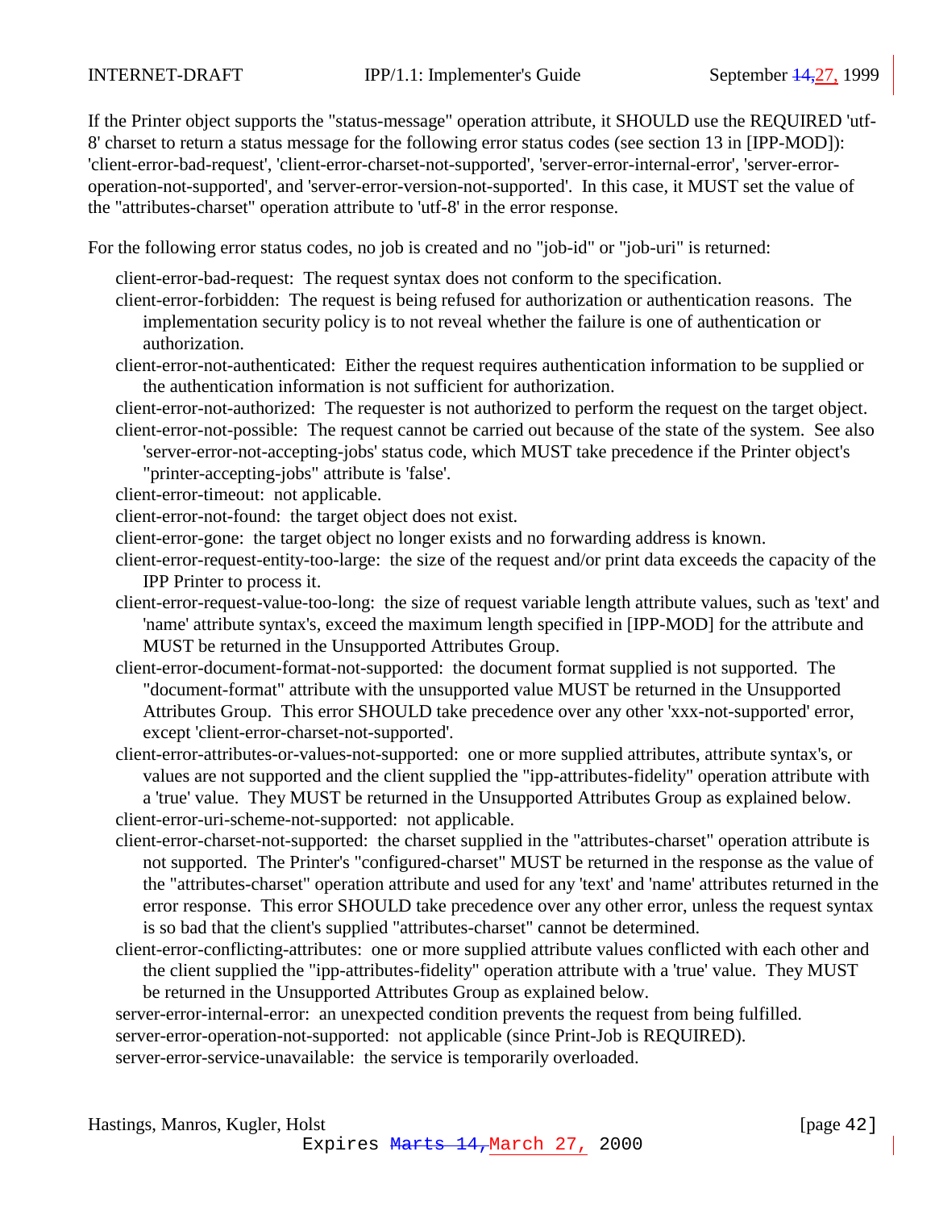If the Printer object supports the "status-message" operation attribute, it SHOULD use the REQUIRED 'utf-8' charset to return a status message for the following error status codes (see section 13 in [IPP-MOD]): 'client-error-bad-request', 'client-error-charset-not-supported', 'server-error-internal-error', 'server-error-operation-not-supported', and 'server-error-version-not-supported'. In this case, it MUST set the value of the "attributes-charset" operation attribute to 'utf-8' in the error response.

For the following error status codes, no job is created and no "job-id" or "job-uri" is returned:

- client-error-bad-request: The request syntax does not conform to the specification.
- client-error-forbidden: The request is being refused for authorization or authentication reasons. The implementation security policy is to not reveal whether the failure is one of authentication or authorization.
- client-error-not-authenticated: Either the request requires authentication information to be supplied or the authentication information is not sufficient for authorization.
- client-error-not-authorized: The requester is not authorized to perform the request on the target object.
- client-error-not-possible: The request cannot be carried out because of the state of the system. See also 'server-error-not-accepting-jobs' status code, which MUST take precedence if the Printer object's "printer-accepting-jobs" attribute is 'false'.
- client-error-timeout: not applicable.
- client-error-not-found: the target object does not exist.
- client-error-gone: the target object no longer exists and no forwarding address is known.
- client-error-request-entity-too-large: the size of the request and/or print data exceeds the capacity of the IPP Printer to process it.
- client-error-request-value-too-long: the size of request variable length attribute values, such as 'text' and 'name' attribute syntax's, exceed the maximum length specified in [IPP-MOD] for the attribute and MUST be returned in the Unsupported Attributes Group.
- client-error-document-format-not-supported: the document format supplied is not supported. The "document-format" attribute with the unsupported value MUST be returned in the Unsupported Attributes Group. This error SHOULD take precedence over any other 'xxx-not-supported' error, except 'client-error-charset-not-supported'.
- client-error-attributes-or-values-not-supported: one or more supplied attributes, attribute syntax's, or values are not supported and the client supplied the "ipp-attributes-fidelity" operation attribute with a 'true' value. They MUST be returned in the Unsupported Attributes Group as explained below.
- client-error-uri-scheme-not-supported: not applicable.
- client-error-charset-not-supported: the charset supplied in the "attributes-charset" operation attribute is not supported. The Printer's "configured-charset" MUST be returned in the response as the value of the "attributes-charset" operation attribute and used for any 'text' and 'name' attributes returned in the error response. This error SHOULD take precedence over any other error, unless the request syntax is so bad that the client's supplied "attributes-charset" cannot be determined.
- client-error-conflicting-attributes: one or more supplied attribute values conflicted with each other and the client supplied the "ipp-attributes-fidelity" operation attribute with a 'true' value. They MUST be returned in the Unsupported Attributes Group as explained below.
- server-error-internal-error: an unexpected condition prevents the request from being fulfilled.
- server-error-operation-not-supported: not applicable (since Print-Job is REQUIRED).
- server-error-service-unavailable: the service is temporarily overloaded.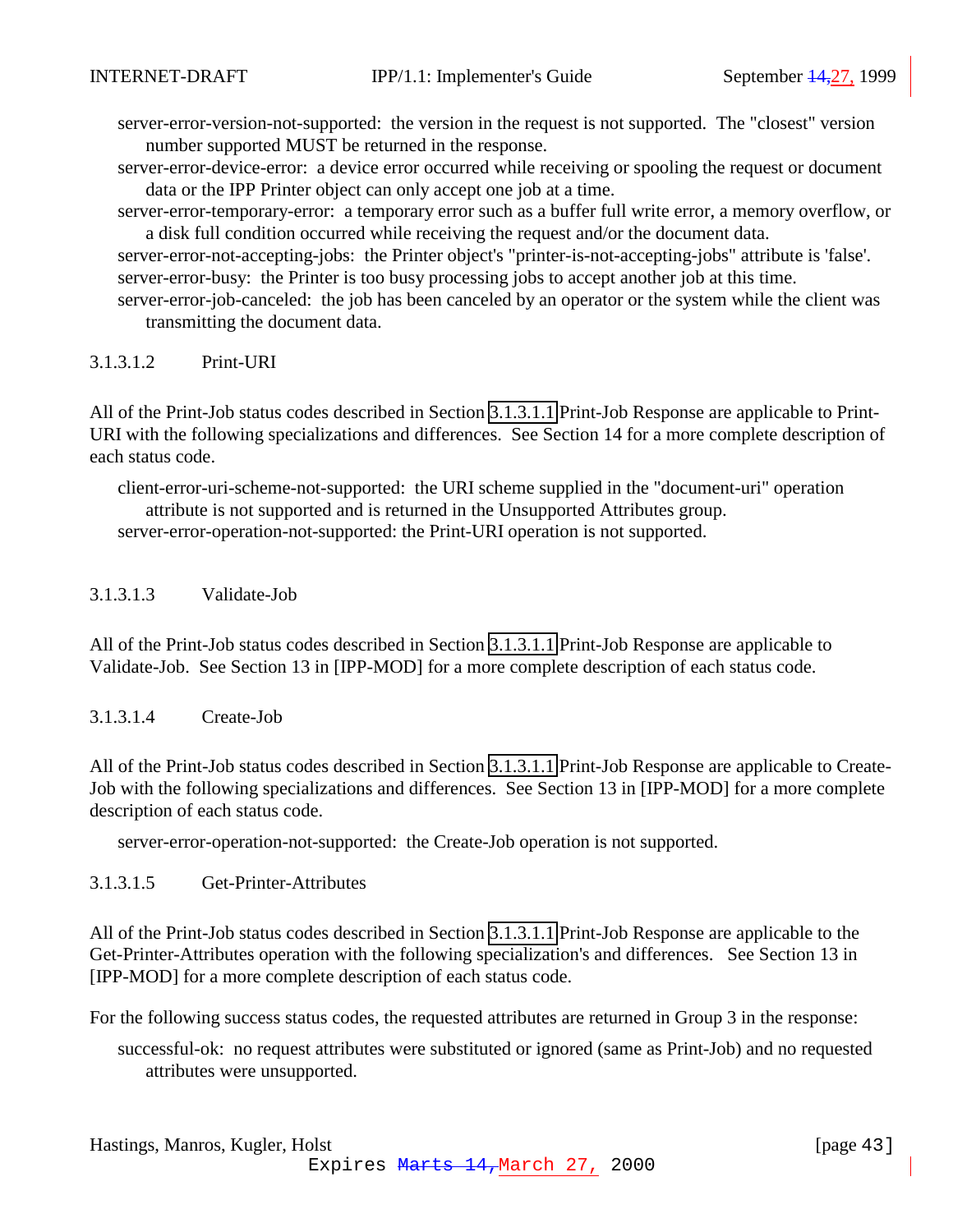server-error-version-not-supported: the version in the request is not supported. The "closest" version number supported MUST be returned in the response.

server-error-device-error: a device error occurred while receiving or spooling the request or document data or the IPP Printer object can only accept one job at a time.

server-error-temporary-error: a temporary error such as a buffer full write error, a memory overflow, or a disk full condition occurred while receiving the request and/or the document data.

server-error-not-accepting-jobs: the Printer object's "printer-is-not-accepting-jobs" attribute is 'false'.

server-error-busy: the Printer is too busy processing jobs to accept another job at this time.

server-error-job-canceled: the job has been canceled by an operator or the system while the client was transmitting the document data.

#### 3.1.3.1.2 Print-URI

All of the Print-Job status codes described in Section 3.1.3.1.1 Print-Job Response are applicable to Print-URI with the following specializations and differences. See Section 14 for a more complete description of each status code.

client-error-uri-scheme-not-supported: the URI scheme supplied in the "document-uri" operation attribute is not supported and is returned in the Unsupported Attributes group.

server-error-operation-not-supported: the Print-URI operation is not supported.

#### 3.1.3.1.3 Validate-Job

All of the Print-Job status codes described in Section 3.1.3.1.1 Print-Job Response are applicable to Validate-Job. See Section 13 in [IPP-MOD] for a more complete description of each status code.

#### 3.1.3.1.4 Create-Job

All of the Print-Job status codes described in Section 3.1.3.1.1 Print-Job Response are applicable to Create-Job with the following specializations and differences. See Section 13 in [IPP-MOD] for a more complete description of each status code.

server-error-operation-not-supported: the Create-Job operation is not supported.

#### 3.1.3.1.5 Get-Printer-Attributes

All of the Print-Job status codes described in Section 3.1.3.1.1 Print-Job Response are applicable to the Get-Printer-Attributes operation with the following specialization's and differences. See Section 13 in [IPP-MOD] for a more complete description of each status code.

For the following success status codes, the requested attributes are returned in Group 3 in the response:

successful-ok: no request attributes were substituted or ignored (same as Print-Job) and no requested attributes were unsupported.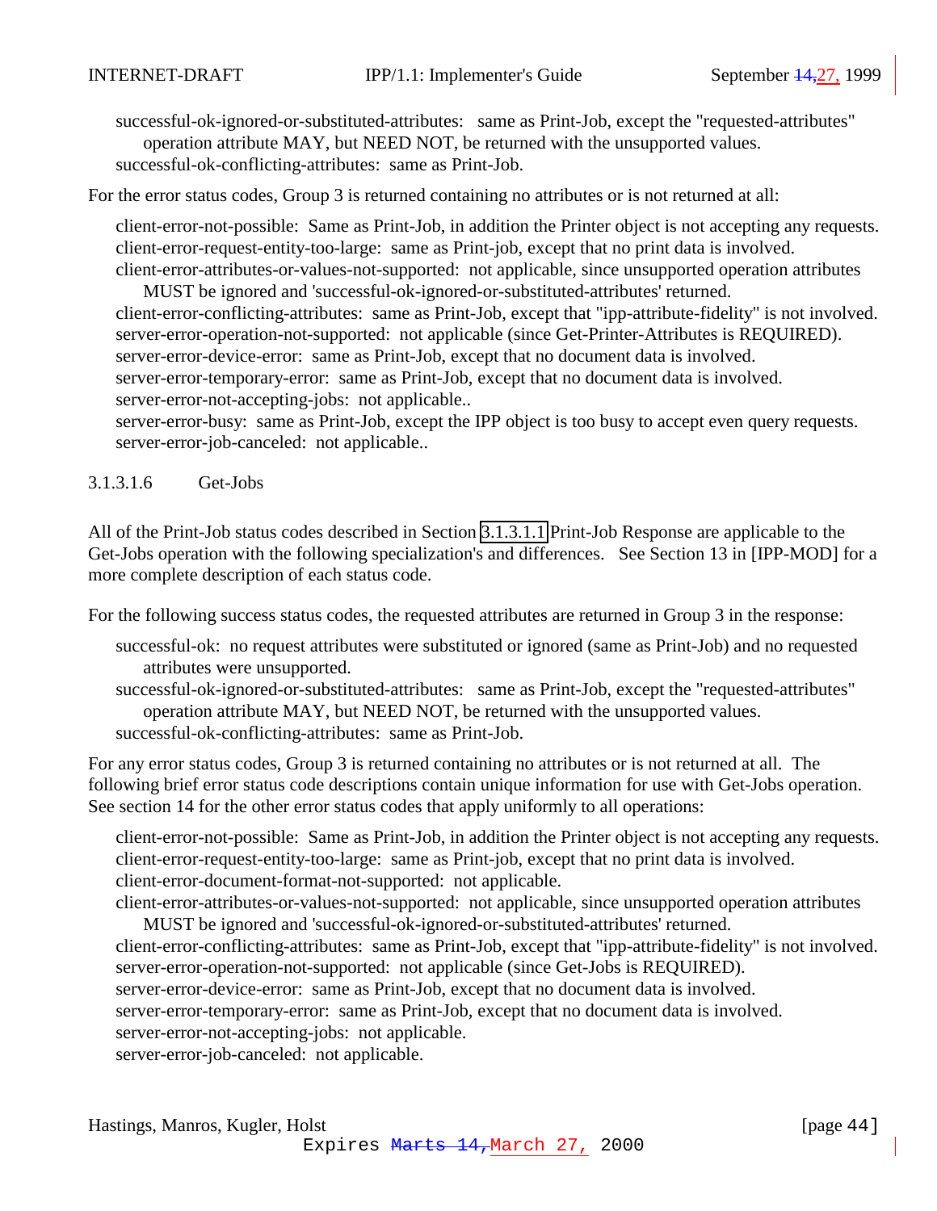successful-ok-ignored-or-substituted-attributes: same as Print-Job, except the "requested-attributes" operation attribute MAY, but NEED NOT, be returned with the unsupported values.
successful-ok-conflicting-attributes: same as Print-Job.

For the error status codes, Group 3 is returned containing no attributes or is not returned at all:

client-error-not-possible: Same as Print-Job, in addition the Printer object is not accepting any requests.
client-error-request-entity-too-large: same as Print-job, except that no print data is involved.
client-error-attributes-or-values-not-supported: not applicable, since unsupported operation attributes MUST be ignored and 'successful-ok-ignored-or-substituted-attributes' returned.
client-error-conflicting-attributes: same as Print-Job, except that "ipp-attribute-fidelity" is not involved.
server-error-operation-not-supported: not applicable (since Get-Printer-Attributes is REQUIRED).
server-error-device-error: same as Print-Job, except that no document data is involved.
server-error-temporary-error: same as Print-Job, except that no document data is involved.
server-error-not-accepting-jobs: not applicable..
server-error-busy: same as Print-Job, except the IPP object is too busy to accept even query requests.
server-error-job-canceled: not applicable..

#### 3.1.3.1.6 Get-Jobs

All of the Print-Job status codes described in Section 3.1.3.1.1 Print-Job Response are applicable to the Get-Jobs operation with the following specialization's and differences. See Section 13 in [IPP-MOD] for a more complete description of each status code.

For the following success status codes, the requested attributes are returned in Group 3 in the response:

successful-ok: no request attributes were substituted or ignored (same as Print-Job) and no requested attributes were unsupported.
successful-ok-ignored-or-substituted-attributes: same as Print-Job, except the "requested-attributes" operation attribute MAY, but NEED NOT, be returned with the unsupported values.
successful-ok-conflicting-attributes: same as Print-Job.

For any error status codes, Group 3 is returned containing no attributes or is not returned at all. The following brief error status code descriptions contain unique information for use with Get-Jobs operation. See section 14 for the other error status codes that apply uniformly to all operations:

client-error-not-possible: Same as Print-Job, in addition the Printer object is not accepting any requests.
client-error-request-entity-too-large: same as Print-job, except that no print data is involved.
client-error-document-format-not-supported: not applicable.
client-error-attributes-or-values-not-supported: not applicable, since unsupported operation attributes MUST be ignored and 'successful-ok-ignored-or-substituted-attributes' returned.
client-error-conflicting-attributes: same as Print-Job, except that "ipp-attribute-fidelity" is not involved.
server-error-operation-not-supported: not applicable (since Get-Jobs is REQUIRED).
server-error-device-error: same as Print-Job, except that no document data is involved.
server-error-temporary-error: same as Print-Job, except that no document data is involved.
server-error-not-accepting-jobs: not applicable.
server-error-job-canceled: not applicable.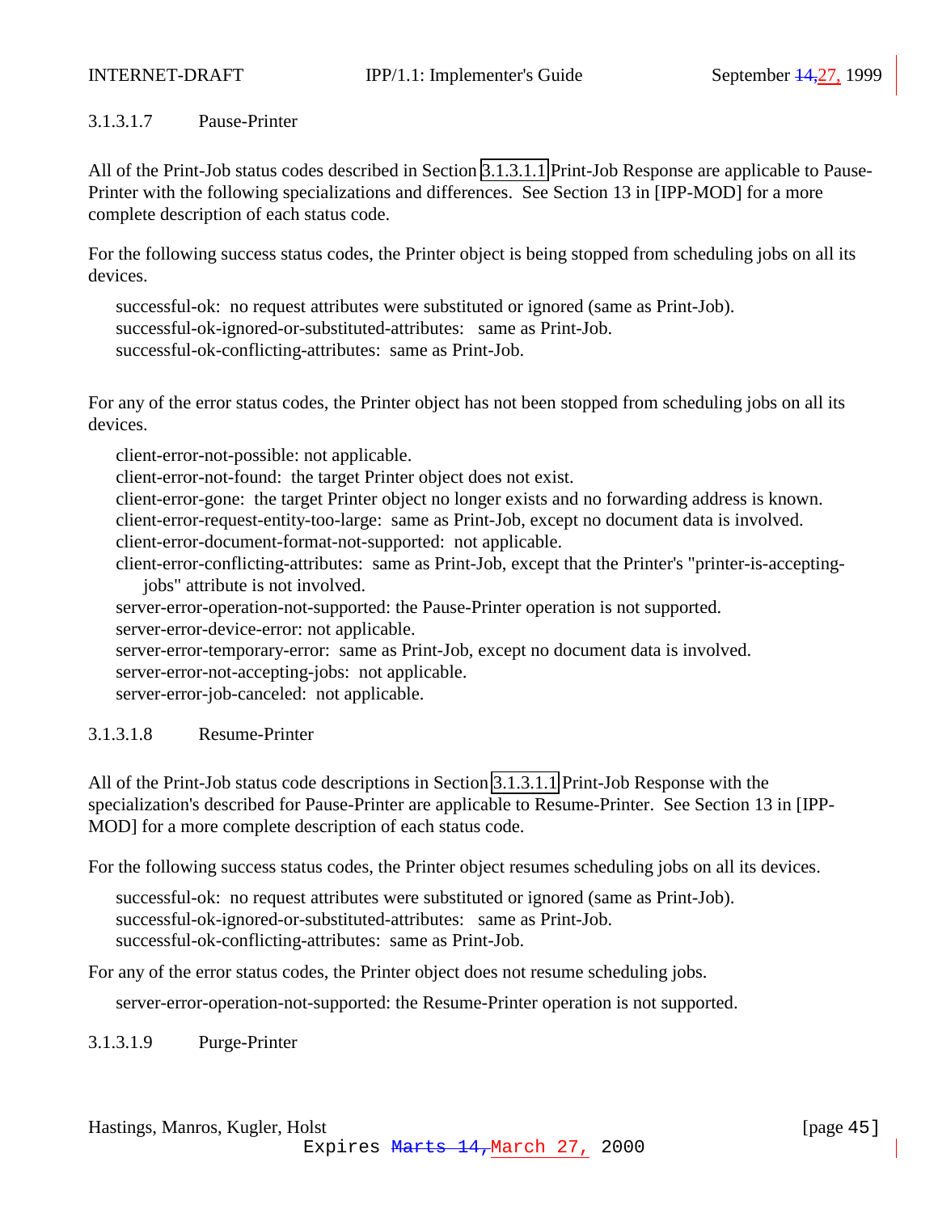#### 3.1.3.1.7 Pause-Printer

All of the Print-Job status codes described in Section 3.1.3.1.1 Print-Job Response are applicable to Pause-Printer with the following specializations and differences. See Section 13 in [IPP-MOD] for a more complete description of each status code.

For the following success status codes, the Printer object is being stopped from scheduling jobs on all its devices.

- successful-ok: no request attributes were substituted or ignored (same as Print-Job).
- successful-ok-ignored-or-substituted-attributes: same as Print-Job.
- successful-ok-conflicting-attributes: same as Print-Job.

For any of the error status codes, the Printer object has not been stopped from scheduling jobs on all its devices.

- client-error-not-possible: not applicable.
- client-error-not-found: the target Printer object does not exist.
- client-error-gone: the target Printer object no longer exists and no forwarding address is known.
- client-error-request-entity-too-large: same as Print-Job, except no document data is involved.
- client-error-document-format-not-supported: not applicable.
- client-error-conflicting-attributes: same as Print-Job, except that the Printer's "printer-is-accepting-jobs" attribute is not involved.
- server-error-operation-not-supported: the Pause-Printer operation is not supported.
- server-error-device-error: not applicable.
- server-error-temporary-error: same as Print-Job, except no document data is involved.
- server-error-not-accepting-jobs: not applicable.
- server-error-job-canceled: not applicable.

#### 3.1.3.1.8 Resume-Printer

All of the Print-Job status code descriptions in Section 3.1.3.1.1 Print-Job Response with the specialization's described for Pause-Printer are applicable to Resume-Printer. See Section 13 in [IPP-MOD] for a more complete description of each status code.

For the following success status codes, the Printer object resumes scheduling jobs on all its devices.

- successful-ok: no request attributes were substituted or ignored (same as Print-Job).
- successful-ok-ignored-or-substituted-attributes: same as Print-Job.
- successful-ok-conflicting-attributes: same as Print-Job.

For any of the error status codes, the Printer object does not resume scheduling jobs.

- server-error-operation-not-supported: the Resume-Printer operation is not supported.

#### 3.1.3.1.9 Purge-Printer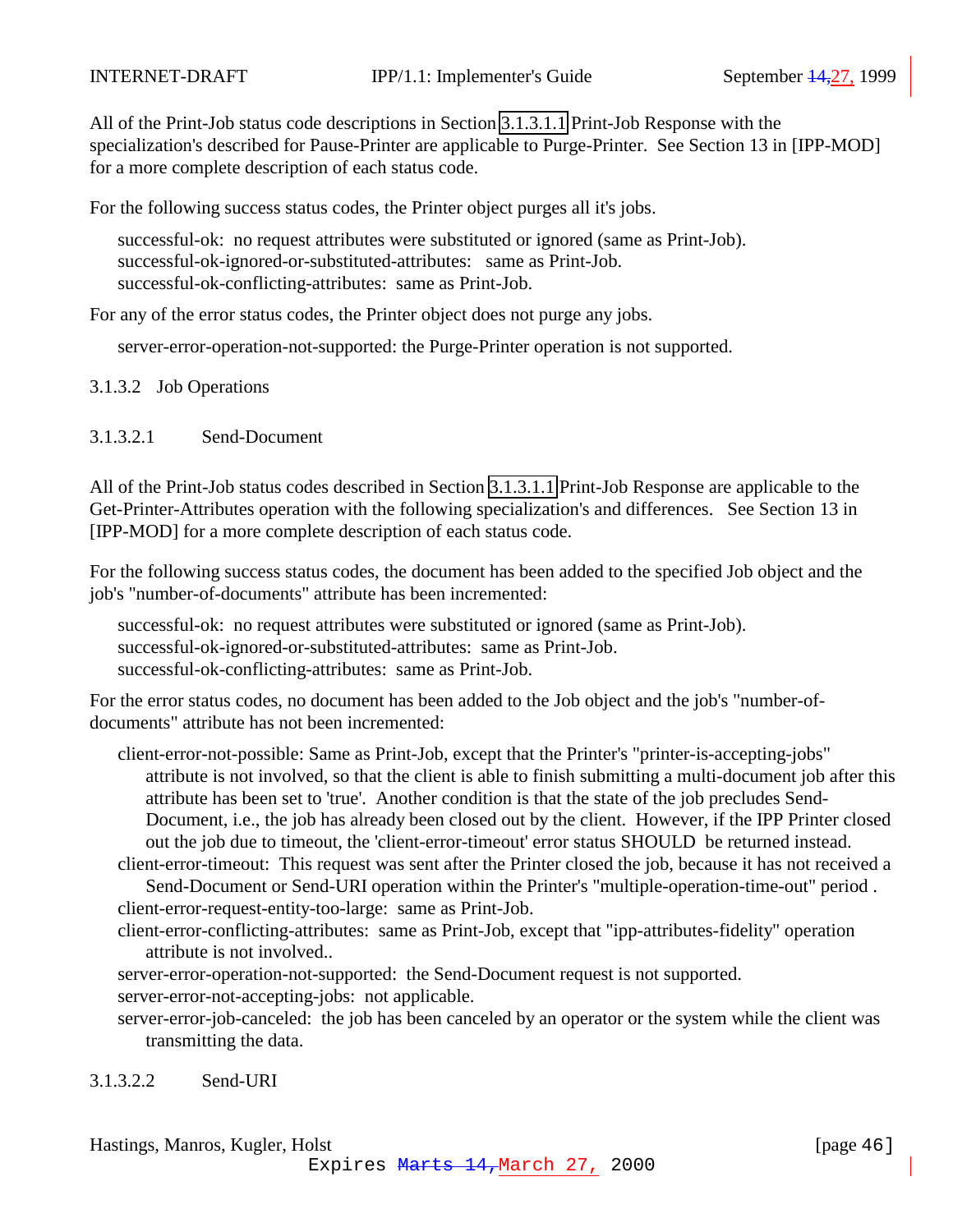All of the Print-Job status code descriptions in Section 3.1.3.1.1 Print-Job Response with the specialization's described for Pause-Printer are applicable to Purge-Printer. See Section 13 in [IPP-MOD] for a more complete description of each status code.

For the following success status codes, the Printer object purges all it's jobs.

successful-ok: no request attributes were substituted or ignored (same as Print-Job).
successful-ok-ignored-or-substituted-attributes: same as Print-Job.
successful-ok-conflicting-attributes: same as Print-Job.

For any of the error status codes, the Printer object does not purge any jobs.

server-error-operation-not-supported: the Purge-Printer operation is not supported.

### 3.1.3.2 Job Operations

#### 3.1.3.2.1 Send-Document

All of the Print-Job status codes described in Section 3.1.3.1.1 Print-Job Response are applicable to the Get-Printer-Attributes operation with the following specialization's and differences. See Section 13 in [IPP-MOD] for a more complete description of each status code.

For the following success status codes, the document has been added to the specified Job object and the job's "number-of-documents" attribute has been incremented:

successful-ok: no request attributes were substituted or ignored (same as Print-Job).
successful-ok-ignored-or-substituted-attributes: same as Print-Job.
successful-ok-conflicting-attributes: same as Print-Job.

For the error status codes, no document has been added to the Job object and the job's "number-of-documents" attribute has not been incremented:

client-error-not-possible: Same as Print-Job, except that the Printer's "printer-is-accepting-jobs" attribute is not involved, so that the client is able to finish submitting a multi-document job after this attribute has been set to 'true'. Another condition is that the state of the job precludes Send-Document, i.e., the job has already been closed out by the client. However, if the IPP Printer closed out the job due to timeout, the 'client-error-timeout' error status SHOULD be returned instead.
client-error-timeout: This request was sent after the Printer closed the job, because it has not received a Send-Document or Send-URI operation within the Printer's "multiple-operation-time-out" period .
client-error-request-entity-too-large: same as Print-Job.
client-error-conflicting-attributes: same as Print-Job, except that "ipp-attributes-fidelity" operation attribute is not involved..
server-error-operation-not-supported: the Send-Document request is not supported.
server-error-not-accepting-jobs: not applicable.
server-error-job-canceled: the job has been canceled by an operator or the system while the client was transmitting the data.

#### 3.1.3.2.2 Send-URI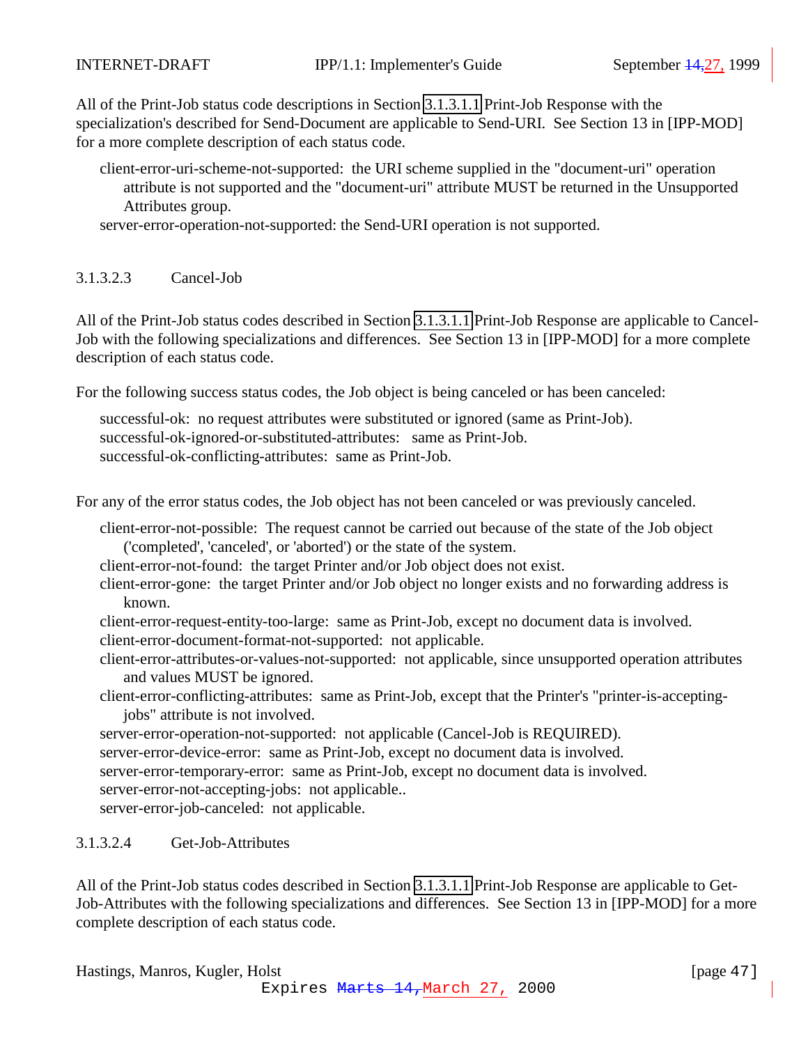All of the Print-Job status code descriptions in Section 3.1.3.1.1 Print-Job Response with the specialization's described for Send-Document are applicable to Send-URI. See Section 13 in [IPP-MOD] for a more complete description of each status code.

- client-error-uri-scheme-not-supported: the URI scheme supplied in the "document-uri" operation attribute is not supported and the "document-uri" attribute MUST be returned in the Unsupported Attributes group.
- server-error-operation-not-supported: the Send-URI operation is not supported.

#### 3.1.3.2.3 Cancel-Job

All of the Print-Job status codes described in Section 3.1.3.1.1 Print-Job Response are applicable to Cancel-Job with the following specializations and differences. See Section 13 in [IPP-MOD] for a more complete description of each status code.

For the following success status codes, the Job object is being canceled or has been canceled:

- successful-ok: no request attributes were substituted or ignored (same as Print-Job).
- successful-ok-ignored-or-substituted-attributes: same as Print-Job.
- successful-ok-conflicting-attributes: same as Print-Job.

For any of the error status codes, the Job object has not been canceled or was previously canceled.

- client-error-not-possible: The request cannot be carried out because of the state of the Job object ('completed', 'canceled', or 'aborted') or the state of the system.
- client-error-not-found: the target Printer and/or Job object does not exist.
- client-error-gone: the target Printer and/or Job object no longer exists and no forwarding address is known.
- client-error-request-entity-too-large: same as Print-Job, except no document data is involved.
- client-error-document-format-not-supported: not applicable.
- client-error-attributes-or-values-not-supported: not applicable, since unsupported operation attributes and values MUST be ignored.
- client-error-conflicting-attributes: same as Print-Job, except that the Printer's "printer-is-accepting-jobs" attribute is not involved.
- server-error-operation-not-supported: not applicable (Cancel-Job is REQUIRED).
- server-error-device-error: same as Print-Job, except no document data is involved.
- server-error-temporary-error: same as Print-Job, except no document data is involved.
- server-error-not-accepting-jobs: not applicable..
- server-error-job-canceled: not applicable.

#### 3.1.3.2.4 Get-Job-Attributes

All of the Print-Job status codes described in Section 3.1.3.1.1 Print-Job Response are applicable to Get-Job-Attributes with the following specializations and differences. See Section 13 in [IPP-MOD] for a more complete description of each status code.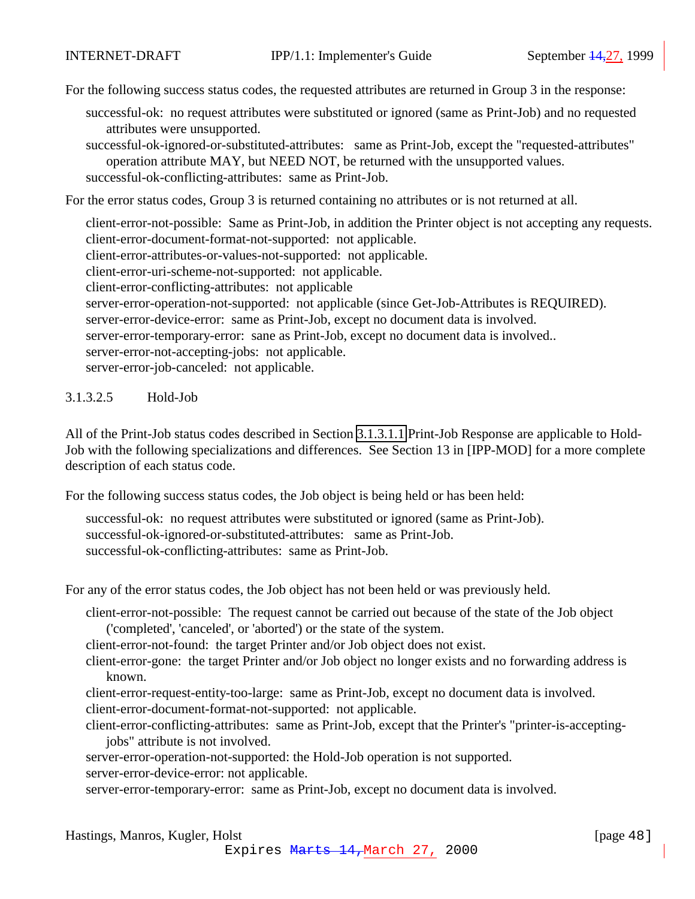For the following success status codes, the requested attributes are returned in Group 3 in the response:

- successful-ok: no request attributes were substituted or ignored (same as Print-Job) and no requested attributes were unsupported.
- successful-ok-ignored-or-substituted-attributes: same as Print-Job, except the "requested-attributes" operation attribute MAY, but NEED NOT, be returned with the unsupported values.
- successful-ok-conflicting-attributes: same as Print-Job.

For the error status codes, Group 3 is returned containing no attributes or is not returned at all.

- client-error-not-possible: Same as Print-Job, in addition the Printer object is not accepting any requests.
- client-error-document-format-not-supported: not applicable.
- client-error-attributes-or-values-not-supported: not applicable.
- client-error-uri-scheme-not-supported: not applicable.
- client-error-conflicting-attributes: not applicable
- server-error-operation-not-supported: not applicable (since Get-Job-Attributes is REQUIRED).
- server-error-device-error: same as Print-Job, except no document data is involved.
- server-error-temporary-error: sane as Print-Job, except no document data is involved..
- server-error-not-accepting-jobs: not applicable.
- server-error-job-canceled: not applicable.

#### 3.1.3.2.5 Hold-Job

All of the Print-Job status codes described in Section 3.1.3.1.1 Print-Job Response are applicable to Hold-Job with the following specializations and differences. See Section 13 in [IPP-MOD] for a more complete description of each status code.

For the following success status codes, the Job object is being held or has been held:

- successful-ok: no request attributes were substituted or ignored (same as Print-Job).
- successful-ok-ignored-or-substituted-attributes: same as Print-Job.
- successful-ok-conflicting-attributes: same as Print-Job.

For any of the error status codes, the Job object has not been held or was previously held.

- client-error-not-possible: The request cannot be carried out because of the state of the Job object ('completed', 'canceled', or 'aborted') or the state of the system.
- client-error-not-found: the target Printer and/or Job object does not exist.
- client-error-gone: the target Printer and/or Job object no longer exists and no forwarding address is known.
- client-error-request-entity-too-large: same as Print-Job, except no document data is involved.
- client-error-document-format-not-supported: not applicable.
- client-error-conflicting-attributes: same as Print-Job, except that the Printer's "printer-is-accepting-jobs" attribute is not involved.
- server-error-operation-not-supported: the Hold-Job operation is not supported.
- server-error-device-error: not applicable.
- server-error-temporary-error: same as Print-Job, except no document data is involved.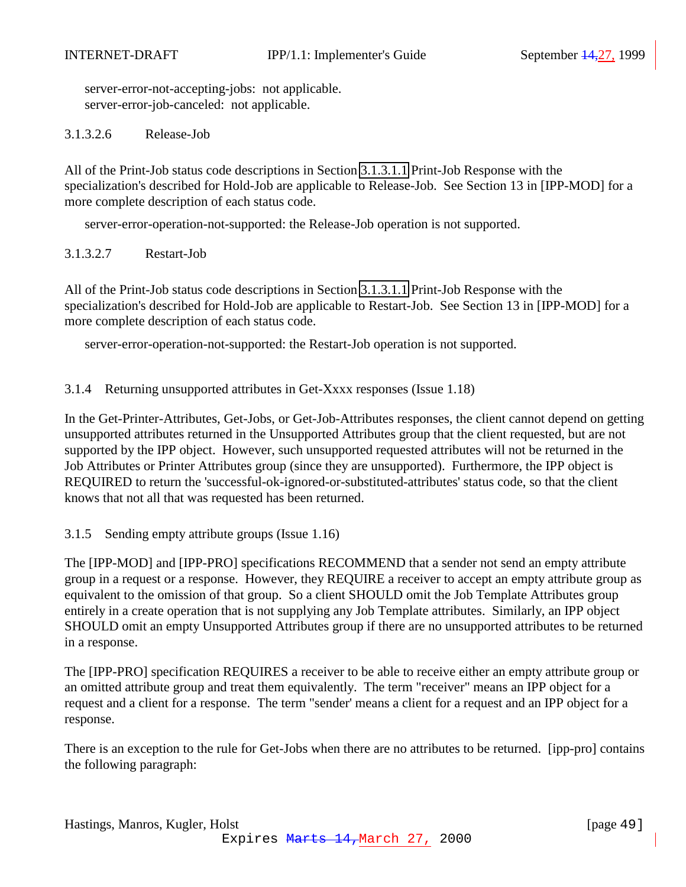server-error-not-accepting-jobs:  not applicable.
server-error-job-canceled:  not applicable.

#### 3.1.3.2.6 Release-Job

All of the Print-Job status code descriptions in Section 3.1.3.1.1 Print-Job Response with the specialization's described for Hold-Job are applicable to Release-Job.  See Section 13 in [IPP-MOD] for a more complete description of each status code.

server-error-operation-not-supported: the Release-Job operation is not supported.

#### 3.1.3.2.7 Restart-Job

All of the Print-Job status code descriptions in Section 3.1.3.1.1 Print-Job Response with the specialization's described for Hold-Job are applicable to Restart-Job.  See Section 13 in [IPP-MOD] for a more complete description of each status code.

server-error-operation-not-supported: the Restart-Job operation is not supported.

### 3.1.4 Returning unsupported attributes in Get-Xxxx responses (Issue 1.18)

In the Get-Printer-Attributes, Get-Jobs, or Get-Job-Attributes responses, the client cannot depend on getting unsupported attributes returned in the Unsupported Attributes group that the client requested, but are not supported by the IPP object.  However, such unsupported requested attributes will not be returned in the Job Attributes or Printer Attributes group (since they are unsupported).  Furthermore, the IPP object is REQUIRED to return the 'successful-ok-ignored-or-substituted-attributes' status code, so that the client knows that not all that was requested has been returned.

### 3.1.5 Sending empty attribute groups (Issue 1.16)

The [IPP-MOD] and [IPP-PRO] specifications RECOMMEND that a sender not send an empty attribute group in a request or a response.  However, they REQUIRE a receiver to accept an empty attribute group as equivalent to the omission of that group.  So a client SHOULD omit the Job Template Attributes group entirely in a create operation that is not supplying any Job Template attributes.  Similarly, an IPP object SHOULD omit an empty Unsupported Attributes group if there are no unsupported attributes to be returned in a response.

The [IPP-PRO] specification REQUIRES a receiver to be able to receive either an empty attribute group or an omitted attribute group and treat them equivalently.  The term "receiver" means an IPP object for a request and a client for a response.  The term "sender' means a client for a request and an IPP object for a response.

There is an exception to the rule for Get-Jobs when there are no attributes to be returned.  [ipp-pro] contains the following paragraph: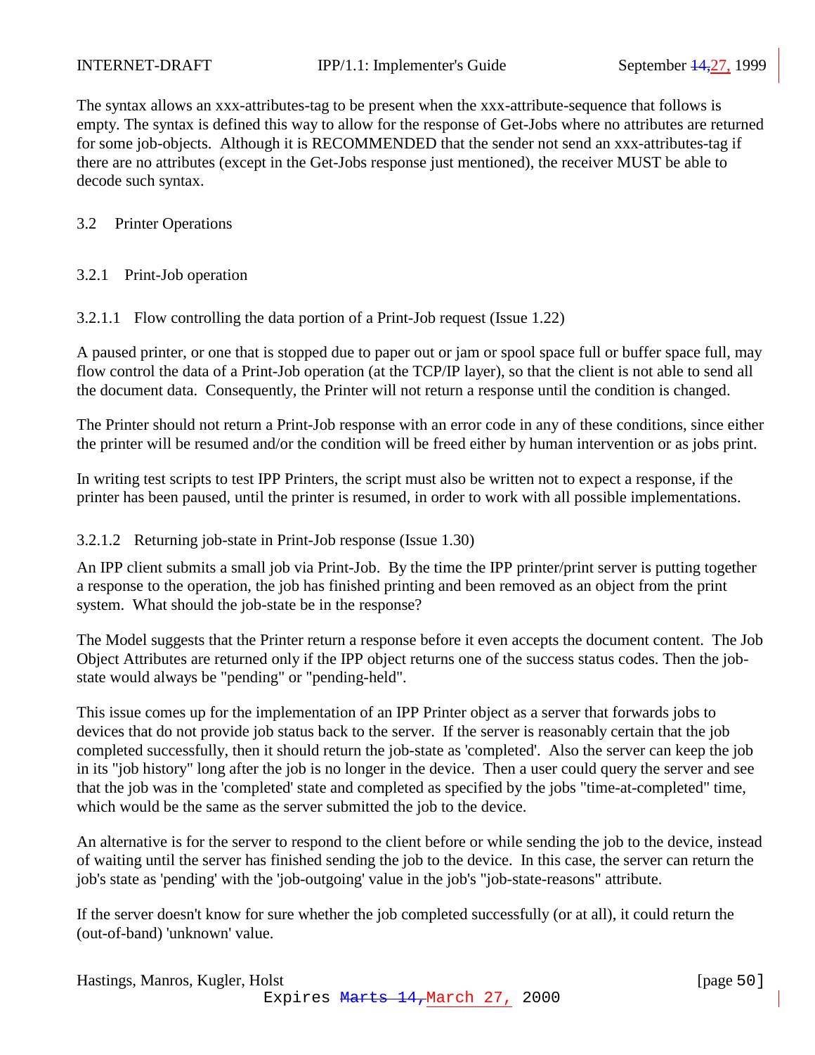The syntax allows an xxx-attributes-tag to be present when the xxx-attribute-sequence that follows is empty. The syntax is defined this way to allow for the response of Get-Jobs where no attributes are returned for some job-objects. Although it is RECOMMENDED that the sender not send an xxx-attributes-tag if there are no attributes (except in the Get-Jobs response just mentioned), the receiver MUST be able to decode such syntax.

## 3.2 Printer Operations

### 3.2.1 Print-Job operation

#### 3.2.1.1 Flow controlling the data portion of a Print-Job request (Issue 1.22)

A paused printer, or one that is stopped due to paper out or jam or spool space full or buffer space full, may flow control the data of a Print-Job operation (at the TCP/IP layer), so that the client is not able to send all the document data. Consequently, the Printer will not return a response until the condition is changed.

The Printer should not return a Print-Job response with an error code in any of these conditions, since either the printer will be resumed and/or the condition will be freed either by human intervention or as jobs print.

In writing test scripts to test IPP Printers, the script must also be written not to expect a response, if the printer has been paused, until the printer is resumed, in order to work with all possible implementations.

#### 3.2.1.2 Returning job-state in Print-Job response (Issue 1.30)

An IPP client submits a small job via Print-Job. By the time the IPP printer/print server is putting together a response to the operation, the job has finished printing and been removed as an object from the print system. What should the job-state be in the response?

The Model suggests that the Printer return a response before it even accepts the document content. The Job Object Attributes are returned only if the IPP object returns one of the success status codes. Then the job-state would always be "pending" or "pending-held".

This issue comes up for the implementation of an IPP Printer object as a server that forwards jobs to devices that do not provide job status back to the server. If the server is reasonably certain that the job completed successfully, then it should return the job-state as 'completed'. Also the server can keep the job in its "job history" long after the job is no longer in the device. Then a user could query the server and see that the job was in the 'completed' state and completed as specified by the jobs "time-at-completed" time, which would be the same as the server submitted the job to the device.

An alternative is for the server to respond to the client before or while sending the job to the device, instead of waiting until the server has finished sending the job to the device. In this case, the server can return the job's state as 'pending' with the 'job-outgoing' value in the job's "job-state-reasons" attribute.

If the server doesn't know for sure whether the job completed successfully (or at all), it could return the (out-of-band) 'unknown' value.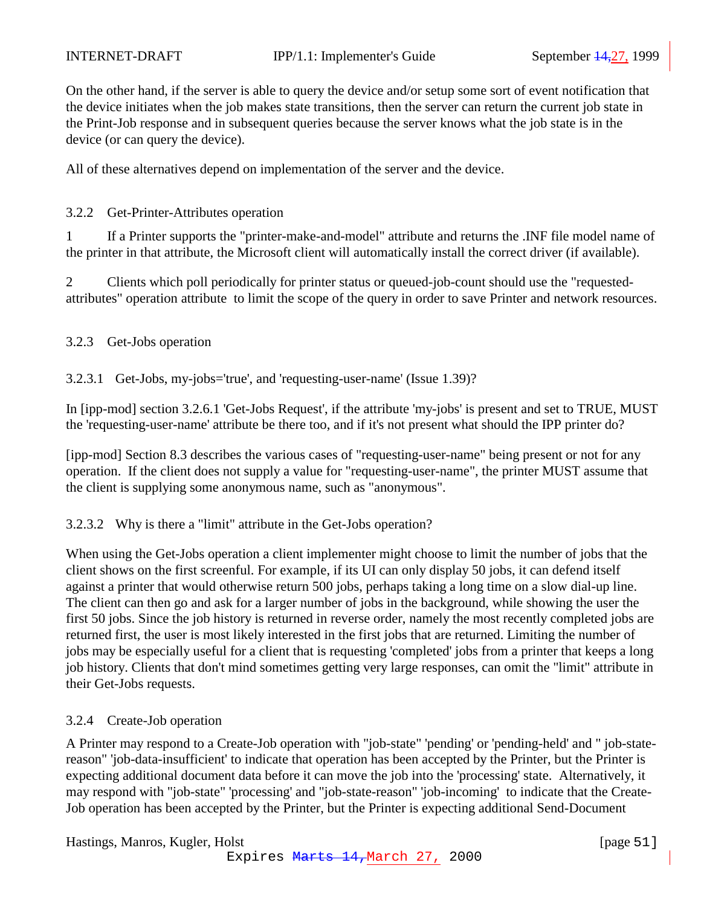On the other hand, if the server is able to query the device and/or setup some sort of event notification that the device initiates when the job makes state transitions, then the server can return the current job state in the Print-Job response and in subsequent queries because the server knows what the job state is in the device (or can query the device).

All of these alternatives depend on implementation of the server and the device.

### 3.2.2 Get-Printer-Attributes operation

1 If a Printer supports the "printer-make-and-model" attribute and returns the .INF file model name of the printer in that attribute, the Microsoft client will automatically install the correct driver (if available).

2 Clients which poll periodically for printer status or queued-job-count should use the "requested-attributes" operation attribute to limit the scope of the query in order to save Printer and network resources.

### 3.2.3 Get-Jobs operation

#### 3.2.3.1 Get-Jobs, my-jobs='true', and 'requesting-user-name' (Issue 1.39)?

In [ipp-mod] section 3.2.6.1 'Get-Jobs Request', if the attribute 'my-jobs' is present and set to TRUE, MUST the 'requesting-user-name' attribute be there too, and if it's not present what should the IPP printer do?

[ipp-mod] Section 8.3 describes the various cases of "requesting-user-name" being present or not for any operation. If the client does not supply a value for "requesting-user-name", the printer MUST assume that the client is supplying some anonymous name, such as "anonymous".

#### 3.2.3.2 Why is there a "limit" attribute in the Get-Jobs operation?

When using the Get-Jobs operation a client implementer might choose to limit the number of jobs that the client shows on the first screenful. For example, if its UI can only display 50 jobs, it can defend itself against a printer that would otherwise return 500 jobs, perhaps taking a long time on a slow dial-up line. The client can then go and ask for a larger number of jobs in the background, while showing the user the first 50 jobs. Since the job history is returned in reverse order, namely the most recently completed jobs are returned first, the user is most likely interested in the first jobs that are returned. Limiting the number of jobs may be especially useful for a client that is requesting 'completed' jobs from a printer that keeps a long job history. Clients that don't mind sometimes getting very large responses, can omit the "limit" attribute in their Get-Jobs requests.

### 3.2.4 Create-Job operation

A Printer may respond to a Create-Job operation with "job-state" 'pending' or 'pending-held' and " job-state-reason" 'job-data-insufficient' to indicate that operation has been accepted by the Printer, but the Printer is expecting additional document data before it can move the job into the 'processing' state. Alternatively, it may respond with "job-state" 'processing' and "job-state-reason" 'job-incoming' to indicate that the Create-Job operation has been accepted by the Printer, but the Printer is expecting additional Send-Document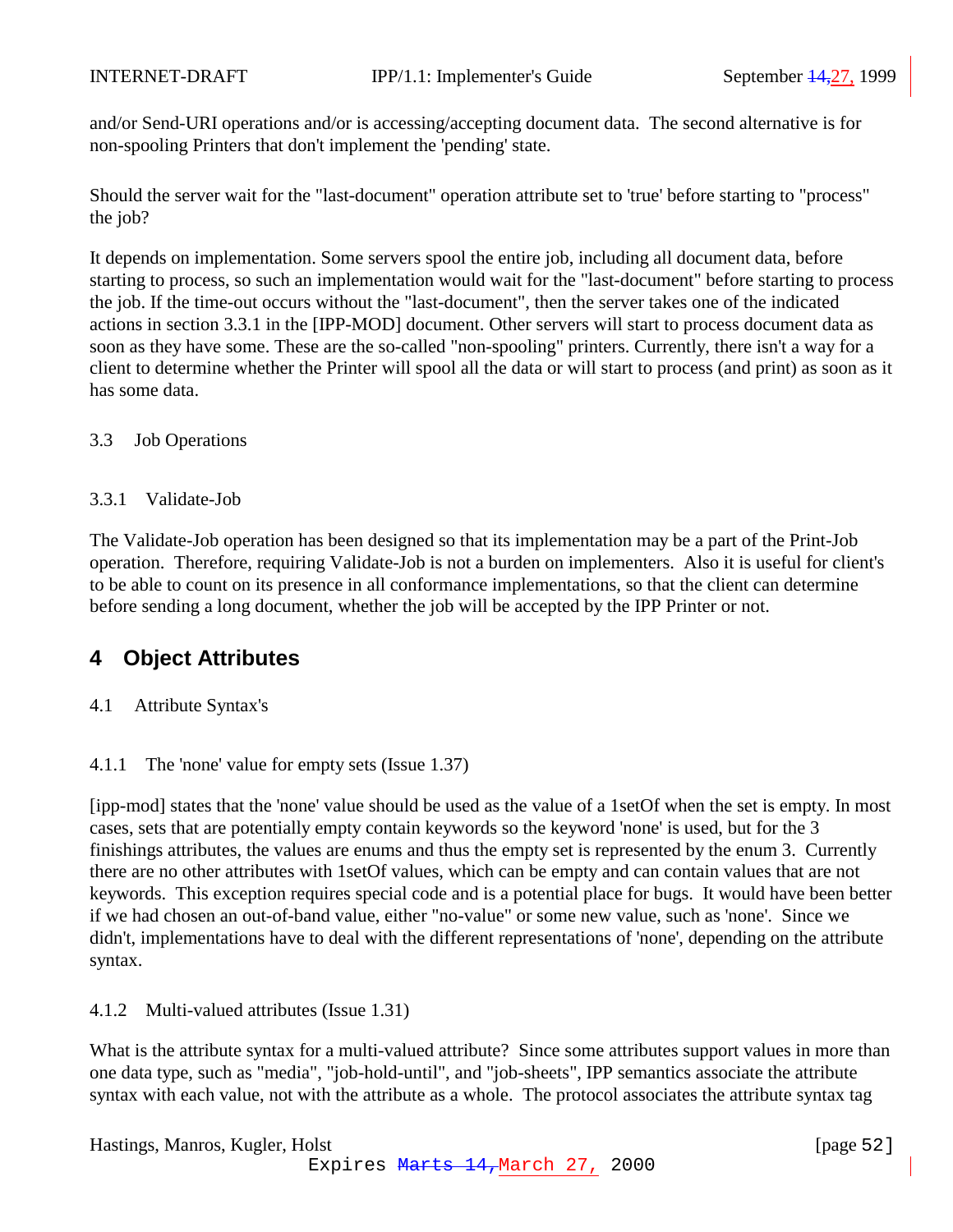and/or Send-URI operations and/or is accessing/accepting document data. The second alternative is for non-spooling Printers that don't implement the 'pending' state.

Should the server wait for the "last-document" operation attribute set to 'true' before starting to "process" the job?

It depends on implementation. Some servers spool the entire job, including all document data, before starting to process, so such an implementation would wait for the "last-document" before starting to process the job. If the time-out occurs without the "last-document", then the server takes one of the indicated actions in section 3.3.1 in the [IPP-MOD] document. Other servers will start to process document data as soon as they have some. These are the so-called "non-spooling" printers. Currently, there isn't a way for a client to determine whether the Printer will spool all the data or will start to process (and print) as soon as it has some data.

### 3.3 Job Operations

#### 3.3.1 Validate-Job

The Validate-Job operation has been designed so that its implementation may be a part of the Print-Job operation. Therefore, requiring Validate-Job is not a burden on implementers. Also it is useful for client's to be able to count on its presence in all conformance implementations, so that the client can determine before sending a long document, whether the job will be accepted by the IPP Printer or not.

# 4 Object Attributes

## 4.1 Attribute Syntax's

### 4.1.1 The 'none' value for empty sets (Issue 1.37)

[ipp-mod] states that the 'none' value should be used as the value of a 1setOf when the set is empty. In most cases, sets that are potentially empty contain keywords so the keyword 'none' is used, but for the 3 finishings attributes, the values are enums and thus the empty set is represented by the enum 3. Currently there are no other attributes with 1setOf values, which can be empty and can contain values that are not keywords. This exception requires special code and is a potential place for bugs. It would have been better if we had chosen an out-of-band value, either "no-value" or some new value, such as 'none'. Since we didn't, implementations have to deal with the different representations of 'none', depending on the attribute syntax.

### 4.1.2 Multi-valued attributes (Issue 1.31)

What is the attribute syntax for a multi-valued attribute? Since some attributes support values in more than one data type, such as "media", "job-hold-until", and "job-sheets", IPP semantics associate the attribute syntax with each value, not with the attribute as a whole. The protocol associates the attribute syntax tag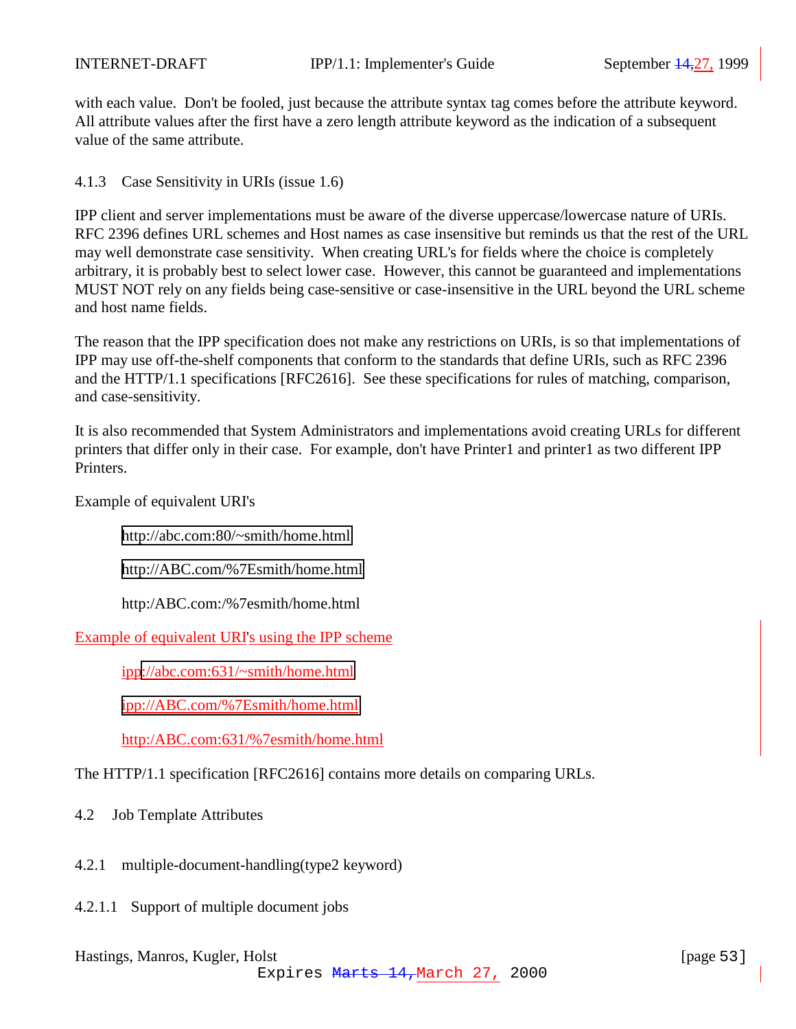with each value. Don't be fooled, just because the attribute syntax tag comes before the attribute keyword. All attribute values after the first have a zero length attribute keyword as the indication of a subsequent value of the same attribute.

### 4.1.3 Case Sensitivity in URIs (issue 1.6)

IPP client and server implementations must be aware of the diverse uppercase/lowercase nature of URIs. RFC 2396 defines URL schemes and Host names as case insensitive but reminds us that the rest of the URL may well demonstrate case sensitivity. When creating URL's for fields where the choice is completely arbitrary, it is probably best to select lower case. However, this cannot be guaranteed and implementations MUST NOT rely on any fields being case-sensitive or case-insensitive in the URL beyond the URL scheme and host name fields.

The reason that the IPP specification does not make any restrictions on URIs, is so that implementations of IPP may use off-the-shelf components that conform to the standards that define URIs, such as RFC 2396 and the HTTP/1.1 specifications [RFC2616]. See these specifications for rules of matching, comparison, and case-sensitivity.

It is also recommended that System Administrators and implementations avoid creating URLs for different printers that differ only in their case. For example, don't have Printer1 and printer1 as two different IPP Printers.

Example of equivalent URI's

    http://abc.com:80/~smith/home.html

    http://ABC.com/%7Esmith/home.html

    http:/ABC.com:/%7esmith/home.html

Example of equivalent URI's using the IPP scheme

    ipp://abc.com:631/~smith/home.html

    ipp://ABC.com/%7Esmith/home.html

    http:/ABC.com:631/%7esmith/home.html

The HTTP/1.1 specification [RFC2616] contains more details on comparing URLs.

## 4.2 Job Template Attributes

### 4.2.1 multiple-document-handling(type2 keyword)

#### 4.2.1.1 Support of multiple document jobs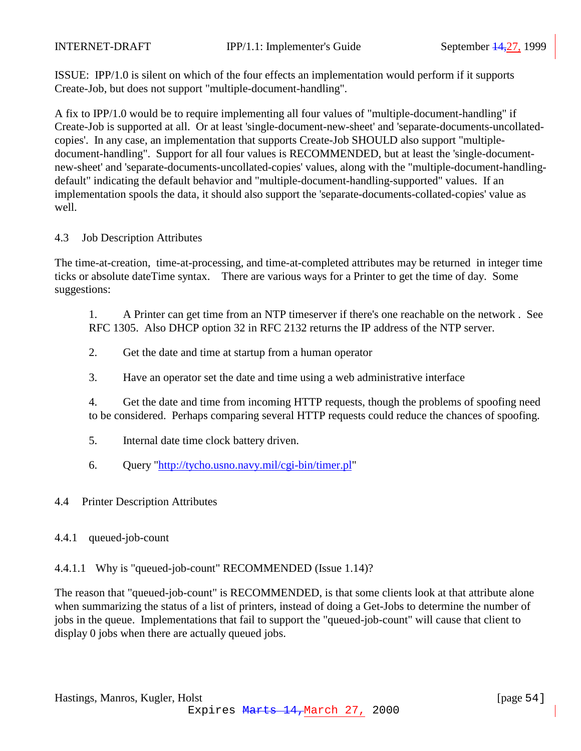ISSUE: IPP/1.0 is silent on which of the four effects an implementation would perform if it supports Create-Job, but does not support "multiple-document-handling".

A fix to IPP/1.0 would be to require implementing all four values of "multiple-document-handling" if Create-Job is supported at all. Or at least 'single-document-new-sheet' and 'separate-documents-uncollated-copies'. In any case, an implementation that supports Create-Job SHOULD also support "multiple-document-handling". Support for all four values is RECOMMENDED, but at least the 'single-document-new-sheet' and 'separate-documents-uncollated-copies' values, along with the "multiple-document-handling-default" indicating the default behavior and "multiple-document-handling-supported" values. If an implementation spools the data, it should also support the 'separate-documents-collated-copies' value as well.

## 4.3 Job Description Attributes

The time-at-creation, time-at-processing, and time-at-completed attributes may be returned in integer time ticks or absolute dateTime syntax. There are various ways for a Printer to get the time of day. Some suggestions:

1. A Printer can get time from an NTP timeserver if there's one reachable on the network . See RFC 1305. Also DHCP option 32 in RFC 2132 returns the IP address of the NTP server.

2. Get the date and time at startup from a human operator

3. Have an operator set the date and time using a web administrative interface

4. Get the date and time from incoming HTTP requests, though the problems of spoofing need to be considered. Perhaps comparing several HTTP requests could reduce the chances of spoofing.

5. Internal date time clock battery driven.

6. Query "http://tycho.usno.navy.mil/cgi-bin/timer.pl"

## 4.4 Printer Description Attributes

### 4.4.1 queued-job-count

#### 4.4.1.1 Why is "queued-job-count" RECOMMENDED (Issue 1.14)?

The reason that "queued-job-count" is RECOMMENDED, is that some clients look at that attribute alone when summarizing the status of a list of printers, instead of doing a Get-Jobs to determine the number of jobs in the queue. Implementations that fail to support the "queued-job-count" will cause that client to display 0 jobs when there are actually queued jobs.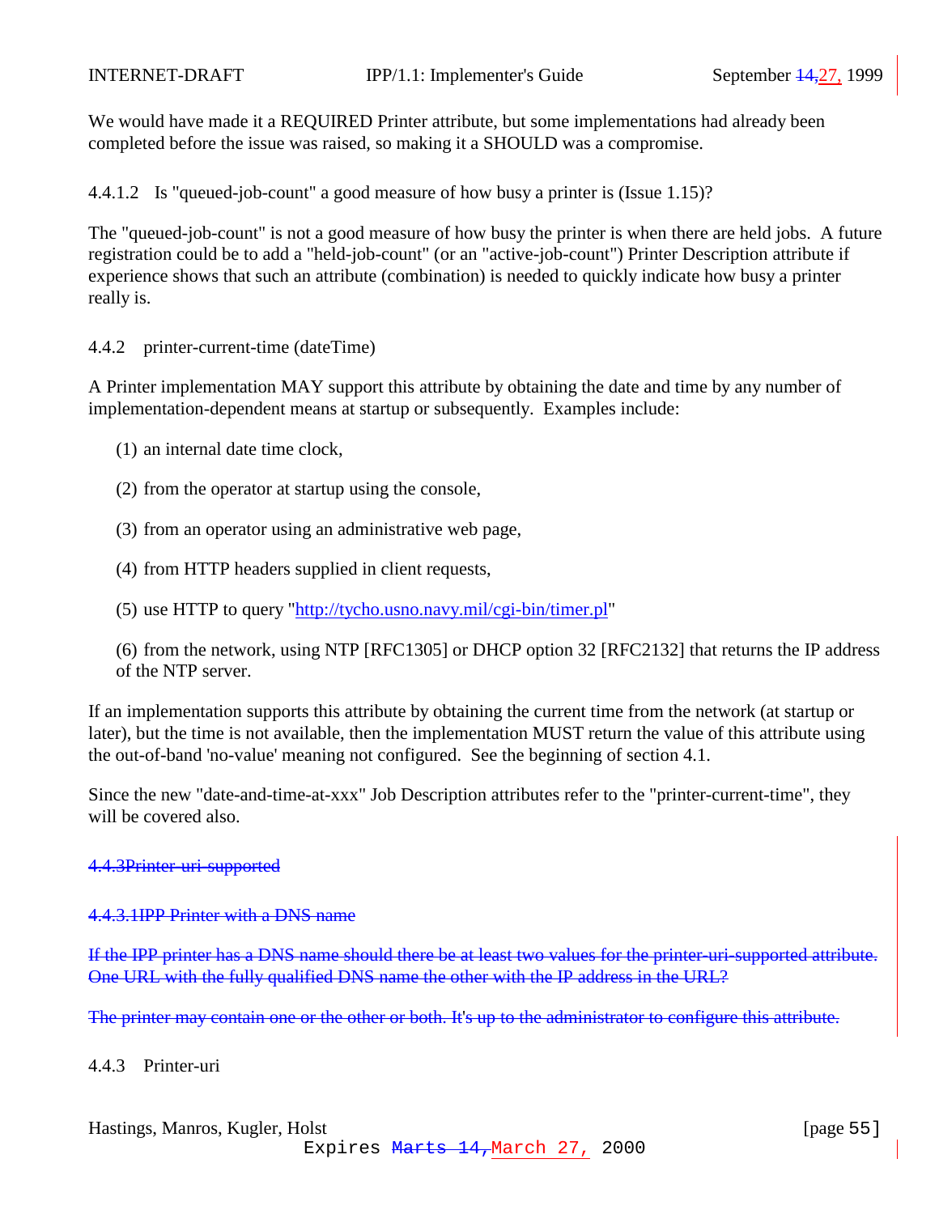We would have made it a REQUIRED Printer attribute, but some implementations had already been completed before the issue was raised, so making it a SHOULD was a compromise.

#### 4.4.1.2 Is "queued-job-count" a good measure of how busy a printer is (Issue 1.15)?

The "queued-job-count" is not a good measure of how busy the printer is when there are held jobs. A future registration could be to add a "held-job-count" (or an "active-job-count") Printer Description attribute if experience shows that such an attribute (combination) is needed to quickly indicate how busy a printer really is.

### 4.4.2 printer-current-time (dateTime)

A Printer implementation MAY support this attribute by obtaining the date and time by any number of implementation-dependent means at startup or subsequently. Examples include:

(1) an internal date time clock,

(2) from the operator at startup using the console,

(3) from an operator using an administrative web page,

(4) from HTTP headers supplied in client requests,

(5) use HTTP to query "http://tycho.usno.navy.mil/cgi-bin/timer.pl"

(6) from the network, using NTP [RFC1305] or DHCP option 32 [RFC2132] that returns the IP address of the NTP server.

If an implementation supports this attribute by obtaining the current time from the network (at startup or later), but the time is not available, then the implementation MUST return the value of this attribute using the out-of-band 'no-value' meaning not configured. See the beginning of section 4.1.

Since the new "date-and-time-at-xxx" Job Description attributes refer to the "printer-current-time", they will be covered also.

~~4.4.3Printer-uri-supported~~

~~4.4.3.1IPP Printer with a DNS name~~

~~If the IPP printer has a DNS name should there be at least two values for the printer-uri-supported attribute. One URL with the fully qualified DNS name the other with the IP address in the URL?~~

~~The printer may contain one or the other or both. It's up to the administrator to configure this attribute.~~

### 4.4.3 Printer-uri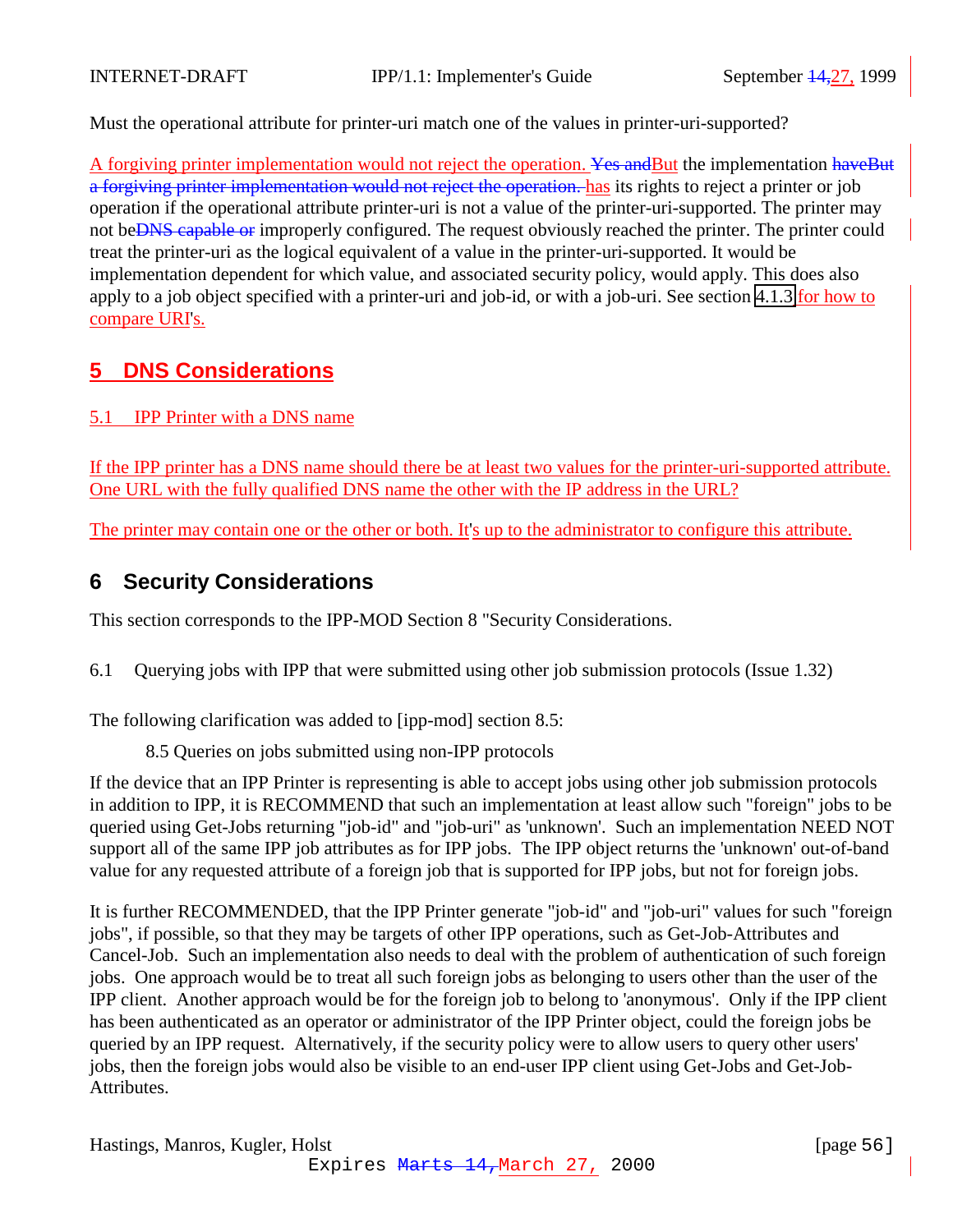Must the operational attribute for printer-uri match one of the values in printer-uri-supported?

A forgiving printer implementation would not reject the operation. But the implementation has its rights to reject a printer or job operation if the operational attribute printer-uri is not a value of the printer-uri-supported. The printer may not be improperly configured. The request obviously reached the printer. The printer could treat the printer-uri as the logical equivalent of a value in the printer-uri-supported. It would be implementation dependent for which value, and associated security policy, would apply. This does also apply to a job object specified with a printer-uri and job-id, or with a job-uri. See section 4.1.3 for how to compare URI's.

# 5 DNS Considerations

## 5.1 IPP Printer with a DNS name

If the IPP printer has a DNS name should there be at least two values for the printer-uri-supported attribute. One URL with the fully qualified DNS name the other with the IP address in the URL?

The printer may contain one or the other or both. It's up to the administrator to configure this attribute.

# 6 Security Considerations

This section corresponds to the IPP-MOD Section 8 "Security Considerations.

## 6.1 Querying jobs with IPP that were submitted using other job submission protocols (Issue 1.32)

The following clarification was added to [ipp-mod] section 8.5:

> 8.5 Queries on jobs submitted using non-IPP protocols

If the device that an IPP Printer is representing is able to accept jobs using other job submission protocols in addition to IPP, it is RECOMMEND that such an implementation at least allow such "foreign" jobs to be queried using Get-Jobs returning "job-id" and "job-uri" as 'unknown'. Such an implementation NEED NOT support all of the same IPP job attributes as for IPP jobs. The IPP object returns the 'unknown' out-of-band value for any requested attribute of a foreign job that is supported for IPP jobs, but not for foreign jobs.

It is further RECOMMENDED, that the IPP Printer generate "job-id" and "job-uri" values for such "foreign jobs", if possible, so that they may be targets of other IPP operations, such as Get-Job-Attributes and Cancel-Job. Such an implementation also needs to deal with the problem of authentication of such foreign jobs. One approach would be to treat all such foreign jobs as belonging to users other than the user of the IPP client. Another approach would be for the foreign job to belong to 'anonymous'. Only if the IPP client has been authenticated as an operator or administrator of the IPP Printer object, could the foreign jobs be queried by an IPP request. Alternatively, if the security policy were to allow users to query other users' jobs, then the foreign jobs would also be visible to an end-user IPP client using Get-Jobs and Get-Job-Attributes.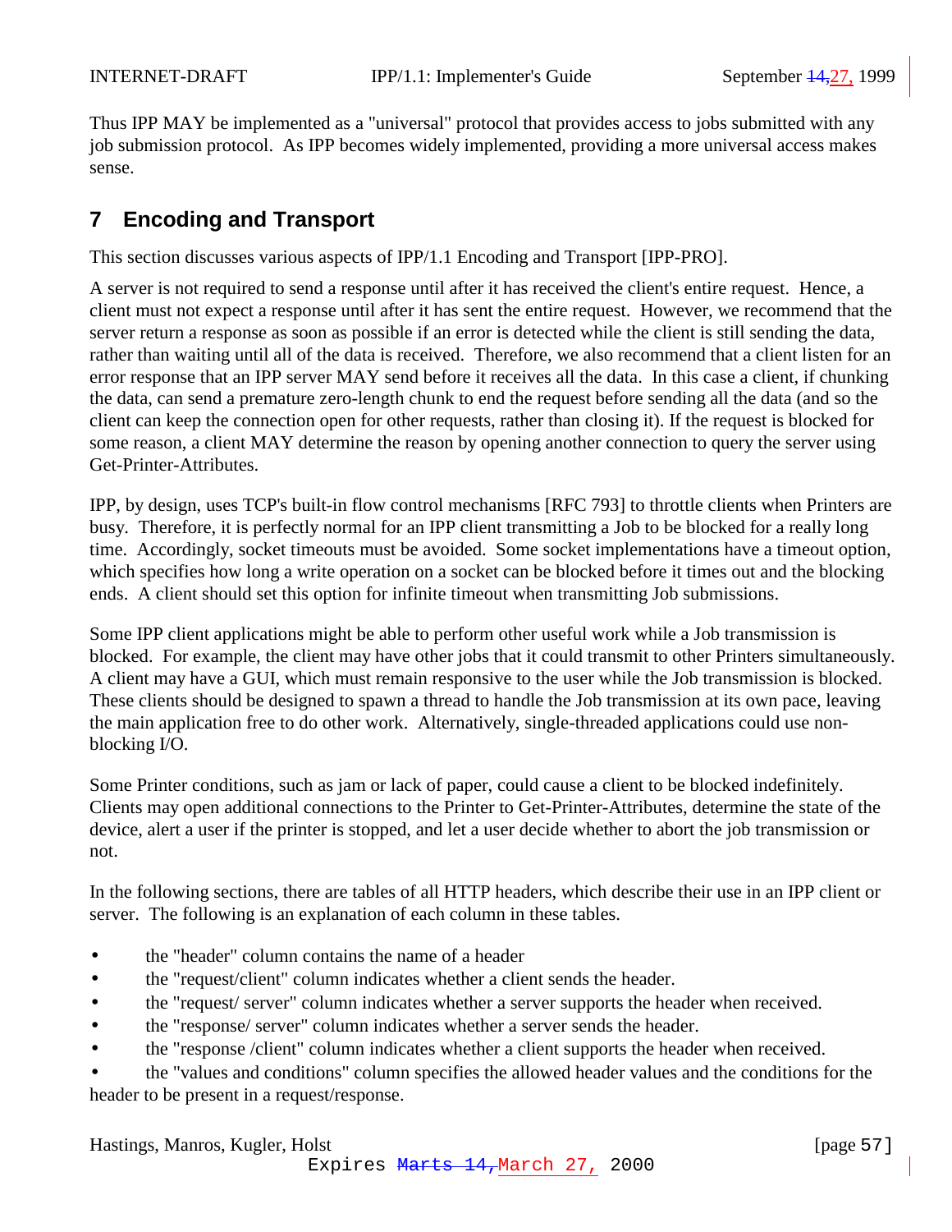Thus IPP MAY be implemented as a "universal" protocol that provides access to jobs submitted with any job submission protocol.  As IPP becomes widely implemented, providing a more universal access makes sense.

# 7 Encoding and Transport

This section discusses various aspects of IPP/1.1 Encoding and Transport [IPP-PRO].

A server is not required to send a response until after it has received the client's entire request.  Hence, a client must not expect a response until after it has sent the entire request.  However, we recommend that the server return a response as soon as possible if an error is detected while the client is still sending the data, rather than waiting until all of the data is received.  Therefore, we also recommend that a client listen for an error response that an IPP server MAY send before it receives all the data.  In this case a client, if chunking the data, can send a premature zero-length chunk to end the request before sending all the data (and so the client can keep the connection open for other requests, rather than closing it). If the request is blocked for some reason, a client MAY determine the reason by opening another connection to query the server using Get-Printer-Attributes.

IPP, by design, uses TCP's built-in flow control mechanisms [RFC 793] to throttle clients when Printers are busy.  Therefore, it is perfectly normal for an IPP client transmitting a Job to be blocked for a really long time.  Accordingly, socket timeouts must be avoided.  Some socket implementations have a timeout option, which specifies how long a write operation on a socket can be blocked before it times out and the blocking ends.  A client should set this option for infinite timeout when transmitting Job submissions.

Some IPP client applications might be able to perform other useful work while a Job transmission is blocked.  For example, the client may have other jobs that it could transmit to other Printers simultaneously.  A client may have a GUI, which must remain responsive to the user while the Job transmission is blocked.  These clients should be designed to spawn a thread to handle the Job transmission at its own pace, leaving the main application free to do other work.  Alternatively, single-threaded applications could use non-blocking I/O.

Some Printer conditions, such as jam or lack of paper, could cause a client to be blocked indefinitely.  Clients may open additional connections to the Printer to Get-Printer-Attributes, determine the state of the device, alert a user if the printer is stopped, and let a user decide whether to abort the job transmission or not.

In the following sections, there are tables of all HTTP headers, which describe their use in an IPP client or server.  The following is an explanation of each column in these tables.

- the "header" column contains the name of a header
- the "request/client" column indicates whether a client sends the header.
- the "request/ server" column indicates whether a server supports the header when received.
- the "response/ server" column indicates whether a server sends the header.
- the "response /client" column indicates whether a client supports the header when received.
- the "values and conditions" column specifies the allowed header values and the conditions for the header to be present in a request/response.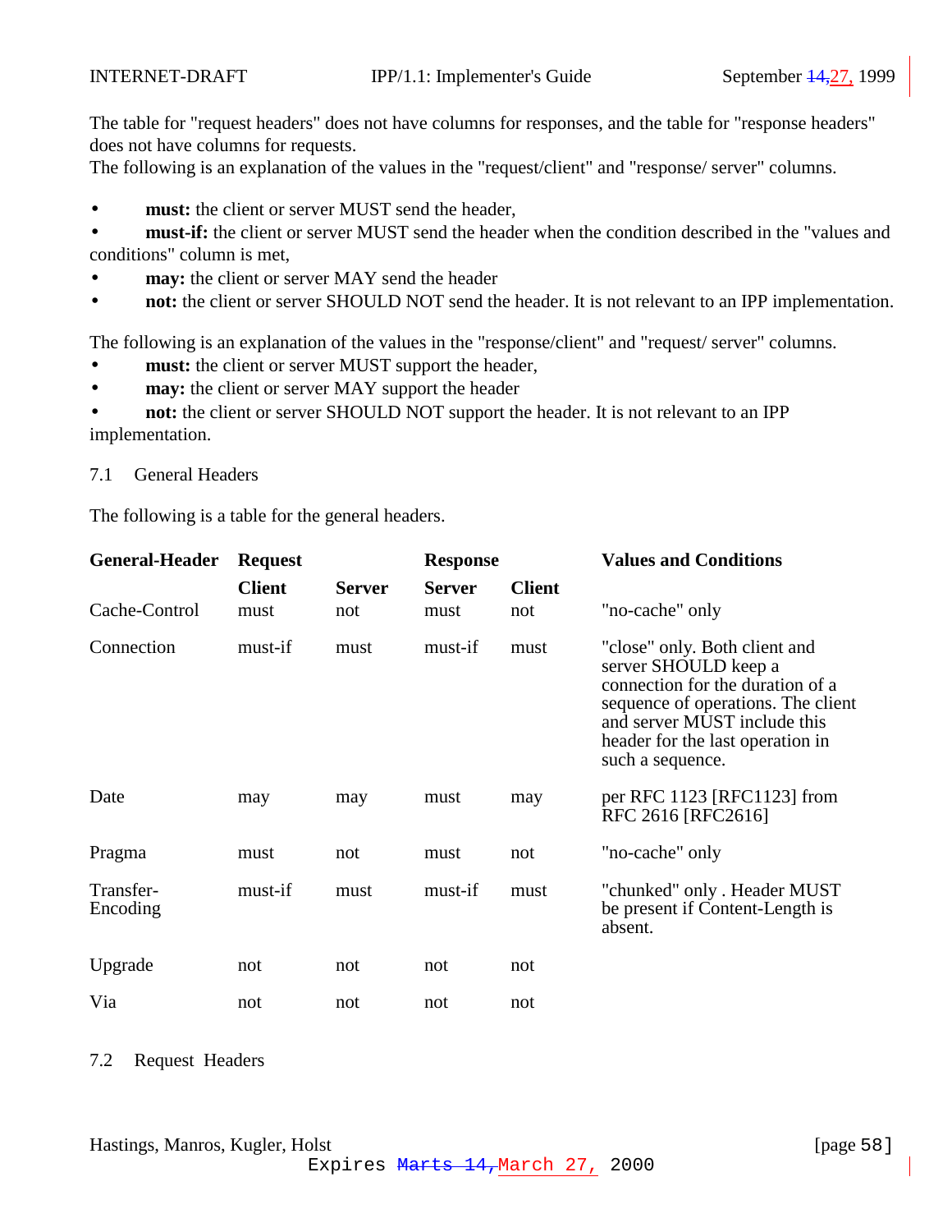The table for "request headers" does not have columns for responses, and the table for "response headers" does not have columns for requests.
The following is an explanation of the values in the "request/client" and "response/ server" columns.

- **must:** the client or server MUST send the header,
- **must-if:** the client or server MUST send the header when the condition described in the "values and conditions" column is met,
- **may:** the client or server MAY send the header
- **not:** the client or server SHOULD NOT send the header. It is not relevant to an IPP implementation.

The following is an explanation of the values in the "response/client" and "request/ server" columns.

- **must:** the client or server MUST support the header,
- **may:** the client or server MAY support the header
- **not:** the client or server SHOULD NOT support the header. It is not relevant to an IPP implementation.

## 7.1 General Headers

The following is a table for the general headers.

| **General-Header** | **Request** | | **Response** | | **Values and Conditions** |
|---|---|---|---|---|---|
| | **Client** | **Server** | **Server** | **Client** | |
| Cache-Control | must | not | must | not | "no-cache" only |
| Connection | must-if | must | must-if | must | "close" only. Both client and server SHOULD keep a connection for the duration of a sequence of operations. The client and server MUST include this header for the last operation in such a sequence. |
| Date | may | may | must | may | per RFC 1123 [RFC1123] from RFC 2616 [RFC2616] |
| Pragma | must | not | must | not | "no-cache" only |
| Transfer-Encoding | must-if | must | must-if | must | "chunked" only . Header MUST be present if Content-Length is absent. |
| Upgrade | not | not | not | not | |
| Via | not | not | not | not | |

## 7.2 Request Headers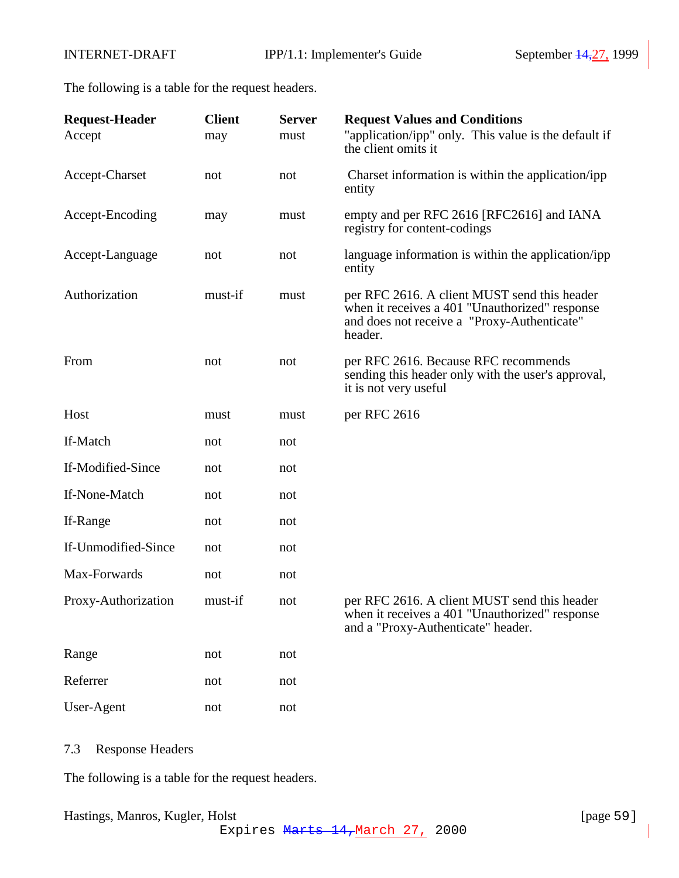The following is a table for the request headers.

| Request-Header | Client | Server | Request Values and Conditions |
|---|---|---|---|
| Accept | may | must | "application/ipp" only. This value is the default if the client omits it |
| Accept-Charset | not | not | Charset information is within the application/ipp entity |
| Accept-Encoding | may | must | empty and per RFC 2616 [RFC2616] and IANA registry for content-codings |
| Accept-Language | not | not | language information is within the application/ipp entity |
| Authorization | must-if | must | per RFC 2616. A client MUST send this header when it receives a 401 "Unauthorized" response and does not receive a "Proxy-Authenticate" header. |
| From | not | not | per RFC 2616. Because RFC recommends sending this header only with the user's approval, it is not very useful |
| Host | must | must | per RFC 2616 |
| If-Match | not | not | |
| If-Modified-Since | not | not | |
| If-None-Match | not | not | |
| If-Range | not | not | |
| If-Unmodified-Since | not | not | |
| Max-Forwards | not | not | |
| Proxy-Authorization | must-if | not | per RFC 2616. A client MUST send this header when it receives a 401 "Unauthorized" response and a "Proxy-Authenticate" header. |
| Range | not | not | |
| Referrer | not | not | |
| User-Agent | not | not | |

## 7.3 Response Headers

The following is a table for the request headers.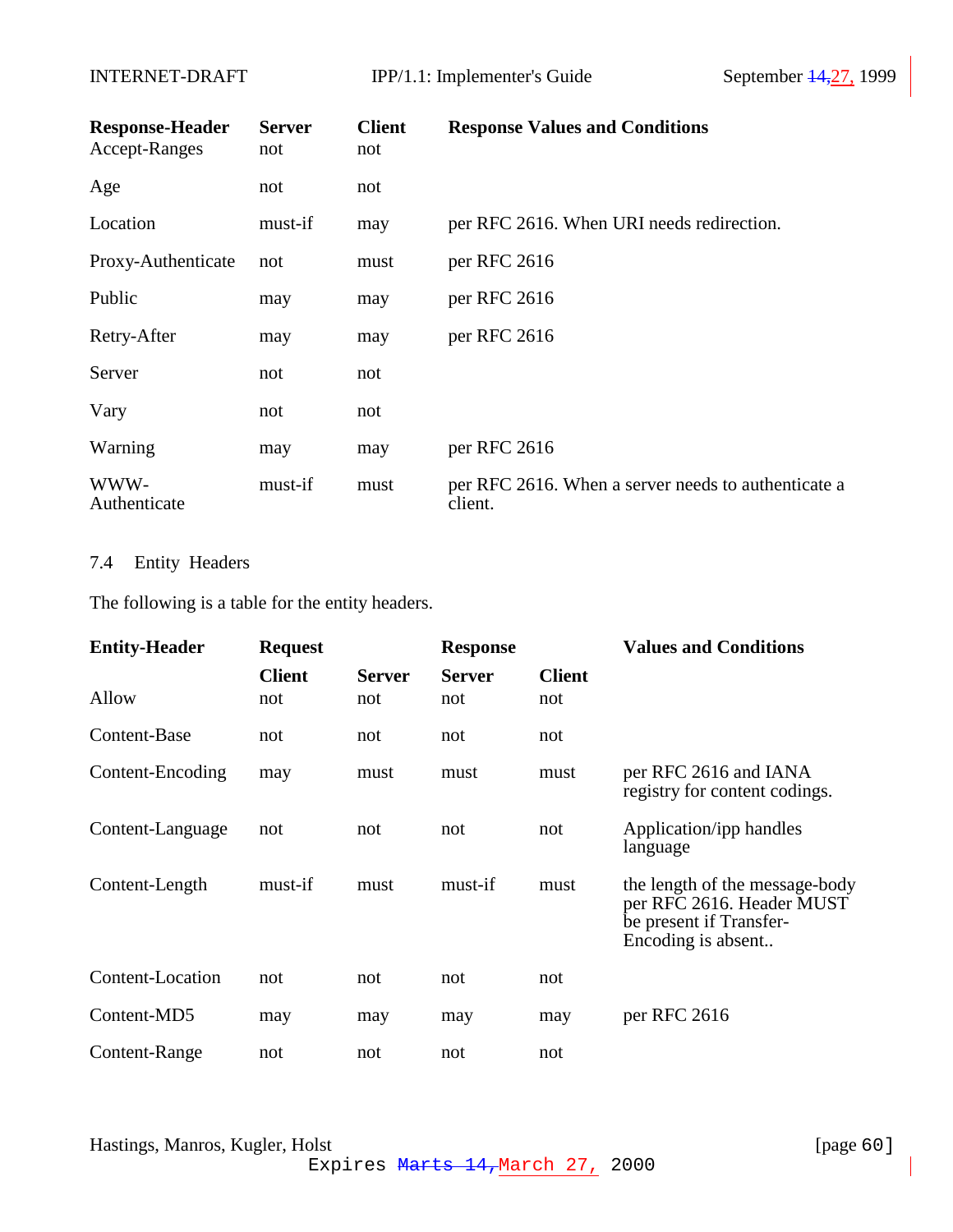| Response-Header | Server | Client | Response Values and Conditions |
|---|---|---|---|
| Accept-Ranges | not | not | |
| Age | not | not | |
| Location | must-if | may | per RFC 2616. When URI needs redirection. |
| Proxy-Authenticate | not | must | per RFC 2616 |
| Public | may | may | per RFC 2616 |
| Retry-After | may | may | per RFC 2616 |
| Server | not | not | |
| Vary | not | not | |
| Warning | may | may | per RFC 2616 |
| WWW-Authenticate | must-if | must | per RFC 2616. When a server needs to authenticate a client. |

## 7.4 Entity Headers

The following is a table for the entity headers.

| Entity-Header | Request | | Response | | Values and Conditions |
|---|---|---|---|---|---|
| | Client | Server | Server | Client | |
| Allow | not | not | not | not | |
| Content-Base | not | not | not | not | |
| Content-Encoding | may | must | must | must | per RFC 2616 and IANA registry for content codings. |
| Content-Language | not | not | not | not | Application/ipp handles language |
| Content-Length | must-if | must | must-if | must | the length of the message-body per RFC 2616. Header MUST be present if Transfer-Encoding is absent.. |
| Content-Location | not | not | not | not | |
| Content-MD5 | may | may | may | may | per RFC 2616 |
| Content-Range | not | not | not | not | |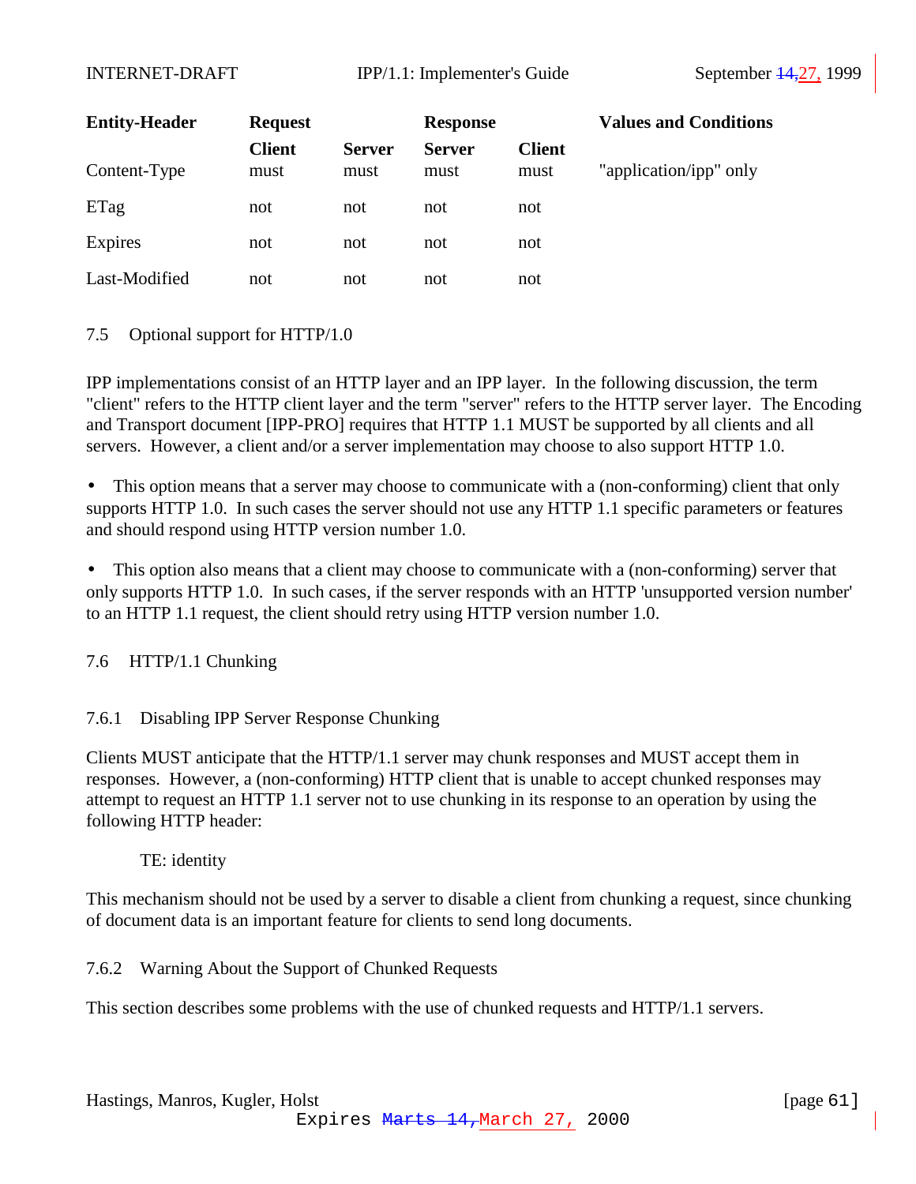| Entity-Header | Request | | Response | | Values and Conditions |
|---|---|---|---|---|---|
| | **Client** | **Server** | **Server** | **Client** | |
| Content-Type | must | must | must | must | "application/ipp" only |
| ETag | not | not | not | not | |
| Expires | not | not | not | not | |
| Last-Modified | not | not | not | not | |

## 7.5 Optional support for HTTP/1.0

IPP implementations consist of an HTTP layer and an IPP layer. In the following discussion, the term "client" refers to the HTTP client layer and the term "server" refers to the HTTP server layer. The Encoding and Transport document [IPP-PRO] requires that HTTP 1.1 MUST be supported by all clients and all servers. However, a client and/or a server implementation may choose to also support HTTP 1.0.

- This option means that a server may choose to communicate with a (non-conforming) client that only supports HTTP 1.0. In such cases the server should not use any HTTP 1.1 specific parameters or features and should respond using HTTP version number 1.0.

- This option also means that a client may choose to communicate with a (non-conforming) server that only supports HTTP 1.0. In such cases, if the server responds with an HTTP 'unsupported version number' to an HTTP 1.1 request, the client should retry using HTTP version number 1.0.

## 7.6 HTTP/1.1 Chunking

### 7.6.1 Disabling IPP Server Response Chunking

Clients MUST anticipate that the HTTP/1.1 server may chunk responses and MUST accept them in responses. However, a (non-conforming) HTTP client that is unable to accept chunked responses may attempt to request an HTTP 1.1 server not to use chunking in its response to an operation by using the following HTTP header:

    TE: identity

This mechanism should not be used by a server to disable a client from chunking a request, since chunking of document data is an important feature for clients to send long documents.

### 7.6.2 Warning About the Support of Chunked Requests

This section describes some problems with the use of chunked requests and HTTP/1.1 servers.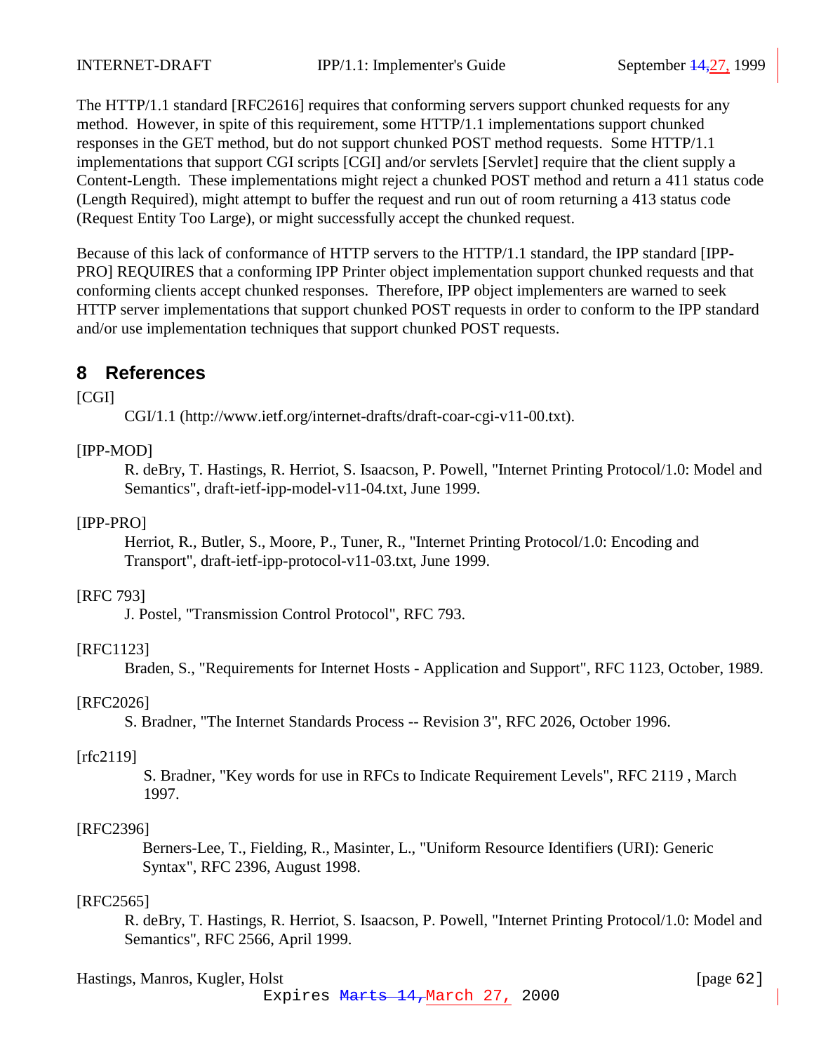The HTTP/1.1 standard [RFC2616] requires that conforming servers support chunked requests for any method. However, in spite of this requirement, some HTTP/1.1 implementations support chunked responses in the GET method, but do not support chunked POST method requests. Some HTTP/1.1 implementations that support CGI scripts [CGI] and/or servlets [Servlet] require that the client supply a Content-Length. These implementations might reject a chunked POST method and return a 411 status code (Length Required), might attempt to buffer the request and run out of room returning a 413 status code (Request Entity Too Large), or might successfully accept the chunked request.

Because of this lack of conformance of HTTP servers to the HTTP/1.1 standard, the IPP standard [IPP-PRO] REQUIRES that a conforming IPP Printer object implementation support chunked requests and that conforming clients accept chunked responses. Therefore, IPP object implementers are warned to seek HTTP server implementations that support chunked POST requests in order to conform to the IPP standard and/or use implementation techniques that support chunked POST requests.

## 8 References

[CGI]
: CGI/1.1 (http://www.ietf.org/internet-drafts/draft-coar-cgi-v11-00.txt).

[IPP-MOD]
: R. deBry, T. Hastings, R. Herriot, S. Isaacson, P. Powell, "Internet Printing Protocol/1.0: Model and Semantics", draft-ietf-ipp-model-v11-04.txt, June 1999.

[IPP-PRO]
: Herriot, R., Butler, S., Moore, P., Tuner, R., "Internet Printing Protocol/1.0: Encoding and Transport", draft-ietf-ipp-protocol-v11-03.txt, June 1999.

[RFC 793]
: J. Postel, "Transmission Control Protocol", RFC 793.

[RFC1123]
: Braden, S., "Requirements for Internet Hosts - Application and Support", RFC 1123, October, 1989.

[RFC2026]
: S. Bradner, "The Internet Standards Process -- Revision 3", RFC 2026, October 1996.

[rfc2119]
: S. Bradner, "Key words for use in RFCs to Indicate Requirement Levels", RFC 2119 , March 1997.

[RFC2396]
: Berners-Lee, T., Fielding, R., Masinter, L., "Uniform Resource Identifiers (URI): Generic Syntax", RFC 2396, August 1998.

[RFC2565]
: R. deBry, T. Hastings, R. Herriot, S. Isaacson, P. Powell, "Internet Printing Protocol/1.0: Model and Semantics", RFC 2566, April 1999.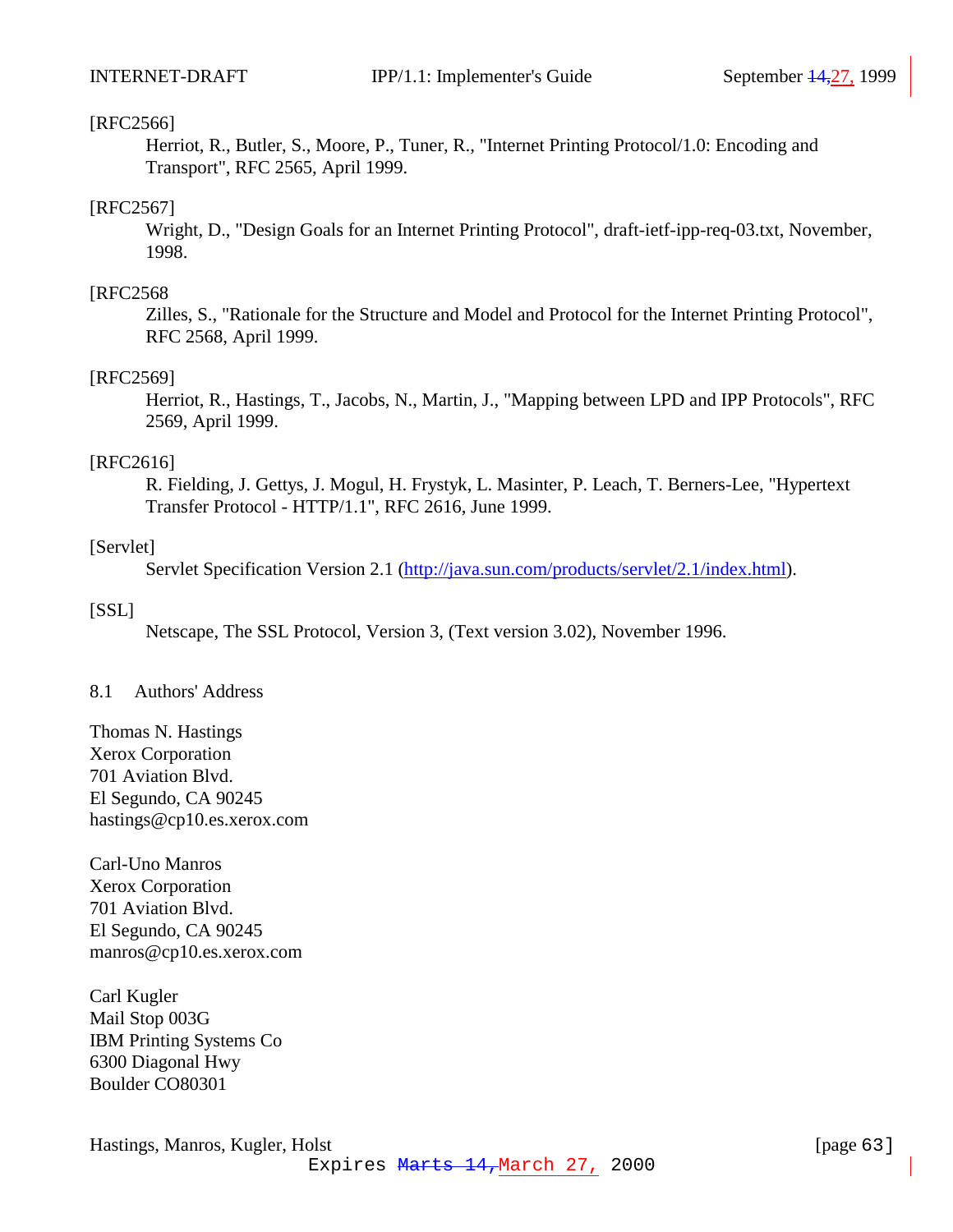[RFC2566]

Herriot, R., Butler, S., Moore, P., Tuner, R., "Internet Printing Protocol/1.0: Encoding and Transport", RFC 2565, April 1999.

[RFC2567]

Wright, D., "Design Goals for an Internet Printing Protocol", draft-ietf-ipp-req-03.txt, November, 1998.

[RFC2568

Zilles, S., "Rationale for the Structure and Model and Protocol for the Internet Printing Protocol", RFC 2568, April 1999.

[RFC2569]

Herriot, R., Hastings, T., Jacobs, N., Martin, J., "Mapping between LPD and IPP Protocols", RFC 2569, April 1999.

[RFC2616]

R. Fielding, J. Gettys, J. Mogul, H. Frystyk, L. Masinter, P. Leach, T. Berners-Lee, "Hypertext Transfer Protocol - HTTP/1.1", RFC 2616, June 1999.

[Servlet]

Servlet Specification Version 2.1 (http://java.sun.com/products/servlet/2.1/index.html).

[SSL]

Netscape, The SSL Protocol, Version 3, (Text version 3.02), November 1996.

## 8.1 Authors' Address

Thomas N. Hastings
Xerox Corporation
701 Aviation Blvd.
El Segundo, CA 90245
hastings@cp10.es.xerox.com

Carl-Uno Manros
Xerox Corporation
701 Aviation Blvd.
El Segundo, CA 90245
manros@cp10.es.xerox.com

Carl Kugler
Mail Stop 003G
IBM Printing Systems Co
6300 Diagonal Hwy
Boulder CO80301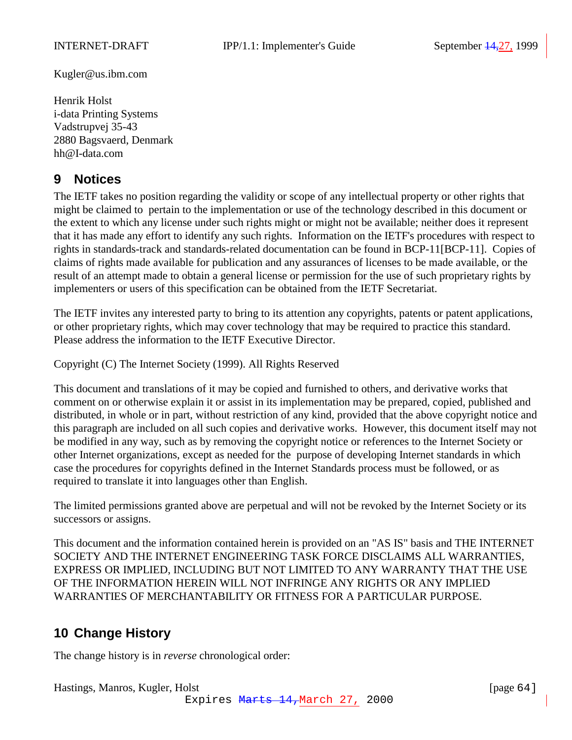Kugler@us.ibm.com

Henrik Holst
i-data Printing Systems
Vadstrupvej 35-43
2880 Bagsvaerd, Denmark
hh@I-data.com

# 9 Notices

The IETF takes no position regarding the validity or scope of any intellectual property or other rights that might be claimed to pertain to the implementation or use of the technology described in this document or the extent to which any license under such rights might or might not be available; neither does it represent that it has made any effort to identify any such rights. Information on the IETF's procedures with respect to rights in standards-track and standards-related documentation can be found in BCP-11[BCP-11]. Copies of claims of rights made available for publication and any assurances of licenses to be made available, or the result of an attempt made to obtain a general license or permission for the use of such proprietary rights by implementers or users of this specification can be obtained from the IETF Secretariat.

The IETF invites any interested party to bring to its attention any copyrights, patents or patent applications, or other proprietary rights, which may cover technology that may be required to practice this standard. Please address the information to the IETF Executive Director.

Copyright (C) The Internet Society (1999). All Rights Reserved

This document and translations of it may be copied and furnished to others, and derivative works that comment on or otherwise explain it or assist in its implementation may be prepared, copied, published and distributed, in whole or in part, without restriction of any kind, provided that the above copyright notice and this paragraph are included on all such copies and derivative works. However, this document itself may not be modified in any way, such as by removing the copyright notice or references to the Internet Society or other Internet organizations, except as needed for the purpose of developing Internet standards in which case the procedures for copyrights defined in the Internet Standards process must be followed, or as required to translate it into languages other than English.

The limited permissions granted above are perpetual and will not be revoked by the Internet Society or its successors or assigns.

This document and the information contained herein is provided on an "AS IS" basis and THE INTERNET SOCIETY AND THE INTERNET ENGINEERING TASK FORCE DISCLAIMS ALL WARRANTIES, EXPRESS OR IMPLIED, INCLUDING BUT NOT LIMITED TO ANY WARRANTY THAT THE USE OF THE INFORMATION HEREIN WILL NOT INFRINGE ANY RIGHTS OR ANY IMPLIED WARRANTIES OF MERCHANTABILITY OR FITNESS FOR A PARTICULAR PURPOSE.

# 10 Change History

The change history is in *reverse* chronological order: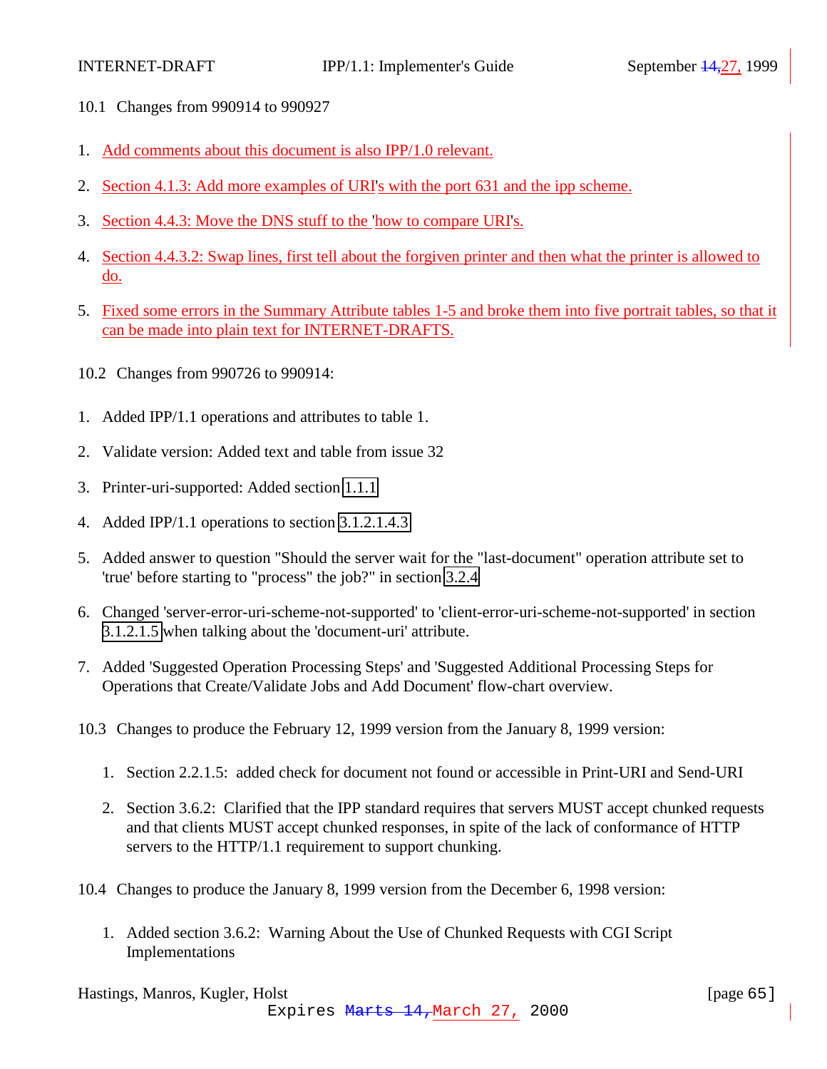## 10.1 Changes from 990914 to 990927

1. Add comments about this document is also IPP/1.0 relevant.
2. Section 4.1.3: Add more examples of URI's with the port 631 and the ipp scheme.
3. Section 4.4.3: Move the DNS stuff to the 'how to compare URI's.
4. Section 4.4.3.2: Swap lines, first tell about the forgiven printer and then what the printer is allowed to do.
5. Fixed some errors in the Summary Attribute tables 1-5 and broke them into five portrait tables, so that it can be made into plain text for INTERNET-DRAFTS.

## 10.2 Changes from 990726 to 990914:

1. Added IPP/1.1 operations and attributes to table 1.
2. Validate version: Added text and table from issue 32
3. Printer-uri-supported: Added section 1.1.1
4. Added IPP/1.1 operations to section 3.1.2.1.4.3
5. Added answer to question "Should the server wait for the "last-document" operation attribute set to 'true' before starting to "process" the job?" in section 3.2.4
6. Changed 'server-error-uri-scheme-not-supported' to 'client-error-uri-scheme-not-supported' in section 3.1.2.1.5 when talking about the 'document-uri' attribute.
7. Added 'Suggested Operation Processing Steps' and 'Suggested Additional Processing Steps for Operations that Create/Validate Jobs and Add Document' flow-chart overview.

## 10.3 Changes to produce the February 12, 1999 version from the January 8, 1999 version:

1. Section 2.2.1.5: added check for document not found or accessible in Print-URI and Send-URI
2. Section 3.6.2: Clarified that the IPP standard requires that servers MUST accept chunked requests and that clients MUST accept chunked responses, in spite of the lack of conformance of HTTP servers to the HTTP/1.1 requirement to support chunking.

## 10.4 Changes to produce the January 8, 1999 version from the December 6, 1998 version:

1. Added section 3.6.2: Warning About the Use of Chunked Requests with CGI Script Implementations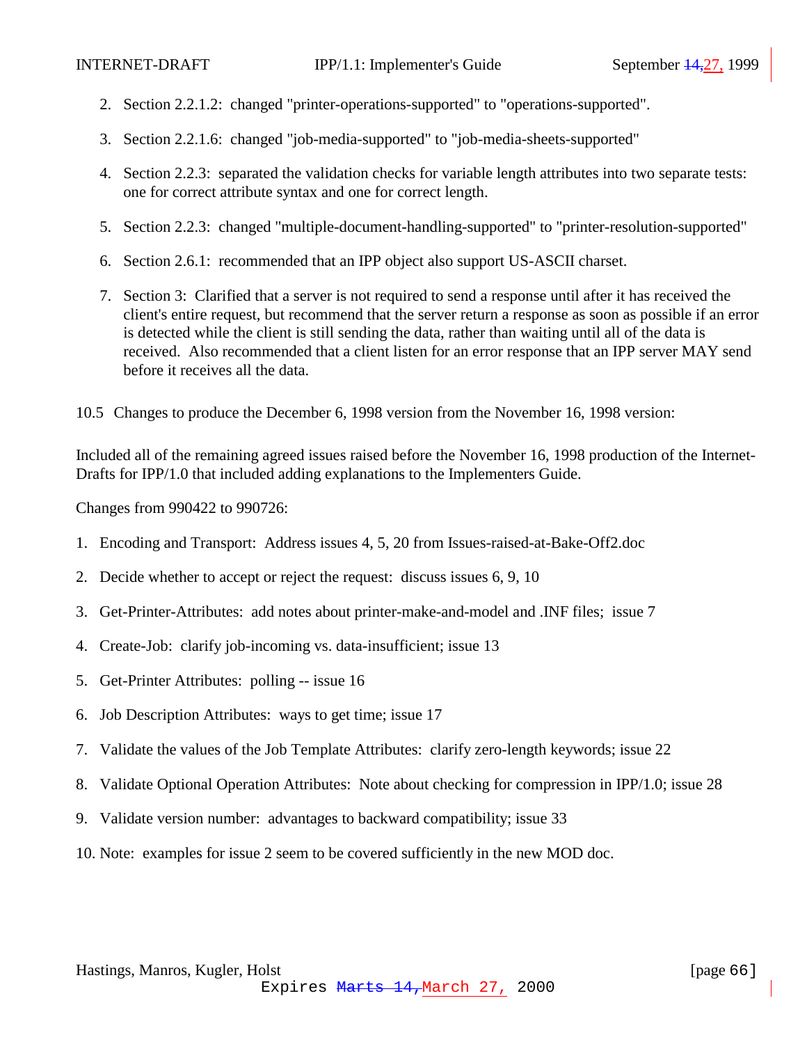2. Section 2.2.1.2: changed "printer-operations-supported" to "operations-supported".

3. Section 2.2.1.6: changed "job-media-supported" to "job-media-sheets-supported"

4. Section 2.2.3: separated the validation checks for variable length attributes into two separate tests: one for correct attribute syntax and one for correct length.

5. Section 2.2.3: changed "multiple-document-handling-supported" to "printer-resolution-supported"

6. Section 2.6.1: recommended that an IPP object also support US-ASCII charset.

7. Section 3: Clarified that a server is not required to send a response until after it has received the client's entire request, but recommend that the server return a response as soon as possible if an error is detected while the client is still sending the data, rather than waiting until all of the data is received. Also recommended that a client listen for an error response that an IPP server MAY send before it receives all the data.

## 10.5 Changes to produce the December 6, 1998 version from the November 16, 1998 version:

Included all of the remaining agreed issues raised before the November 16, 1998 production of the Internet-Drafts for IPP/1.0 that included adding explanations to the Implementers Guide.

Changes from 990422 to 990726:

1. Encoding and Transport: Address issues 4, 5, 20 from Issues-raised-at-Bake-Off2.doc

2. Decide whether to accept or reject the request: discuss issues 6, 9, 10

3. Get-Printer-Attributes: add notes about printer-make-and-model and .INF files; issue 7

4. Create-Job: clarify job-incoming vs. data-insufficient; issue 13

5. Get-Printer Attributes: polling -- issue 16

6. Job Description Attributes: ways to get time; issue 17

7. Validate the values of the Job Template Attributes: clarify zero-length keywords; issue 22

8. Validate Optional Operation Attributes: Note about checking for compression in IPP/1.0; issue 28

9. Validate version number: advantages to backward compatibility; issue 33

10. Note: examples for issue 2 seem to be covered sufficiently in the new MOD doc.